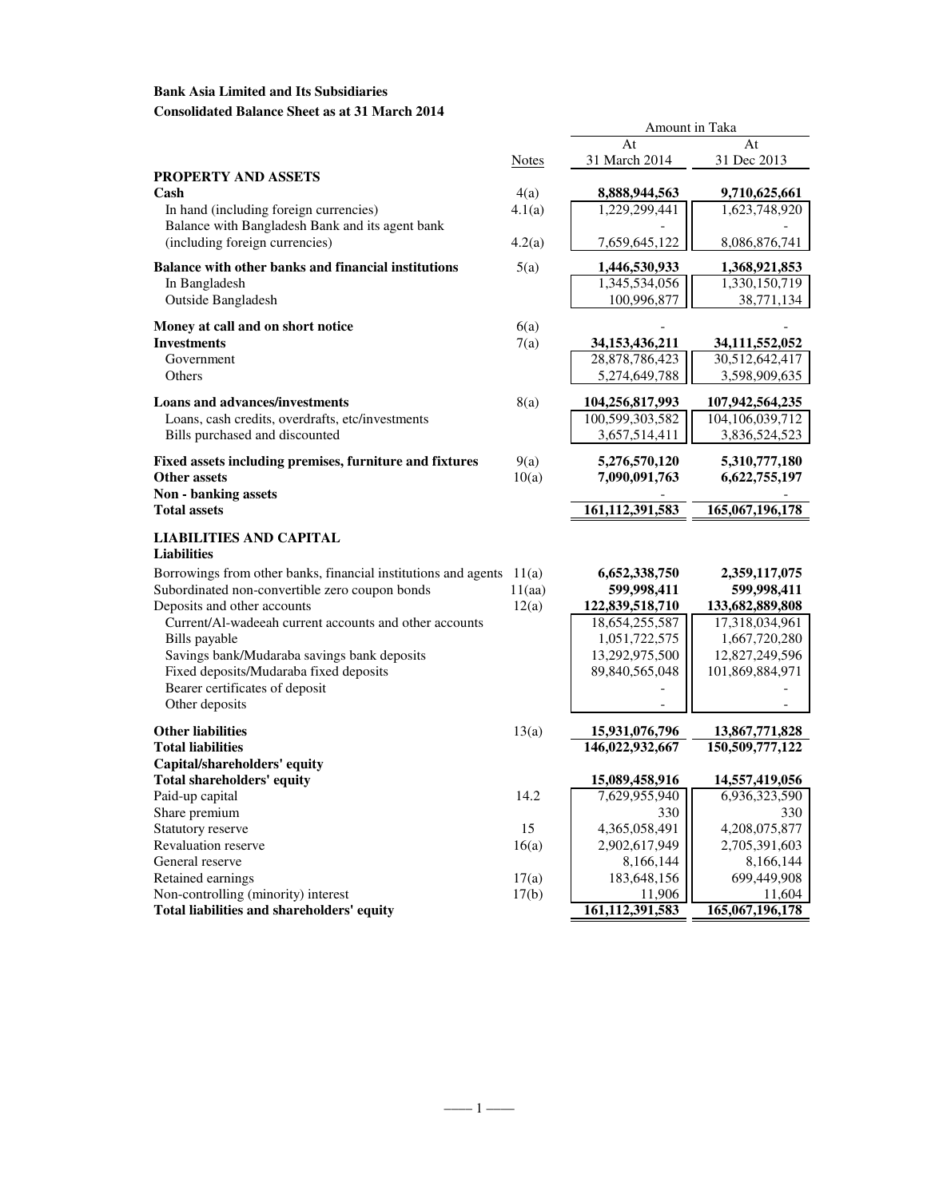**Bank Asia Limited and Its Subsidiaries**

**Consolidated Balance Sheet as at 31 March 2014**

| | Notes | At 31 March 2014 | At 31 Dec 2013 |
|---|---|---|---|
| | | Amount in Taka | |
| **PROPERTY AND ASSETS** | | | |
| **Cash** | 4(a) | **8,888,944,563** | **9,710,625,661** |
| In hand (including foreign currencies) | 4.1(a) | 1,229,299,441 | 1,623,748,920 |
| Balance with Bangladesh Bank and its agent bank (including foreign currencies) | 4.2(a) | 7,659,645,122 | 8,086,876,741 |
| **Balance with other banks and financial institutions** | 5(a) | **1,446,530,933** | **1,368,921,853** |
| In Bangladesh | | 1,345,534,056 | 1,330,150,719 |
| Outside Bangladesh | | 100,996,877 | 38,771,134 |
| **Money at call and on short notice** | 6(a) | - | - |
| **Investments** | 7(a) | **34,153,436,211** | **34,111,552,052** |
| Government | | 28,878,786,423 | 30,512,642,417 |
| Others | | 5,274,649,788 | 3,598,909,635 |
| **Loans and advances/investments** | 8(a) | **104,256,817,993** | **107,942,564,235** |
| Loans, cash credits, overdrafts, etc/investments | | 100,599,303,582 | 104,106,039,712 |
| Bills purchased and discounted | | 3,657,514,411 | 3,836,524,523 |
| **Fixed assets including premises, furniture and fixtures** | 9(a) | **5,276,570,120** | **5,310,777,180** |
| **Other assets** | 10(a) | **7,090,091,763** | **6,622,755,197** |
| **Non - banking assets** | | - | - |
| **Total assets** | | **161,112,391,583** | **165,067,196,178** |
| **LIABILITIES AND CAPITAL** | | | |
| **Liabilities** | | | |
| Borrowings from other banks, financial institutions and agents | 11(a) | **6,652,338,750** | **2,359,117,075** |
| Subordinated non-convertible zero coupon bonds | 11(aa) | **599,998,411** | **599,998,411** |
| Deposits and other accounts | 12(a) | **122,839,518,710** | **133,682,889,808** |
| Current/Al-wadeeah current accounts and other accounts | | 18,654,255,587 | 17,318,034,961 |
| Bills payable | | 1,051,722,575 | 1,667,720,280 |
| Savings bank/Mudaraba savings bank deposits | | 13,292,975,500 | 12,827,249,596 |
| Fixed deposits/Mudaraba fixed deposits | | 89,840,565,048 | 101,869,884,971 |
| Bearer certificates of deposit | | - | - |
| Other deposits | | - | - |
| **Other liabilities** | 13(a) | **15,931,076,796** | **13,867,771,828** |
| **Total liabilities** | | **146,022,932,667** | **150,509,777,122** |
| **Capital/shareholders' equity** | | | |
| **Total shareholders' equity** | | **15,089,458,916** | **14,557,419,056** |
| Paid-up capital | 14.2 | 7,629,955,940 | 6,936,323,590 |
| Share premium | | 330 | 330 |
| Statutory reserve | 15 | 4,365,058,491 | 4,208,075,877 |
| Revaluation reserve | 16(a) | 2,902,617,949 | 2,705,391,603 |
| General reserve | | 8,166,144 | 8,166,144 |
| Retained earnings | 17(a) | 183,648,156 | 699,449,908 |
| Non-controlling (minority) interest | 17(b) | 11,906 | 11,604 |
| **Total liabilities and shareholders' equity** | | **161,112,391,583** | **165,067,196,178** |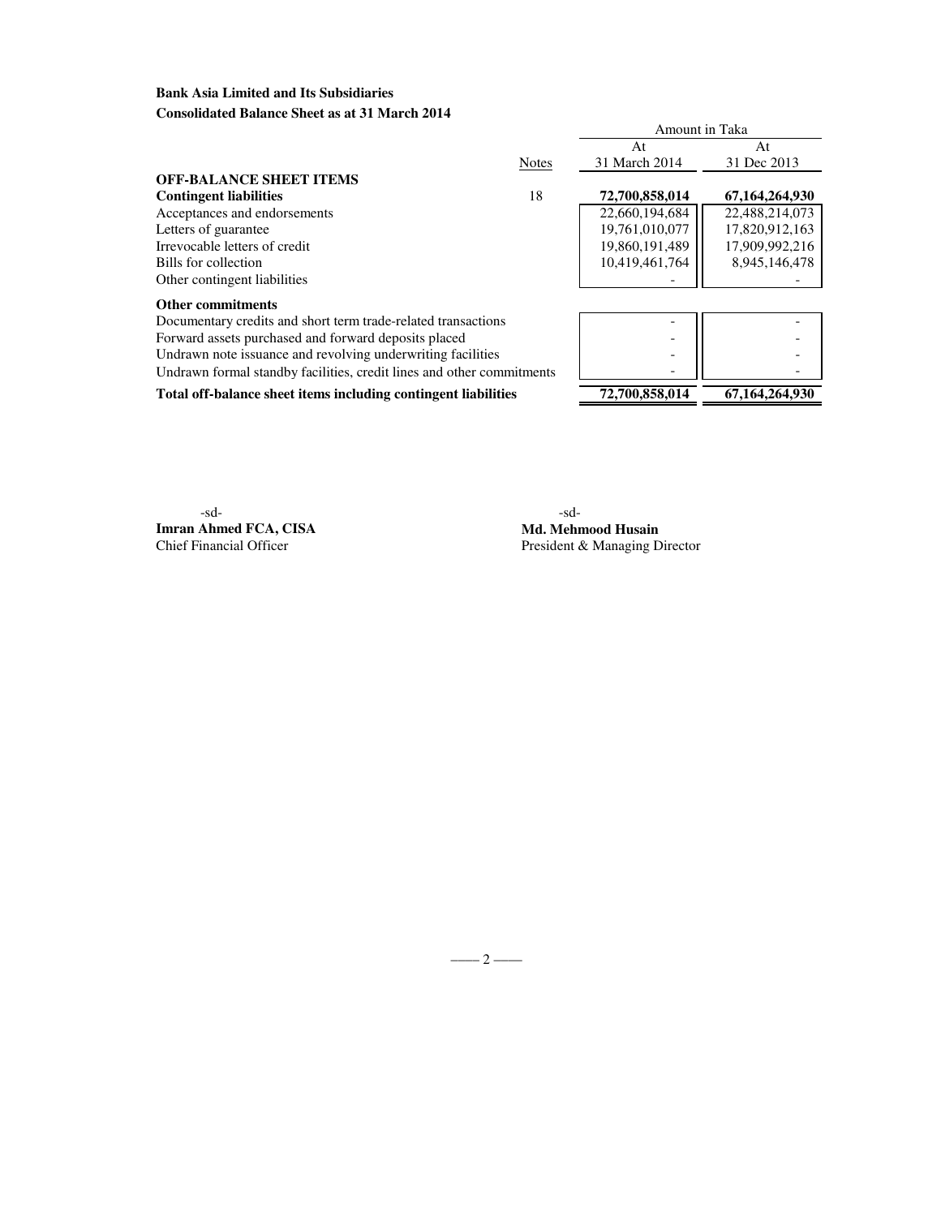**Bank Asia Limited and Its Subsidiaries**
**Consolidated Balance Sheet as at 31 March 2014**

| | Notes | Amount in Taka | |
|---|---|---|---|
| | | At 31 March 2014 | At 31 Dec 2013 |
| **OFF-BALANCE SHEET ITEMS** | | | |
| **Contingent liabilities** | 18 | **72,700,858,014** | **67,164,264,930** |
| Acceptances and endorsements | | 22,660,194,684 | 22,488,214,073 |
| Letters of guarantee | | 19,761,010,077 | 17,820,912,163 |
| Irrevocable letters of credit | | 19,860,191,489 | 17,909,992,216 |
| Bills for collection | | 10,419,461,764 | 8,945,146,478 |
| Other contingent liabilities | | - | - |
| **Other commitments** | | | |
| Documentary credits and short term trade-related transactions | | - | - |
| Forward assets purchased and forward deposits placed | | - | - |
| Undrawn note issuance and revolving underwriting facilities | | - | - |
| Undrawn formal standby facilities, credit lines and other commitments | | - | - |
| **Total off-balance sheet items including contingent liabilities** | | **72,700,858,014** | **67,164,264,930** |

-sd-
**Imran Ahmed FCA, CISA**
Chief Financial Officer

-sd-
**Md. Mehmood Husain**
President & Managing Director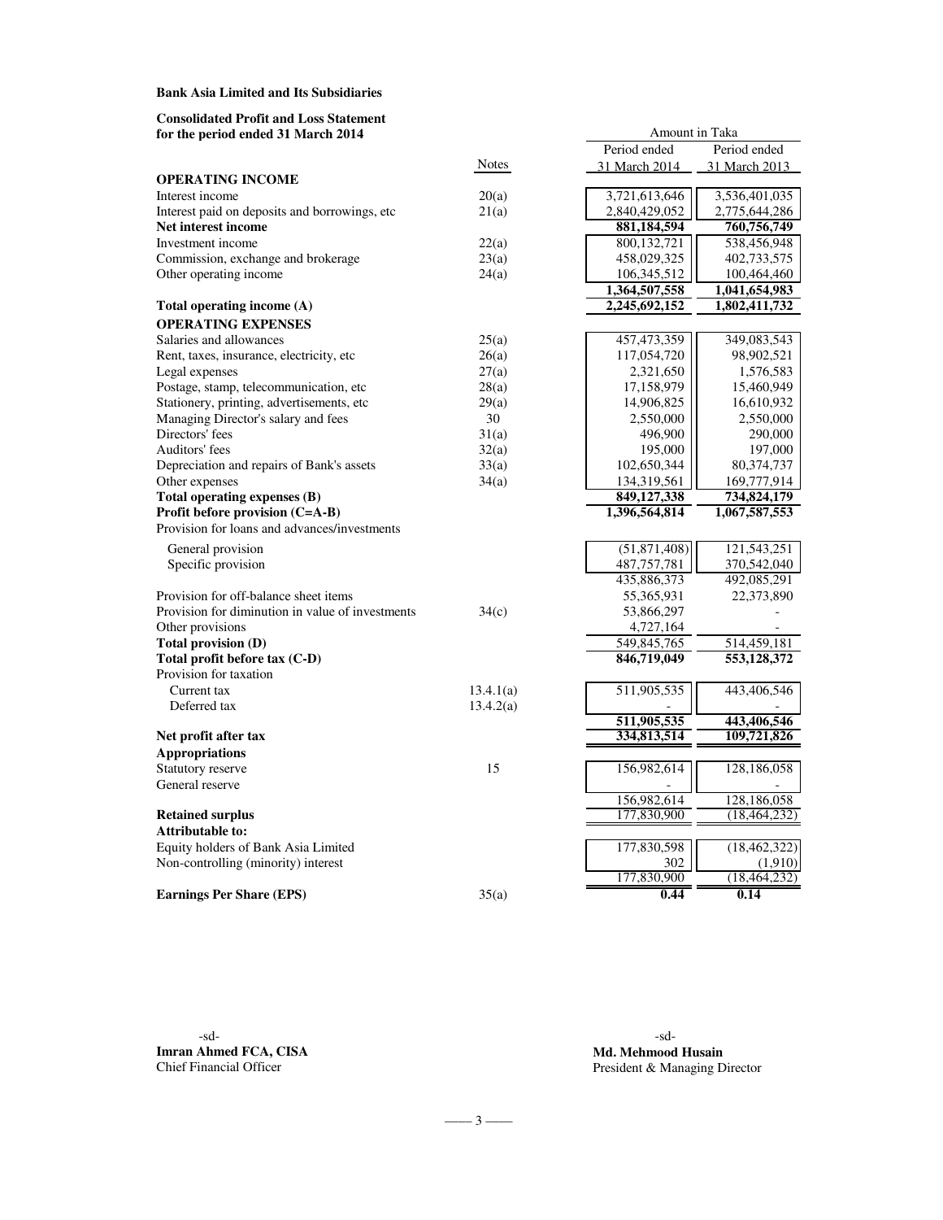**Bank Asia Limited and Its Subsidiaries**

**Consolidated Profit and Loss Statement**
**for the period ended 31 March 2014**

| | Notes | Amount in Taka<br>Period ended<br>31 March 2014 | <br>Period ended<br>31 March 2013 |
|---|---|---|---|
| **OPERATING INCOME** | | | |
| Interest income | 20(a) | 3,721,613,646 | 3,536,401,035 |
| Interest paid on deposits and borrowings, etc | 21(a) | 2,840,429,052 | 2,775,644,286 |
| **Net interest income** | | **881,184,594** | **760,756,749** |
| Investment income | 22(a) | 800,132,721 | 538,456,948 |
| Commission, exchange and brokerage | 23(a) | 458,029,325 | 402,733,575 |
| Other operating income | 24(a) | 106,345,512 | 100,464,460 |
| | | **1,364,507,558** | **1,041,654,983** |
| **Total operating income (A)** | | **2,245,692,152** | **1,802,411,732** |
| **OPERATING EXPENSES** | | | |
| Salaries and allowances | 25(a) | 457,473,359 | 349,083,543 |
| Rent, taxes, insurance, electricity, etc | 26(a) | 117,054,720 | 98,902,521 |
| Legal expenses | 27(a) | 2,321,650 | 1,576,583 |
| Postage, stamp, telecommunication, etc | 28(a) | 17,158,979 | 15,460,949 |
| Stationery, printing, advertisements, etc | 29(a) | 14,906,825 | 16,610,932 |
| Managing Director's salary and fees | 30 | 2,550,000 | 2,550,000 |
| Directors' fees | 31(a) | 496,900 | 290,000 |
| Auditors' fees | 32(a) | 195,000 | 197,000 |
| Depreciation and repairs of Bank's assets | 33(a) | 102,650,344 | 80,374,737 |
| Other expenses | 34(a) | 134,319,561 | 169,777,914 |
| **Total operating expenses (B)** | | **849,127,338** | **734,824,179** |
| **Profit before provision (C=A-B)** | | **1,396,564,814** | **1,067,587,553** |
| Provision for loans and advances/investments | | | |
| General provision | | (51,871,408) | 121,543,251 |
| Specific provision | | 487,757,781 | 370,542,040 |
| | | 435,886,373 | 492,085,291 |
| Provision for off-balance sheet items | | 55,365,931 | 22,373,890 |
| Provision for diminution in value of investments | 34(c) | 53,866,297 | - |
| Other provisions | | 4,727,164 | - |
| **Total provision (D)** | | 549,845,765 | 514,459,181 |
| **Total profit before tax (C-D)** | | **846,719,049** | **553,128,372** |
| Provision for taxation | | | |
| Current tax | 13.4.1(a) | 511,905,535 | 443,406,546 |
| Deferred tax | 13.4.2(a) | - | - |
| | | **511,905,535** | **443,406,546** |
| **Net profit after tax** | | **334,813,514** | **109,721,826** |
| **Appropriations** | | | |
| Statutory reserve | 15 | 156,982,614 | 128,186,058 |
| General reserve | | - | - |
| | | 156,982,614 | 128,186,058 |
| **Retained surplus** | | 177,830,900 | (18,464,232) |
| **Attributable to:** | | | |
| Equity holders of Bank Asia Limited | | 177,830,598 | (18,462,322) |
| Non-controlling (minority) interest | | 302 | (1,910) |
| | | 177,830,900 | (18,464,232) |
| **Earnings Per Share (EPS)** | 35(a) | **0.44** | **0.14** |

-sd-
**Imran Ahmed FCA, CISA**
Chief Financial Officer

-sd-
**Md. Mehmood Husain**
President & Managing Director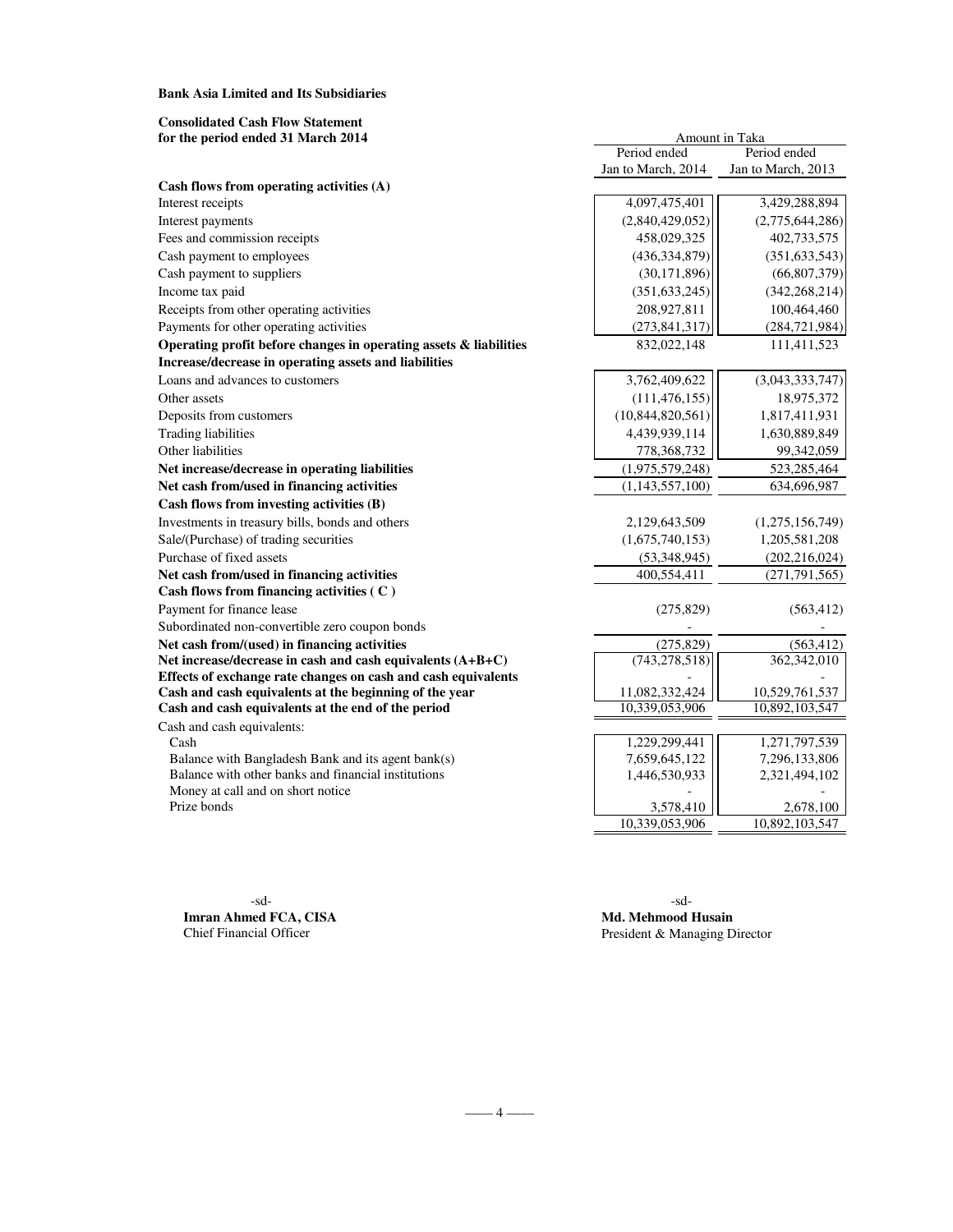**Bank Asia Limited and Its Subsidiaries**

**Consolidated Cash Flow Statement**
**for the period ended 31 March 2014**

| | Amount in Taka | |
|---|---|---|
| | Period ended Jan to March, 2014 | Period ended Jan to March, 2013 |
| **Cash flows from operating activities (A)** | | |
| Interest receipts | 4,097,475,401 | 3,429,288,894 |
| Interest payments | (2,840,429,052) | (2,775,644,286) |
| Fees and commission receipts | 458,029,325 | 402,733,575 |
| Cash payment to employees | (436,334,879) | (351,633,543) |
| Cash payment to suppliers | (30,171,896) | (66,807,379) |
| Income tax paid | (351,633,245) | (342,268,214) |
| Receipts from other operating activities | 208,927,811 | 100,464,460 |
| Payments for other operating activities | (273,841,317) | (284,721,984) |
| **Operating profit before changes in operating assets & liabilities** | 832,022,148 | 111,411,523 |
| **Increase/decrease in operating assets and liabilities** | | |
| Loans and advances to customers | 3,762,409,622 | (3,043,333,747) |
| Other assets | (111,476,155) | 18,975,372 |
| Deposits from customers | (10,844,820,561) | 1,817,411,931 |
| Trading liabilities | 4,439,939,114 | 1,630,889,849 |
| Other liabilities | 778,368,732 | 99,342,059 |
| **Net increase/decrease in operating liabilities** | (1,975,579,248) | 523,285,464 |
| **Net cash from/used in financing activities** | (1,143,557,100) | 634,696,987 |
| **Cash flows from investing activities (B)** | | |
| Investments in treasury bills, bonds and others | 2,129,643,509 | (1,275,156,749) |
| Sale/(Purchase) of trading securities | (1,675,740,153) | 1,205,581,208 |
| Purchase of fixed assets | (53,348,945) | (202,216,024) |
| **Net cash from/used in financing activities** | 400,554,411 | (271,791,565) |
| **Cash flows from financing activities ( C )** | | |
| Payment for finance lease | (275,829) | (563,412) |
| Subordinated non-convertible zero coupon bonds | - | - |
| **Net cash from/(used) in financing activities** | (275,829) | (563,412) |
| **Net increase/decrease in cash and cash equivalents (A+B+C)** | (743,278,518) | 362,342,010 |
| **Effects of exchange rate changes on cash and cash equivalents** | - | - |
| **Cash and cash equivalents at the beginning of the year** | 11,082,332,424 | 10,529,761,537 |
| **Cash and cash equivalents at the end of the period** | 10,339,053,906 | 10,892,103,547 |
| Cash and cash equivalents: | | |
| Cash | 1,229,299,441 | 1,271,797,539 |
| Balance with Bangladesh Bank and its agent bank(s) | 7,659,645,122 | 7,296,133,806 |
| Balance with other banks and financial institutions | 1,446,530,933 | 2,321,494,102 |
| Money at call and on short notice | - | - |
| Prize bonds | 3,578,410 | 2,678,100 |
| | 10,339,053,906 | 10,892,103,547 |

-sd-
**Imran Ahmed FCA, CISA**
Chief Financial Officer

-sd-
**Md. Mehmood Husain**
President & Managing Director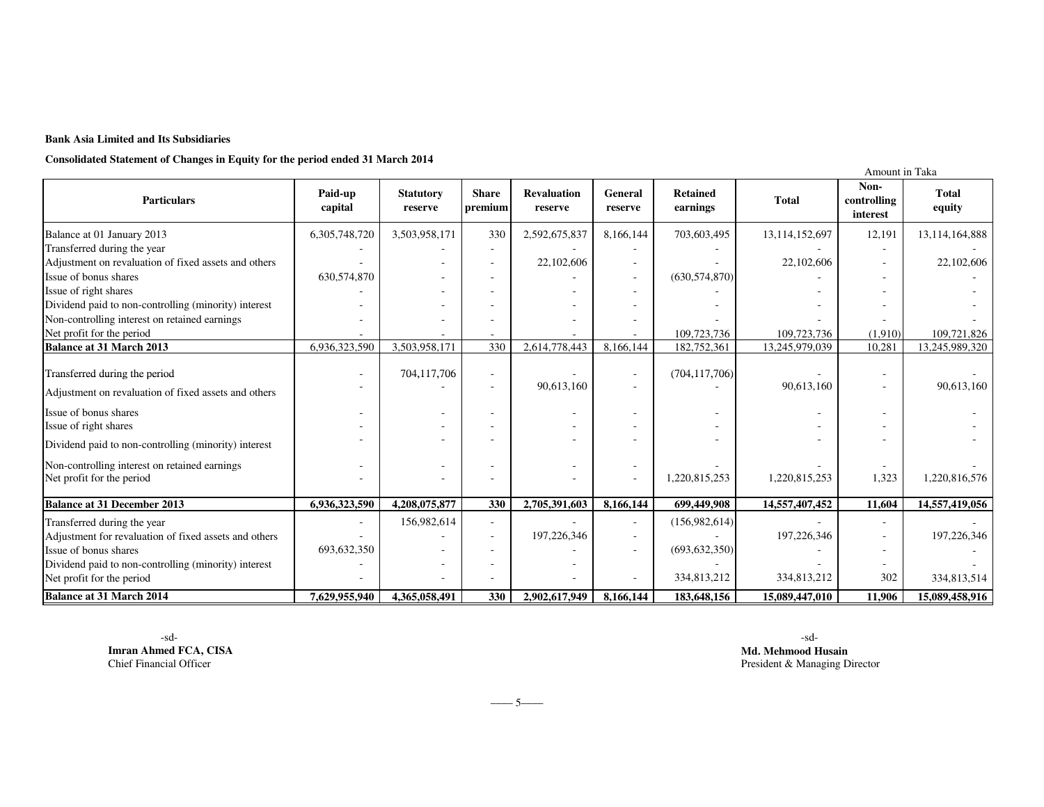**Bank Asia Limited and Its Subsidiaries**

**Consolidated Statement of Changes in Equity for the period ended 31 March 2014**

Amount in Taka

| Particulars | Paid-up capital | Statutory reserve | Share premium | Revaluation reserve | General reserve | Retained earnings | Total | Non-controlling interest | Total equity |
|---|---|---|---|---|---|---|---|---|---|
| Balance at 01 January 2013 | 6,305,748,720 | 3,503,958,171 | 330 | 2,592,675,837 | 8,166,144 | 703,603,495 | 13,114,152,697 | 12,191 | 13,114,164,888 |
| Transferred during the year | - | - | - | - | - | - | - | - | - |
| Adjustment on revaluation of fixed assets and others | - | - | - | 22,102,606 | - | - | 22,102,606 | - | 22,102,606 |
| Issue of bonus shares | 630,574,870 | - | - | - | - | (630,574,870) | - | - | - |
| Issue of right shares | - | - | - | - | - | - | - | - | - |
| Dividend paid to non-controlling (minority) interest | - | - | - | - | - | - | - | - | - |
| Non-controlling interest on retained earnings | - | - | - | - | - | - | - | - | - |
| Net profit for the period | - | - | - | - | - | 109,723,736 | 109,723,736 | (1,910) | 109,721,826 |
| **Balance at 31 March 2013** | 6,936,323,590 | 3,503,958,171 | 330 | 2,614,778,443 | 8,166,144 | 182,752,361 | 13,245,979,039 | 10,281 | 13,245,989,320 |
| Transferred during the period | - | 704,117,706 | - | - | - | (704,117,706) | - | - | - |
| Adjustment on revaluation of fixed assets and others | - | - | - | 90,613,160 | - | - | 90,613,160 | - | 90,613,160 |
| Issue of bonus shares | - | - | - | - | - | - | - | - | - |
| Issue of right shares | - | - | - | - | - | - | - | - | - |
| Dividend paid to non-controlling (minority) interest | - | - | - | - | - | - | - | - | - |
| Non-controlling interest on retained earnings | - | - | - | - | - | - | - | - | - |
| Net profit for the period | - | - | - | - | - | 1,220,815,253 | 1,220,815,253 | 1,323 | 1,220,816,576 |
| **Balance at 31 December 2013** | **6,936,323,590** | **4,208,075,877** | **330** | **2,705,391,603** | **8,166,144** | **699,449,908** | **14,557,407,452** | **11,604** | **14,557,419,056** |
| Transferred during the year | - | 156,982,614 | - | - | - | (156,982,614) | - | - | - |
| Adjustment for revaluation of fixed assets and others | - | - | - | 197,226,346 | - | - | 197,226,346 | - | 197,226,346 |
| Issue of bonus shares | 693,632,350 | - | - | - | - | (693,632,350) | - | - | - |
| Dividend paid to non-controlling (minority) interest | - | - | - | - | | - | - | - | - |
| Net profit for the period | - | - | - | - | - | 334,813,212 | 334,813,212 | 302 | 334,813,514 |
| **Balance at 31 March 2014** | **7,629,955,940** | **4,365,058,491** | **330** | **2,902,617,949** | **8,166,144** | **183,648,156** | **15,089,447,010** | **11,906** | **15,089,458,916** |

-sd-
**Imran Ahmed FCA, CISA**
Chief Financial Officer

-sd-
**Md. Mehmood Husain**
President & Managing Director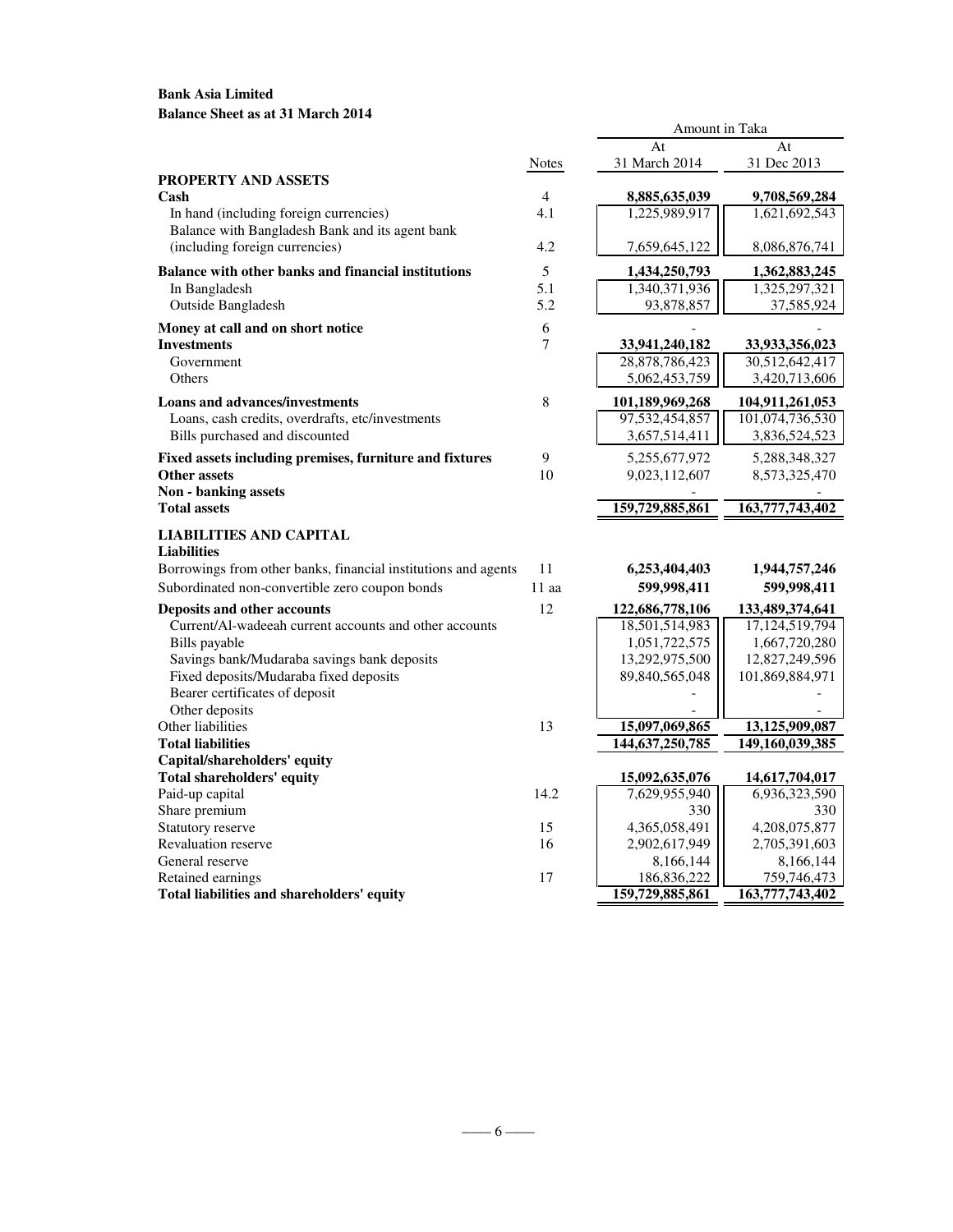**Bank Asia Limited**

**Balance Sheet as at 31 March 2014**

| | Notes | Amount in Taka At 31 March 2014 | At 31 Dec 2013 |
|---|---|---|---|
| **PROPERTY AND ASSETS** | | | |
| **Cash** | 4 | **8,885,635,039** | **9,708,569,284** |
| In hand (including foreign currencies) | 4.1 | 1,225,989,917 | 1,621,692,543 |
| Balance with Bangladesh Bank and its agent bank (including foreign currencies) | 4.2 | 7,659,645,122 | 8,086,876,741 |
| **Balance with other banks and financial institutions** | 5 | **1,434,250,793** | **1,362,883,245** |
| In Bangladesh | 5.1 | 1,340,371,936 | 1,325,297,321 |
| Outside Bangladesh | 5.2 | 93,878,857 | 37,585,924 |
| **Money at call and on short notice** | 6 | - | - |
| **Investments** | 7 | **33,941,240,182** | **33,933,356,023** |
| Government | | 28,878,786,423 | 30,512,642,417 |
| Others | | 5,062,453,759 | 3,420,713,606 |
| **Loans and advances/investments** | 8 | **101,189,969,268** | **104,911,261,053** |
| Loans, cash credits, overdrafts, etc/investments | | 97,532,454,857 | 101,074,736,530 |
| Bills purchased and discounted | | 3,657,514,411 | 3,836,524,523 |
| **Fixed assets including premises, furniture and fixtures** | 9 | 5,255,677,972 | 5,288,348,327 |
| **Other assets** | 10 | 9,023,112,607 | 8,573,325,470 |
| **Non - banking assets** | | - | - |
| **Total assets** | | 159,729,885,861 | 163,777,743,402 |
| **LIABILITIES AND CAPITAL** | | | |
| **Liabilities** | | | |
| Borrowings from other banks, financial institutions and agents | 11 | **6,253,404,403** | **1,944,757,246** |
| Subordinated non-convertible zero coupon bonds | 11 aa | **599,998,411** | **599,998,411** |
| **Deposits and other accounts** | 12 | **122,686,778,106** | **133,489,374,641** |
| Current/Al-wadeeah current accounts and other accounts | | 18,501,514,983 | 17,124,519,794 |
| Bills payable | | 1,051,722,575 | 1,667,720,280 |
| Savings bank/Mudaraba savings bank deposits | | 13,292,975,500 | 12,827,249,596 |
| Fixed deposits/Mudaraba fixed deposits | | 89,840,565,048 | 101,869,884,971 |
| Bearer certificates of deposit | | - | - |
| Other deposits | | - | - |
| Other liabilities | 13 | **15,097,069,865** | **13,125,909,087** |
| **Total liabilities** | | **144,637,250,785** | **149,160,039,385** |
| **Capital/shareholders' equity** | | | |
| **Total shareholders' equity** | | **15,092,635,076** | **14,617,704,017** |
| Paid-up capital | 14.2 | 7,629,955,940 | 6,936,323,590 |
| Share premium | | 330 | 330 |
| Statutory reserve | 15 | 4,365,058,491 | 4,208,075,877 |
| Revaluation reserve | 16 | 2,902,617,949 | 2,705,391,603 |
| General reserve | | 8,166,144 | 8,166,144 |
| Retained earnings | 17 | 186,836,222 | 759,746,473 |
| **Total liabilities and shareholders' equity** | | **159,729,885,861** | **163,777,743,402** |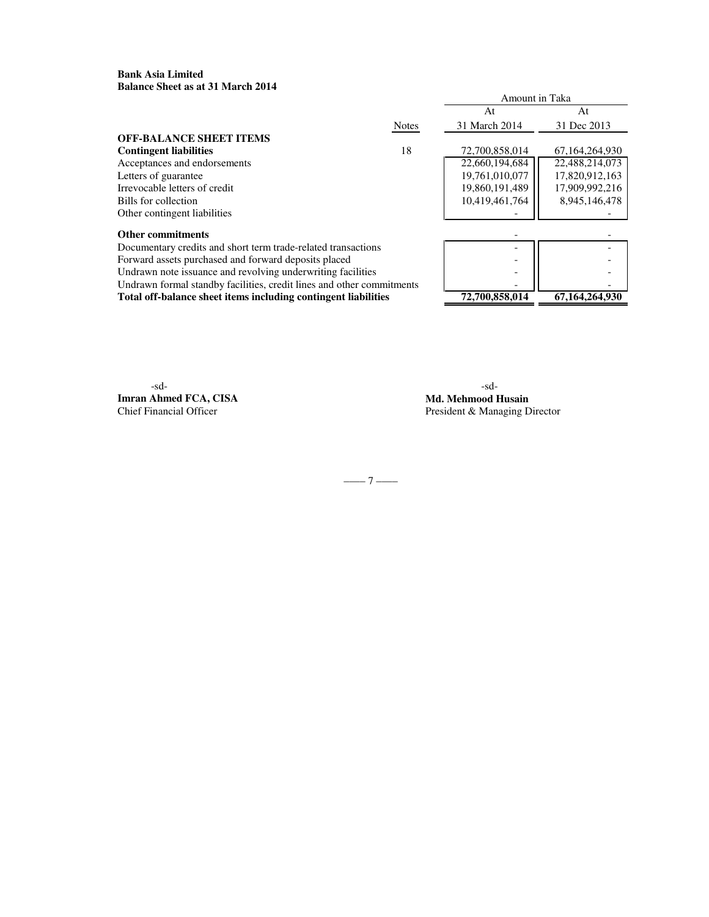**Bank Asia Limited**
**Balance Sheet as at 31 March 2014**

| | Notes | Amount in Taka | |
|---|---|---|---|
| | | At 31 March 2014 | At 31 Dec 2013 |
| **OFF-BALANCE SHEET ITEMS** | | | |
| **Contingent liabilities** | 18 | 72,700,858,014 | 67,164,264,930 |
| Acceptances and endorsements | | 22,660,194,684 | 22,488,214,073 |
| Letters of guarantee | | 19,761,010,077 | 17,820,912,163 |
| Irrevocable letters of credit | | 19,860,191,489 | 17,909,992,216 |
| Bills for collection | | 10,419,461,764 | 8,945,146,478 |
| Other contingent liabilities | | - | - |
| **Other commitments** | | - | - |
| Documentary credits and short term trade-related transactions | | - | - |
| Forward assets purchased and forward deposits placed | | - | - |
| Undrawn note issuance and revolving underwriting facilities | | - | - |
| Undrawn formal standby facilities, credit lines and other commitments | | - | - |
| **Total off-balance sheet items including contingent liabilities** | | **72,700,858,014** | **67,164,264,930** |

-sd-
**Imran Ahmed FCA, CISA**
Chief Financial Officer

-sd-
**Md. Mehmood Husain**
President & Managing Director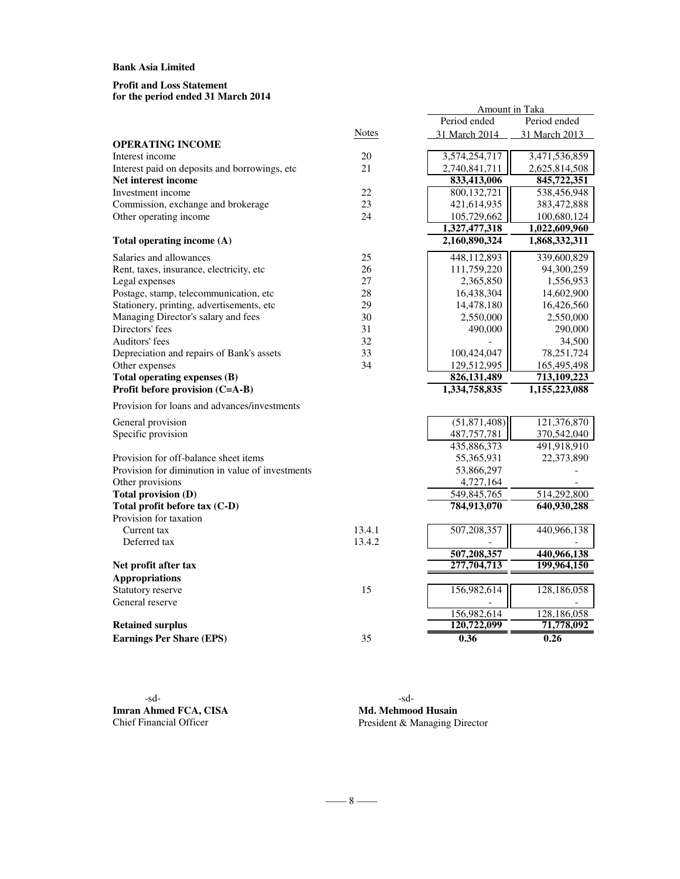**Bank Asia Limited**

**Profit and Loss Statement**
**for the period ended 31 March 2014**

| | Notes | Amount in Taka | |
|---|---|---|---|
| | | Period ended 31 March 2014 | Period ended 31 March 2013 |
| **OPERATING INCOME** | | | |
| Interest income | 20 | 3,574,254,717 | 3,471,536,859 |
| Interest paid on deposits and borrowings, etc | 21 | 2,740,841,711 | 2,625,814,508 |
| **Net interest income** | | **833,413,006** | **845,722,351** |
| Investment income | 22 | 800,132,721 | 538,456,948 |
| Commission, exchange and brokerage | 23 | 421,614,935 | 383,472,888 |
| Other operating income | 24 | 105,729,662 | 100,680,124 |
| | | **1,327,477,318** | **1,022,609,960** |
| **Total operating income (A)** | | **2,160,890,324** | **1,868,332,311** |
| Salaries and allowances | 25 | 448,112,893 | 339,600,829 |
| Rent, taxes, insurance, electricity, etc | 26 | 111,759,220 | 94,300,259 |
| Legal expenses | 27 | 2,365,850 | 1,556,953 |
| Postage, stamp, telecommunication, etc | 28 | 16,438,304 | 14,602,900 |
| Stationery, printing, advertisements, etc | 29 | 14,478,180 | 16,426,560 |
| Managing Director's salary and fees | 30 | 2,550,000 | 2,550,000 |
| Directors' fees | 31 | 490,000 | 290,000 |
| Auditors' fees | 32 | - | 34,500 |
| Depreciation and repairs of Bank's assets | 33 | 100,424,047 | 78,251,724 |
| Other expenses | 34 | 129,512,995 | 165,495,498 |
| **Total operating expenses (B)** | | **826,131,489** | **713,109,223** |
| **Profit before provision (C=A-B)** | | **1,334,758,835** | **1,155,223,088** |
| Provision for loans and advances/investments | | | |
| General provision | | (51,871,408) | 121,376,870 |
| Specific provision | | 487,757,781 | 370,542,040 |
| | | 435,886,373 | 491,918,910 |
| Provision for off-balance sheet items | | 55,365,931 | 22,373,890 |
| Provision for diminution in value of investments | | 53,866,297 | - |
| Other provisions | | 4,727,164 | - |
| **Total provision (D)** | | 549,845,765 | 514,292,800 |
| **Total profit before tax (C-D)** | | **784,913,070** | **640,930,288** |
| Provision for taxation | | | |
| Current tax | 13.4.1 | 507,208,357 | 440,966,138 |
| Deferred tax | 13.4.2 | - | - |
| | | **507,208,357** | **440,966,138** |
| **Net profit after tax** | | **277,704,713** | **199,964,150** |
| **Appropriations** | | | |
| Statutory reserve | 15 | 156,982,614 | 128,186,058 |
| General reserve | | - | - |
| | | 156,982,614 | 128,186,058 |
| **Retained surplus** | | **120,722,099** | **71,778,092** |
| **Earnings Per Share (EPS)** | 35 | **0.36** | **0.26** |

-sd-
**Imran Ahmed FCA, CISA**
Chief Financial Officer

-sd-
**Md. Mehmood Husain**
President & Managing Director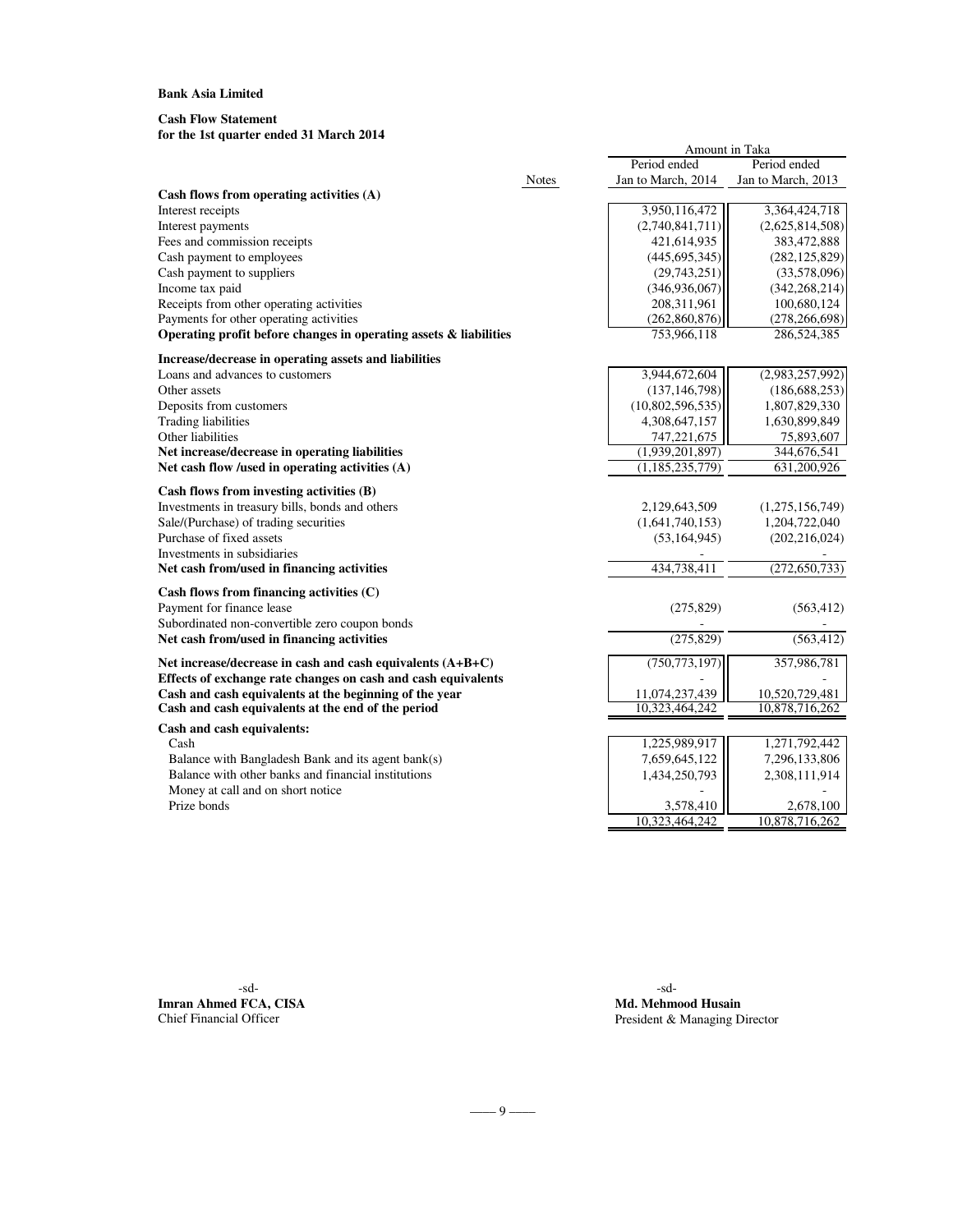**Bank Asia Limited**

**Cash Flow Statement**
**for the 1st quarter ended 31 March 2014**

| | Notes | Amount in Taka | |
|---|---|---|---|
| | | Period ended Jan to March, 2014 | Period ended Jan to March, 2013 |
| **Cash flows from operating activities (A)** | | | |
| Interest receipts | | 3,950,116,472 | 3,364,424,718 |
| Interest payments | | (2,740,841,711) | (2,625,814,508) |
| Fees and commission receipts | | 421,614,935 | 383,472,888 |
| Cash payment to employees | | (445,695,345) | (282,125,829) |
| Cash payment to suppliers | | (29,743,251) | (33,578,096) |
| Income tax paid | | (346,936,067) | (342,268,214) |
| Receipts from other operating activities | | 208,311,961 | 100,680,124 |
| Payments for other operating activities | | (262,860,876) | (278,266,698) |
| **Operating profit before changes in operating assets & liabilities** | | 753,966,118 | 286,524,385 |
| **Increase/decrease in operating assets and liabilities** | | | |
| Loans and advances to customers | | 3,944,672,604 | (2,983,257,992) |
| Other assets | | (137,146,798) | (186,688,253) |
| Deposits from customers | | (10,802,596,535) | 1,807,829,330 |
| Trading liabilities | | 4,308,647,157 | 1,630,899,849 |
| Other liabilities | | 747,221,675 | 75,893,607 |
| **Net increase/decrease in operating liabilities** | | (1,939,201,897) | 344,676,541 |
| **Net cash flow /used in operating activities (A)** | | (1,185,235,779) | 631,200,926 |
| **Cash flows from investing activities (B)** | | | |
| Investments in treasury bills, bonds and others | | 2,129,643,509 | (1,275,156,749) |
| Sale/(Purchase) of trading securities | | (1,641,740,153) | 1,204,722,040 |
| Purchase of fixed assets | | (53,164,945) | (202,216,024) |
| Investments in subsidiaries | | - | - |
| **Net cash from/used in financing activities** | | 434,738,411 | (272,650,733) |
| **Cash flows from financing activities (C)** | | | |
| Payment for finance lease | | (275,829) | (563,412) |
| Subordinated non-convertible zero coupon bonds | | - | - |
| **Net cash from/used in financing activities** | | (275,829) | (563,412) |
| **Net increase/decrease in cash and cash equivalents (A+B+C)** | | (750,773,197) | 357,986,781 |
| **Effects of exchange rate changes on cash and cash equivalents** | | - | - |
| **Cash and cash equivalents at the beginning of the year** | | 11,074,237,439 | 10,520,729,481 |
| **Cash and cash equivalents at the end of the period** | | 10,323,464,242 | 10,878,716,262 |
| **Cash and cash equivalents:** | | | |
| Cash | | 1,225,989,917 | 1,271,792,442 |
| Balance with Bangladesh Bank and its agent bank(s) | | 7,659,645,122 | 7,296,133,806 |
| Balance with other banks and financial institutions | | 1,434,250,793 | 2,308,111,914 |
| Money at call and on short notice | | - | - |
| Prize bonds | | 3,578,410 | 2,678,100 |
| | | 10,323,464,242 | 10,878,716,262 |

-sd-
**Imran Ahmed FCA, CISA**
Chief Financial Officer

-sd-
**Md. Mehmood Husain**
President & Managing Director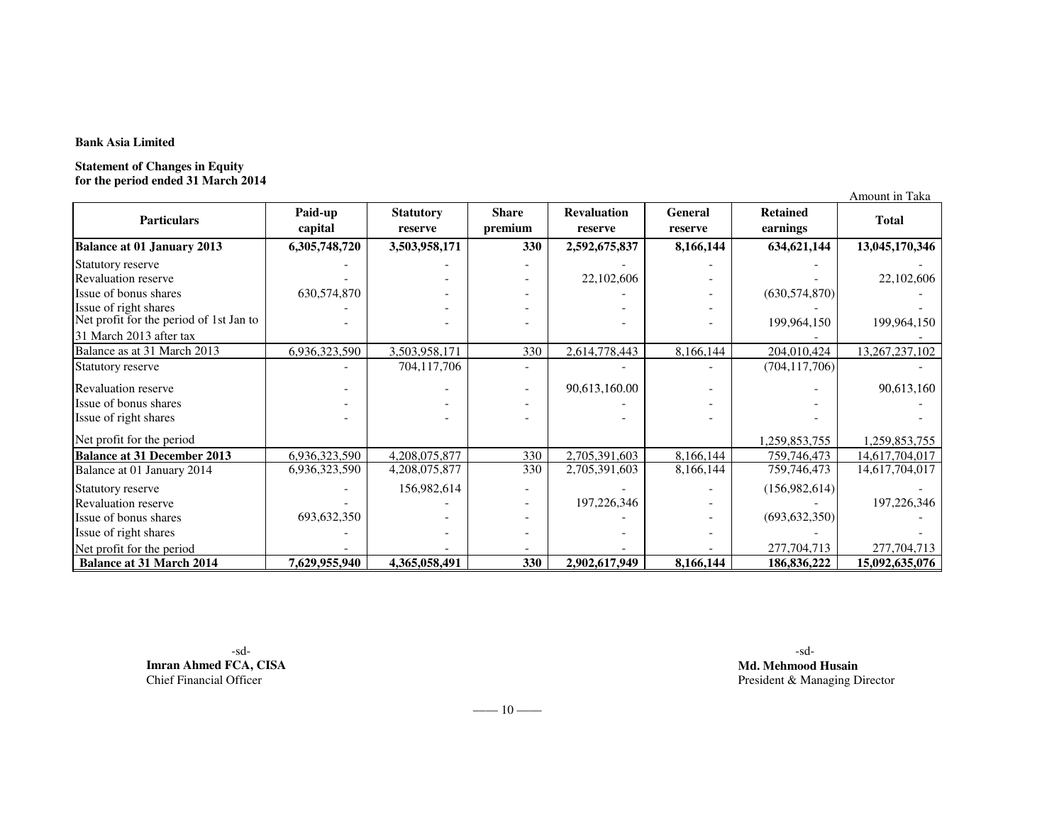**Bank Asia Limited**

**Statement of Changes in Equity**
**for the period ended 31 March 2014**

Amount in Taka

| Particulars | Paid-up capital | Statutory reserve | Share premium | Revaluation reserve | General reserve | Retained earnings | Total |
|---|---|---|---|---|---|---|---|
| **Balance at 01 January 2013** | **6,305,748,720** | **3,503,958,171** | **330** | **2,592,675,837** | **8,166,144** | **634,621,144** | **13,045,170,346** |
| Statutory reserve | - | - | - | - | - | - | - |
| Revaluation reserve | - | - | - | 22,102,606 | - | - | 22,102,606 |
| Issue of bonus shares | 630,574,870 | - | - | - | - | (630,574,870) | - |
| Issue of right shares | - | - | - | - | - | - | - |
| Net profit for the period of 1st Jan to 31 March 2013 after tax | - | - | - | - | - | 199,964,150 | 199,964,150 |
| Balance as at 31 March 2013 | 6,936,323,590 | 3,503,958,171 | 330 | 2,614,778,443 | 8,166,144 | 204,010,424 | 13,267,237,102 |
| Statutory reserve | - | 704,117,706 | - | - | - | (704,117,706) | - |
| Revaluation reserve | - | - | - | 90,613,160.00 | - | - | 90,613,160 |
| Issue of bonus shares | - | - | - | - | - | - | - |
| Issue of right shares | - | - | - | - | - | - | - |
| Net profit for the period | | | | | | 1,259,853,755 | 1,259,853,755 |
| **Balance at 31 December 2013** | 6,936,323,590 | 4,208,075,877 | 330 | 2,705,391,603 | 8,166,144 | 759,746,473 | 14,617,704,017 |
| Balance at 01 January 2014 | 6,936,323,590 | 4,208,075,877 | 330 | 2,705,391,603 | 8,166,144 | 759,746,473 | 14,617,704,017 |
| Statutory reserve | - | 156,982,614 | - | - | - | (156,982,614) | - |
| Revaluation reserve | - | - | - | 197,226,346 | - | - | 197,226,346 |
| Issue of bonus shares | 693,632,350 | - | - | - | - | (693,632,350) | - |
| Issue of right shares | - | - | - | - | - | - | - |
| Net profit for the period | - | - | - | - | - | 277,704,713 | 277,704,713 |
| **Balance at 31 March 2014** | **7,629,955,940** | **4,365,058,491** | **330** | **2,902,617,949** | **8,166,144** | **186,836,222** | **15,092,635,076** |

-sd-
**Imran Ahmed FCA, CISA**
Chief Financial Officer

-sd-
**Md. Mehmood Husain**
President & Managing Director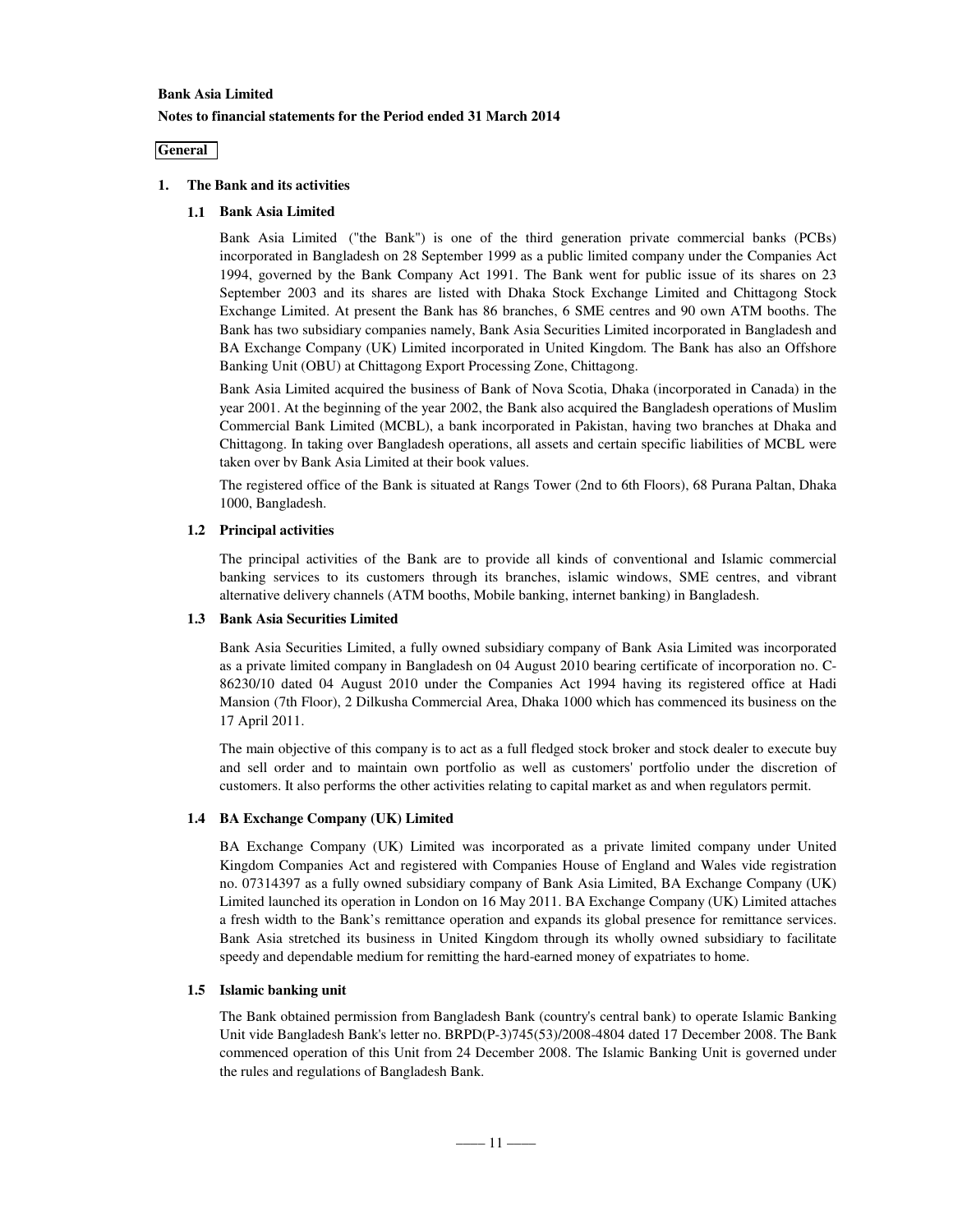**Bank Asia Limited**

**Notes to financial statements for the Period ended 31 March 2014**

**General**

## 1. The Bank and its activities

### 1.1 Bank Asia Limited

Bank Asia Limited ("the Bank") is one of the third generation private commercial banks (PCBs) incorporated in Bangladesh on 28 September 1999 as a public limited company under the Companies Act 1994, governed by the Bank Company Act 1991. The Bank went for public issue of its shares on 23 September 2003 and its shares are listed with Dhaka Stock Exchange Limited and Chittagong Stock Exchange Limited. At present the Bank has 86 branches, 6 SME centres and 90 own ATM booths. The Bank has two subsidiary companies namely, Bank Asia Securities Limited incorporated in Bangladesh and BA Exchange Company (UK) Limited incorporated in United Kingdom. The Bank has also an Offshore Banking Unit (OBU) at Chittagong Export Processing Zone, Chittagong.

Bank Asia Limited acquired the business of Bank of Nova Scotia, Dhaka (incorporated in Canada) in the year 2001. At the beginning of the year 2002, the Bank also acquired the Bangladesh operations of Muslim Commercial Bank Limited (MCBL), a bank incorporated in Pakistan, having two branches at Dhaka and Chittagong. In taking over Bangladesh operations, all assets and certain specific liabilities of MCBL were taken over by Bank Asia Limited at their book values.

The registered office of the Bank is situated at Rangs Tower (2nd to 6th Floors), 68 Purana Paltan, Dhaka 1000, Bangladesh.

### 1.2 Principal activities

The principal activities of the Bank are to provide all kinds of conventional and Islamic commercial banking services to its customers through its branches, islamic windows, SME centres, and vibrant alternative delivery channels (ATM booths, Mobile banking, internet banking) in Bangladesh.

### 1.3 Bank Asia Securities Limited

Bank Asia Securities Limited, a fully owned subsidiary company of Bank Asia Limited was incorporated as a private limited company in Bangladesh on 04 August 2010 bearing certificate of incorporation no. C-86230/10 dated 04 August 2010 under the Companies Act 1994 having its registered office at Hadi Mansion (7th Floor), 2 Dilkusha Commercial Area, Dhaka 1000 which has commenced its business on the 17 April 2011.

The main objective of this company is to act as a full fledged stock broker and stock dealer to execute buy and sell order and to maintain own portfolio as well as customers' portfolio under the discretion of customers. It also performs the other activities relating to capital market as and when regulators permit.

### 1.4 BA Exchange Company (UK) Limited

BA Exchange Company (UK) Limited was incorporated as a private limited company under United Kingdom Companies Act and registered with Companies House of England and Wales vide registration no. 07314397 as a fully owned subsidiary company of Bank Asia Limited, BA Exchange Company (UK) Limited launched its operation in London on 16 May 2011. BA Exchange Company (UK) Limited attaches a fresh width to the Bank's remittance operation and expands its global presence for remittance services. Bank Asia stretched its business in United Kingdom through its wholly owned subsidiary to facilitate speedy and dependable medium for remitting the hard-earned money of expatriates to home.

### 1.5 Islamic banking unit

The Bank obtained permission from Bangladesh Bank (country's central bank) to operate Islamic Banking Unit vide Bangladesh Bank's letter no. BRPD(P-3)745(53)/2008-4804 dated 17 December 2008. The Bank commenced operation of this Unit from 24 December 2008. The Islamic Banking Unit is governed under the rules and regulations of Bangladesh Bank.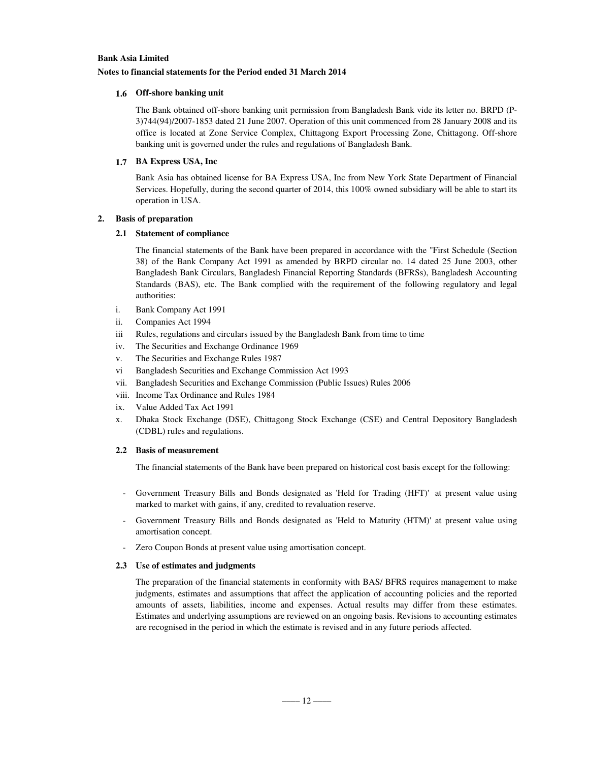**Bank Asia Limited**

**Notes to financial statements for the Period ended 31 March 2014**

### 1.6 Off-shore banking unit

The Bank obtained off-shore banking unit permission from Bangladesh Bank vide its letter no. BRPD (P-3)744(94)/2007-1853 dated 21 June 2007. Operation of this unit commenced from 28 January 2008 and its office is located at Zone Service Complex, Chittagong Export Processing Zone, Chittagong. Off-shore banking unit is governed under the rules and regulations of Bangladesh Bank.

### 1.7 BA Express USA, Inc

Bank Asia has obtained license for BA Express USA, Inc from New York State Department of Financial Services. Hopefully, during the second quarter of 2014, this 100% owned subsidiary will be able to start its operation in USA.

## 2. Basis of preparation

### 2.1 Statement of compliance

The financial statements of the Bank have been prepared in accordance with the "First Schedule (Section 38) of the Bank Company Act 1991 as amended by BRPD circular no. 14 dated 25 June 2003, other Bangladesh Bank Circulars, Bangladesh Financial Reporting Standards (BFRSs), Bangladesh Accounting Standards (BAS), etc. The Bank complied with the requirement of the following regulatory and legal authorities:

i. Bank Company Act 1991
ii. Companies Act 1994
iii Rules, regulations and circulars issued by the Bangladesh Bank from time to time
iv. The Securities and Exchange Ordinance 1969
v. The Securities and Exchange Rules 1987
vi Bangladesh Securities and Exchange Commission Act 1993
vii. Bangladesh Securities and Exchange Commission (Public Issues) Rules 2006
viii. Income Tax Ordinance and Rules 1984
ix. Value Added Tax Act 1991
x. Dhaka Stock Exchange (DSE), Chittagong Stock Exchange (CSE) and Central Depository Bangladesh (CDBL) rules and regulations.

### 2.2 Basis of measurement

The financial statements of the Bank have been prepared on historical cost basis except for the following:

- Government Treasury Bills and Bonds designated as 'Held for Trading (HFT)' at present value using marked to market with gains, if any, credited to revaluation reserve.
- Government Treasury Bills and Bonds designated as 'Held to Maturity (HTM)' at present value using amortisation concept.
- Zero Coupon Bonds at present value using amortisation concept.

### 2.3 Use of estimates and judgments

The preparation of the financial statements in conformity with BAS/ BFRS requires management to make judgments, estimates and assumptions that affect the application of accounting policies and the reported amounts of assets, liabilities, income and expenses. Actual results may differ from these estimates. Estimates and underlying assumptions are reviewed on an ongoing basis. Revisions to accounting estimates are recognised in the period in which the estimate is revised and in any future periods affected.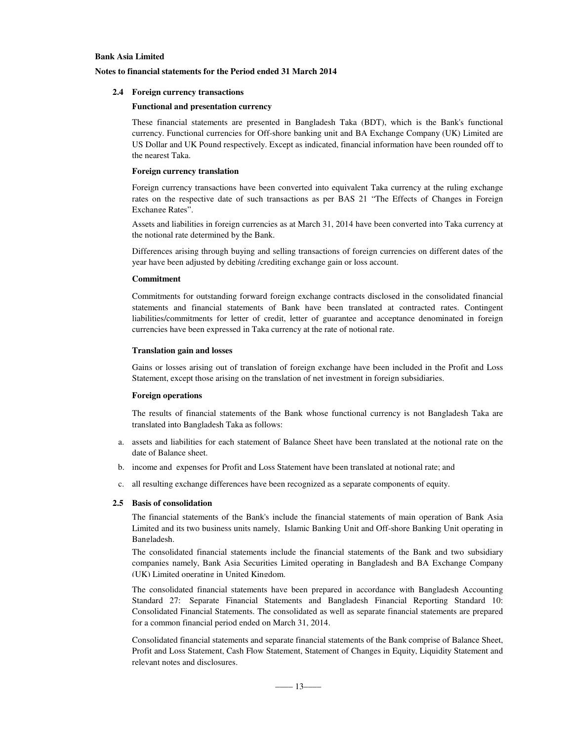**Bank Asia Limited**

**Notes to financial statements for the Period ended 31 March 2014**

### 2.4 Foreign currency transactions

**Functional and presentation currency**

These financial statements are presented in Bangladesh Taka (BDT), which is the Bank's functional currency. Functional currencies for Off-shore banking unit and BA Exchange Company (UK) Limited are US Dollar and UK Pound respectively. Except as indicated, financial information have been rounded off to the nearest Taka.

**Foreign currency translation**

Foreign currency transactions have been converted into equivalent Taka currency at the ruling exchange rates on the respective date of such transactions as per BAS 21 "The Effects of Changes in Foreign Exchange Rates".

Assets and liabilities in foreign currencies as at March 31, 2014 have been converted into Taka currency at the notional rate determined by the Bank.

Differences arising through buying and selling transactions of foreign currencies on different dates of the year have been adjusted by debiting /crediting exchange gain or loss account.

**Commitment**

Commitments for outstanding forward foreign exchange contracts disclosed in the consolidated financial statements and financial statements of Bank have been translated at contracted rates. Contingent liabilities/commitments for letter of credit, letter of guarantee and acceptance denominated in foreign currencies have been expressed in Taka currency at the rate of notional rate.

**Translation gain and losses**

Gains or losses arising out of translation of foreign exchange have been included in the Profit and Loss Statement, except those arising on the translation of net investment in foreign subsidiaries.

**Foreign operations**

The results of financial statements of the Bank whose functional currency is not Bangladesh Taka are translated into Bangladesh Taka as follows:

a. assets and liabilities for each statement of Balance Sheet have been translated at the notional rate on the date of Balance sheet.

b. income and expenses for Profit and Loss Statement have been translated at notional rate; and

c. all resulting exchange differences have been recognized as a separate components of equity.

### 2.5 Basis of consolidation

The financial statements of the Bank's include the financial statements of main operation of Bank Asia Limited and its two business units namely, Islamic Banking Unit and Off-shore Banking Unit operating in Bangladesh.

The consolidated financial statements include the financial statements of the Bank and two subsidiary companies namely, Bank Asia Securities Limited operating in Bangladesh and BA Exchange Company (UK) Limited operating in United Kingdom.

The consolidated financial statements have been prepared in accordance with Bangladesh Accounting Standard 27: Separate Financial Statements and Bangladesh Financial Reporting Standard 10: Consolidated Financial Statements. The consolidated as well as separate financial statements are prepared for a common financial period ended on March 31, 2014.

Consolidated financial statements and separate financial statements of the Bank comprise of Balance Sheet, Profit and Loss Statement, Cash Flow Statement, Statement of Changes in Equity, Liquidity Statement and relevant notes and disclosures.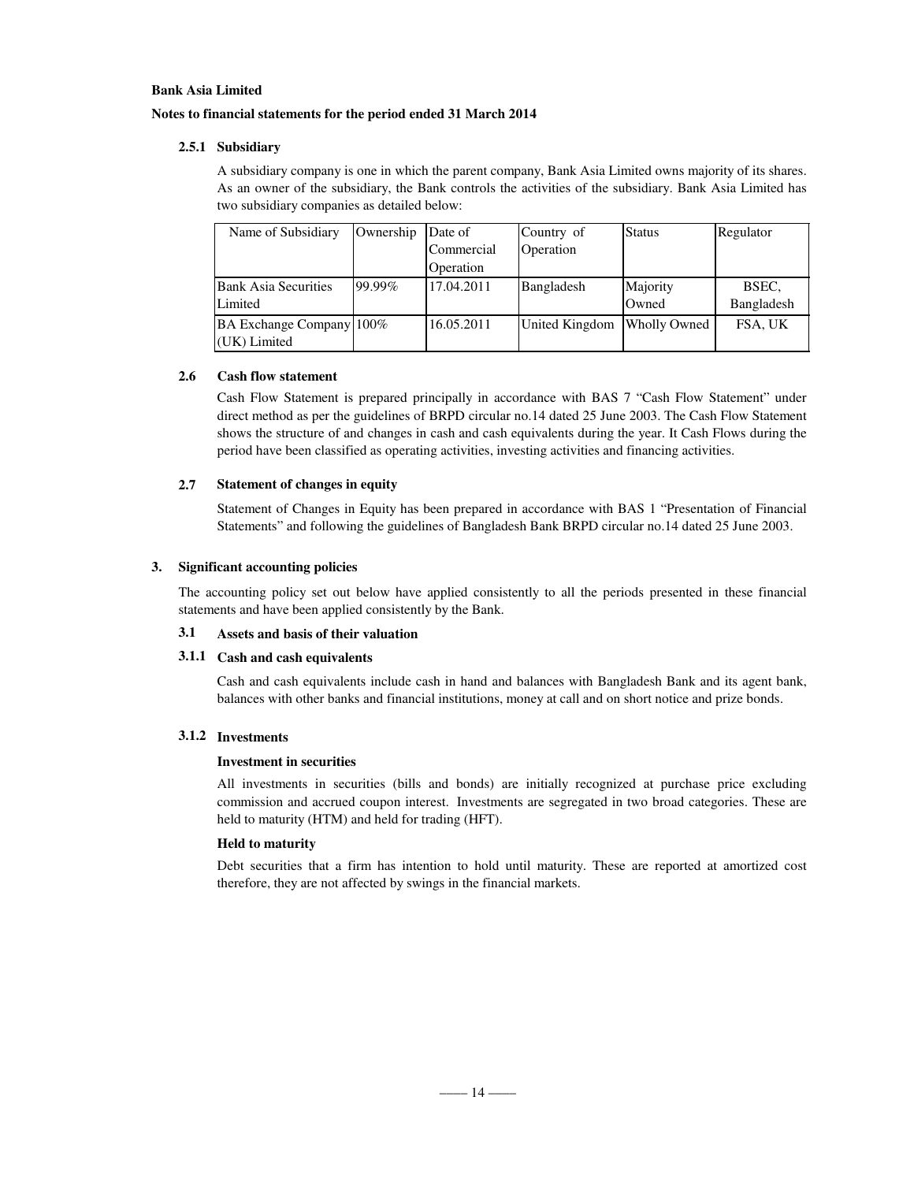**Bank Asia Limited**

**Notes to financial statements for the period ended 31 March 2014**

### 2.5.1 Subsidiary

A subsidiary company is one in which the parent company, Bank Asia Limited owns majority of its shares. As an owner of the subsidiary, the Bank controls the activities of the subsidiary. Bank Asia Limited has two subsidiary companies as detailed below:

| Name of Subsidiary | Ownership | Date of Commercial Operation | Country of Operation | Status | Regulator |
|---|---|---|---|---|---|
| Bank Asia Securities Limited | 99.99% | 17.04.2011 | Bangladesh | Majority Owned | BSEC, Bangladesh |
| BA Exchange Company (UK) Limited | 100% | 16.05.2011 | United Kingdom | Wholly Owned | FSA, UK |

### 2.6 Cash flow statement

Cash Flow Statement is prepared principally in accordance with BAS 7 "Cash Flow Statement" under direct method as per the guidelines of BRPD circular no.14 dated 25 June 2003. The Cash Flow Statement shows the structure of and changes in cash and cash equivalents during the year. It Cash Flows during the period have been classified as operating activities, investing activities and financing activities.

### 2.7 Statement of changes in equity

Statement of Changes in Equity has been prepared in accordance with BAS 1 "Presentation of Financial Statements" and following the guidelines of Bangladesh Bank BRPD circular no.14 dated 25 June 2003.

## 3. Significant accounting policies

The accounting policy set out below have applied consistently to all the periods presented in these financial statements and have been applied consistently by the Bank.

### 3.1 Assets and basis of their valuation

### 3.1.1 Cash and cash equivalents

Cash and cash equivalents include cash in hand and balances with Bangladesh Bank and its agent bank, balances with other banks and financial institutions, money at call and on short notice and prize bonds.

### 3.1.2 Investments

**Investment in securities**

All investments in securities (bills and bonds) are initially recognized at purchase price excluding commission and accrued coupon interest. Investments are segregated in two broad categories. These are held to maturity (HTM) and held for trading (HFT).

**Held to maturity**

Debt securities that a firm has intention to hold until maturity. These are reported at amortized cost therefore, they are not affected by swings in the financial markets.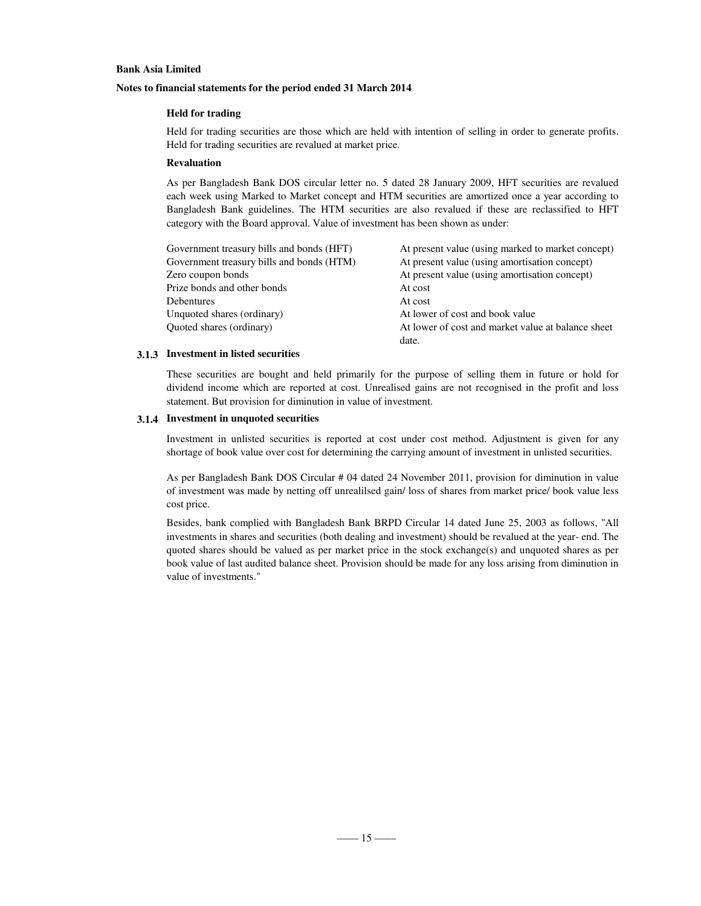**Bank Asia Limited**

**Notes to financial statements for the period ended 31 March 2014**

**Held for trading**

Held for trading securities are those which are held with intention of selling in order to generate profits. Held for trading securities are revalued at market price.

**Revaluation**

As per Bangladesh Bank DOS circular letter no. 5 dated 28 January 2009, HFT securities are revalued each week using Marked to Market concept and HTM securities are amortized once a year according to Bangladesh Bank guidelines. The HTM securities are also revalued if these are reclassified to HFT category with the Board approval. Value of investment has been shown as under:

| | |
|---|---|
| Government treasury bills and bonds (HFT) | At present value (using marked to market concept) |
| Government treasury bills and bonds (HTM) | At present value (using amortisation concept) |
| Zero coupon bonds | At present value (using amortisation concept) |
| Prize bonds and other bonds | At cost |
| Debentures | At cost |
| Unquoted shares (ordinary) | At lower of cost and book value |
| Quoted shares (ordinary) | At lower of cost and market value at balance sheet date. |

### 3.1.3 Investment in listed securities

These securities are bought and held primarily for the purpose of selling them in future or hold for dividend income which are reported at cost. Unrealised gains are not recognised in the profit and loss statement. But provision for diminution in value of investment.

### 3.1.4 Investment in unquoted securities

Investment in unlisted securities is reported at cost under cost method. Adjustment is given for any shortage of book value over cost for determining the carrying amount of investment in unlisted securities.

As per Bangladesh Bank DOS Circular # 04 dated 24 November 2011, provision for diminution in value of investment was made by netting off unrealilsed gain/ loss of shares from market price/ book value less cost price.

Besides, bank complied with Bangladesh Bank BRPD Circular 14 dated June 25, 2003 as follows, "All investments in shares and securities (both dealing and investment) should be revalued at the year- end. The quoted shares should be valued as per market price in the stock exchange(s) and unquoted shares as per book value of last audited balance sheet. Provision should be made for any loss arising from diminution in value of investments."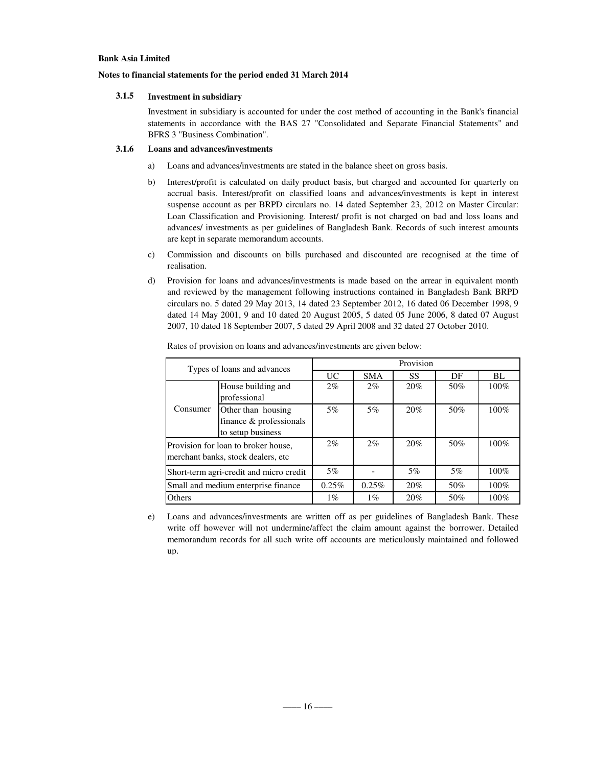**Bank Asia Limited**

**Notes to financial statements for the period ended 31 March 2014**

### 3.1.5 Investment in subsidiary

Investment in subsidiary is accounted for under the cost method of accounting in the Bank's financial statements in accordance with the BAS 27 "Consolidated and Separate Financial Statements" and BFRS 3 "Business Combination".

### 3.1.6 Loans and advances/investments

a) Loans and advances/investments are stated in the balance sheet on gross basis.

b) Interest/profit is calculated on daily product basis, but charged and accounted for quarterly on accrual basis. Interest/profit on classified loans and advances/investments is kept in interest suspense account as per BRPD circulars no. 14 dated September 23, 2012 on Master Circular: Loan Classification and Provisioning. Interest/ profit is not charged on bad and loss loans and advances/ investments as per guidelines of Bangladesh Bank. Records of such interest amounts are kept in separate memorandum accounts.

c) Commission and discounts on bills purchased and discounted are recognised at the time of realisation.

d) Provision for loans and advances/investments is made based on the arrear in equivalent month and reviewed by the management following instructions contained in Bangladesh Bank BRPD circulars no. 5 dated 29 May 2013, 14 dated 23 September 2012, 16 dated 06 December 1998, 9 dated 14 May 2001, 9 and 10 dated 20 August 2005, 5 dated 05 June 2006, 8 dated 07 August 2007, 10 dated 18 September 2007, 5 dated 29 April 2008 and 32 dated 27 October 2010.

Rates of provision on loans and advances/investments are given below:

| Types of loans and advances | | Provision | | | | |
|---|---|---|---|---|---|---|
| | | UC | SMA | SS | DF | BL |
| Consumer | House building and professional | 2% | 2% | 20% | 50% | 100% |
| | Other than housing finance & professionals to setup business | 5% | 5% | 20% | 50% | 100% |
| Provision for loan to broker house, merchant banks, stock dealers, etc | | 2% | 2% | 20% | 50% | 100% |
| Short-term agri-credit and micro credit | | 5% | - | 5% | 5% | 100% |
| Small and medium enterprise finance | | 0.25% | 0.25% | 20% | 50% | 100% |
| Others | | 1% | 1% | 20% | 50% | 100% |

e) Loans and advances/investments are written off as per guidelines of Bangladesh Bank. These write off however will not undermine/affect the claim amount against the borrower. Detailed memorandum records for all such write off accounts are meticulously maintained and followed up.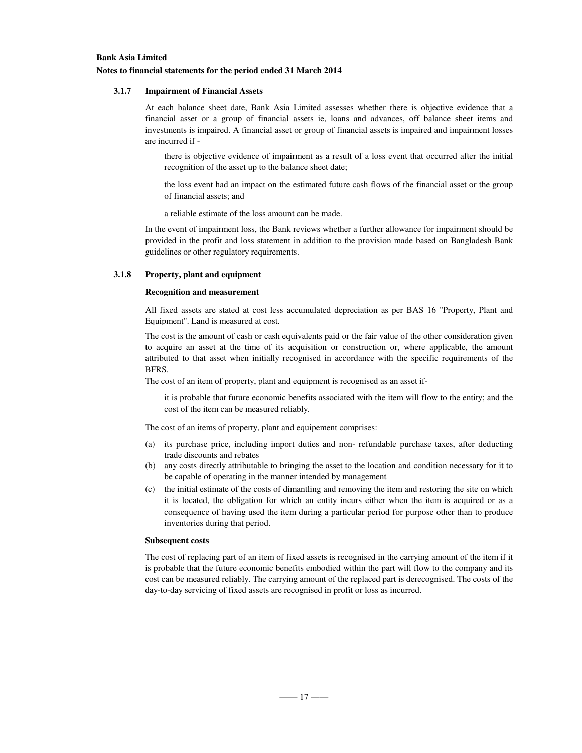### 3.1.7 Impairment of Financial Assets

At each balance sheet date, Bank Asia Limited assesses whether there is objective evidence that a financial asset or a group of financial assets ie, loans and advances, off balance sheet items and investments is impaired. A financial asset or group of financial assets is impaired and impairment losses are incurred if -

there is objective evidence of impairment as a result of a loss event that occurred after the initial recognition of the asset up to the balance sheet date;

the loss event had an impact on the estimated future cash flows of the financial asset or the group of financial assets; and

a reliable estimate of the loss amount can be made.

In the event of impairment loss, the Bank reviews whether a further allowance for impairment should be provided in the profit and loss statement in addition to the provision made based on Bangladesh Bank guidelines or other regulatory requirements.

### 3.1.8 Property, plant and equipment

**Recognition and measurement**

All fixed assets are stated at cost less accumulated depreciation as per BAS 16 "Property, Plant and Equipment". Land is measured at cost.

The cost is the amount of cash or cash equivalents paid or the fair value of the other consideration given to acquire an asset at the time of its acquisition or construction or, where applicable, the amount attributed to that asset when initially recognised in accordance with the specific requirements of the BFRS.

The cost of an item of property, plant and equipment is recognised as an asset if-

it is probable that future economic benefits associated with the item will flow to the entity; and the cost of the item can be measured reliably.

The cost of an items of property, plant and equipement comprises:

(a) its purchase price, including import duties and non- refundable purchase taxes, after deducting trade discounts and rebates
(b) any costs directly attributable to bringing the asset to the location and condition necessary for it to be capable of operating in the manner intended by management
(c) the initial estimate of the costs of dimantling and removing the item and restoring the site on which it is located, the obligation for which an entity incurs either when the item is acquired or as a consequence of having used the item during a particular period for purpose other than to produce inventories during that period.

**Subsequent costs**

The cost of replacing part of an item of fixed assets is recognised in the carrying amount of the item if it is probable that the future economic benefits embodied within the part will flow to the company and its cost can be measured reliably. The carrying amount of the replaced part is derecognised. The costs of the day-to-day servicing of fixed assets are recognised in profit or loss as incurred.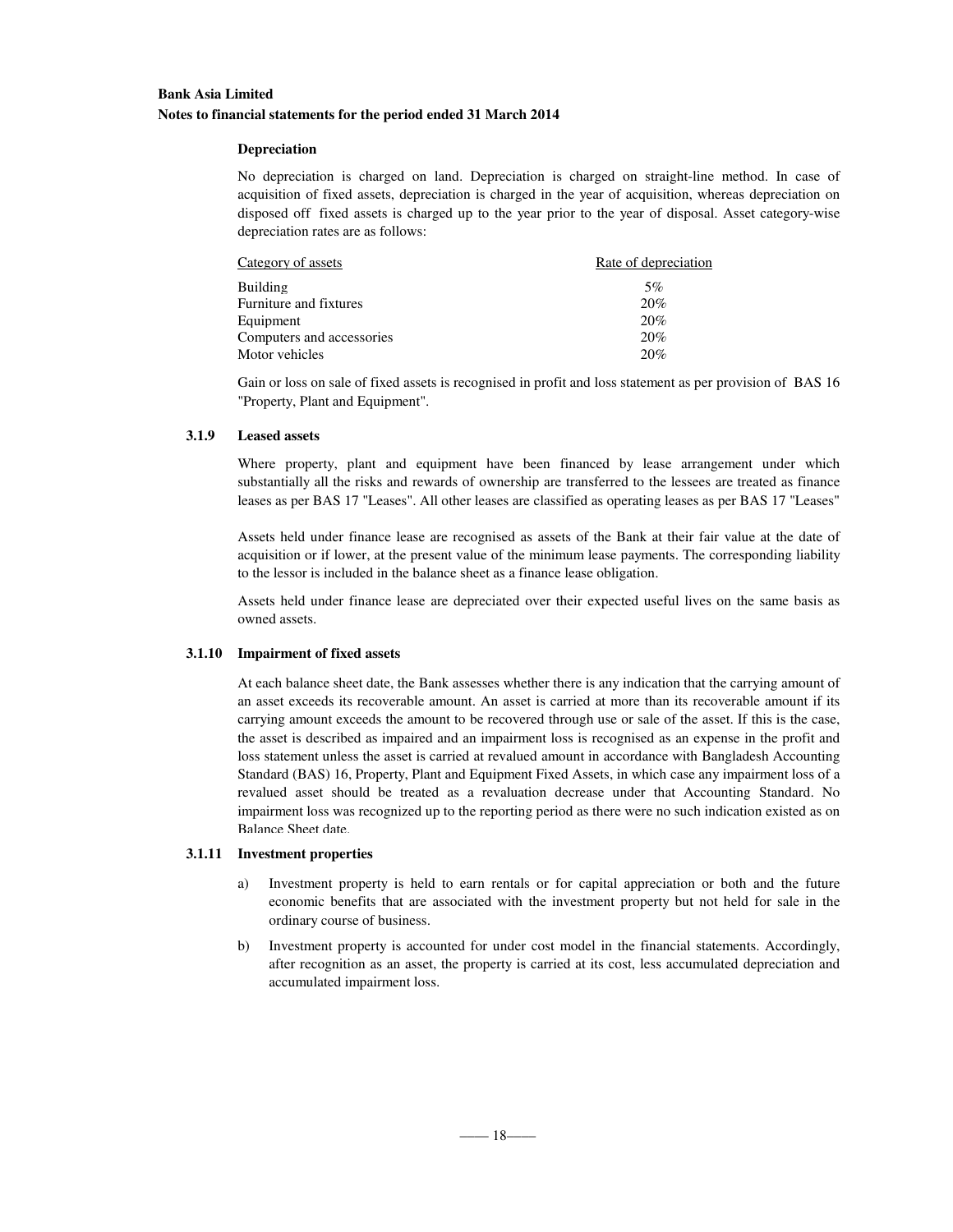**Depreciation**

No depreciation is charged on land. Depreciation is charged on straight-line method. In case of acquisition of fixed assets, depreciation is charged in the year of acquisition, whereas depreciation on disposed off fixed assets is charged up to the year prior to the year of disposal. Asset category-wise depreciation rates are as follows:

| Category of assets | Rate of depreciation |
|---|---|
| Building | 5% |
| Furniture and fixtures | 20% |
| Equipment | 20% |
| Computers and accessories | 20% |
| Motor vehicles | 20% |

Gain or loss on sale of fixed assets is recognised in profit and loss statement as per provision of BAS 16 "Property, Plant and Equipment".

### 3.1.9 Leased assets

Where property, plant and equipment have been financed by lease arrangement under which substantially all the risks and rewards of ownership are transferred to the lessees are treated as finance leases as per BAS 17 "Leases". All other leases are classified as operating leases as per BAS 17 "Leases"

Assets held under finance lease are recognised as assets of the Bank at their fair value at the date of acquisition or if lower, at the present value of the minimum lease payments. The corresponding liability to the lessor is included in the balance sheet as a finance lease obligation.

Assets held under finance lease are depreciated over their expected useful lives on the same basis as owned assets.

### 3.1.10 Impairment of fixed assets

At each balance sheet date, the Bank assesses whether there is any indication that the carrying amount of an asset exceeds its recoverable amount. An asset is carried at more than its recoverable amount if its carrying amount exceeds the amount to be recovered through use or sale of the asset. If this is the case, the asset is described as impaired and an impairment loss is recognised as an expense in the profit and loss statement unless the asset is carried at revalued amount in accordance with Bangladesh Accounting Standard (BAS) 16, Property, Plant and Equipment Fixed Assets, in which case any impairment loss of a revalued asset should be treated as a revaluation decrease under that Accounting Standard. No impairment loss was recognized up to the reporting period as there were no such indication existed as on Balance Sheet date.

### 3.1.11 Investment properties

a) Investment property is held to earn rentals or for capital appreciation or both and the future economic benefits that are associated with the investment property but not held for sale in the ordinary course of business.

b) Investment property is accounted for under cost model in the financial statements. Accordingly, after recognition as an asset, the property is carried at its cost, less accumulated depreciation and accumulated impairment loss.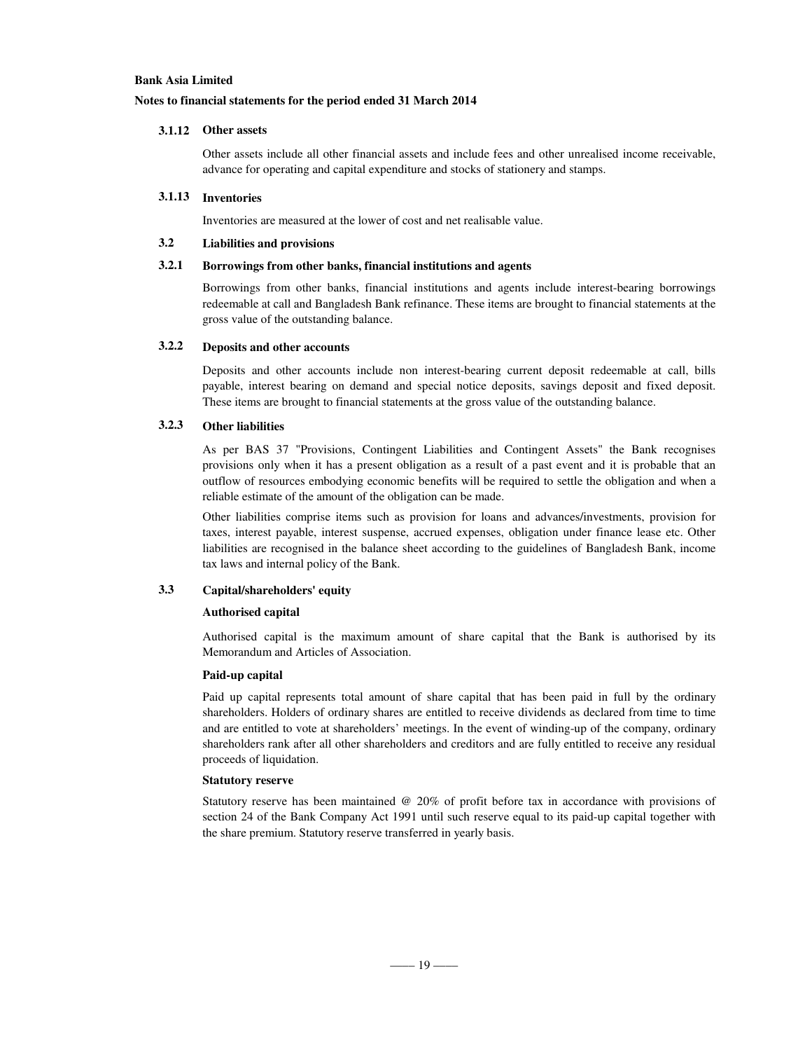**Bank Asia Limited**

**Notes to financial statements for the period ended 31 March 2014**

### 3.1.12 Other assets

Other assets include all other financial assets and include fees and other unrealised income receivable, advance for operating and capital expenditure and stocks of stationery and stamps.

### 3.1.13 Inventories

Inventories are measured at the lower of cost and net realisable value.

## 3.2 Liabilities and provisions

### 3.2.1 Borrowings from other banks, financial institutions and agents

Borrowings from other banks, financial institutions and agents include interest-bearing borrowings redeemable at call and Bangladesh Bank refinance. These items are brought to financial statements at the gross value of the outstanding balance.

### 3.2.2 Deposits and other accounts

Deposits and other accounts include non interest-bearing current deposit redeemable at call, bills payable, interest bearing on demand and special notice deposits, savings deposit and fixed deposit. These items are brought to financial statements at the gross value of the outstanding balance.

### 3.2.3 Other liabilities

As per BAS 37 "Provisions, Contingent Liabilities and Contingent Assets" the Bank recognises provisions only when it has a present obligation as a result of a past event and it is probable that an outflow of resources embodying economic benefits will be required to settle the obligation and when a reliable estimate of the amount of the obligation can be made.

Other liabilities comprise items such as provision for loans and advances/investments, provision for taxes, interest payable, interest suspense, accrued expenses, obligation under finance lease etc. Other liabilities are recognised in the balance sheet according to the guidelines of Bangladesh Bank, income tax laws and internal policy of the Bank.

## 3.3 Capital/shareholders' equity

**Authorised capital**

Authorised capital is the maximum amount of share capital that the Bank is authorised by its Memorandum and Articles of Association.

**Paid-up capital**

Paid up capital represents total amount of share capital that has been paid in full by the ordinary shareholders. Holders of ordinary shares are entitled to receive dividends as declared from time to time and are entitled to vote at shareholders' meetings. In the event of winding-up of the company, ordinary shareholders rank after all other shareholders and creditors and are fully entitled to receive any residual proceeds of liquidation.

**Statutory reserve**

Statutory reserve has been maintained @ 20% of profit before tax in accordance with provisions of section 24 of the Bank Company Act 1991 until such reserve equal to its paid-up capital together with the share premium. Statutory reserve transferred in yearly basis.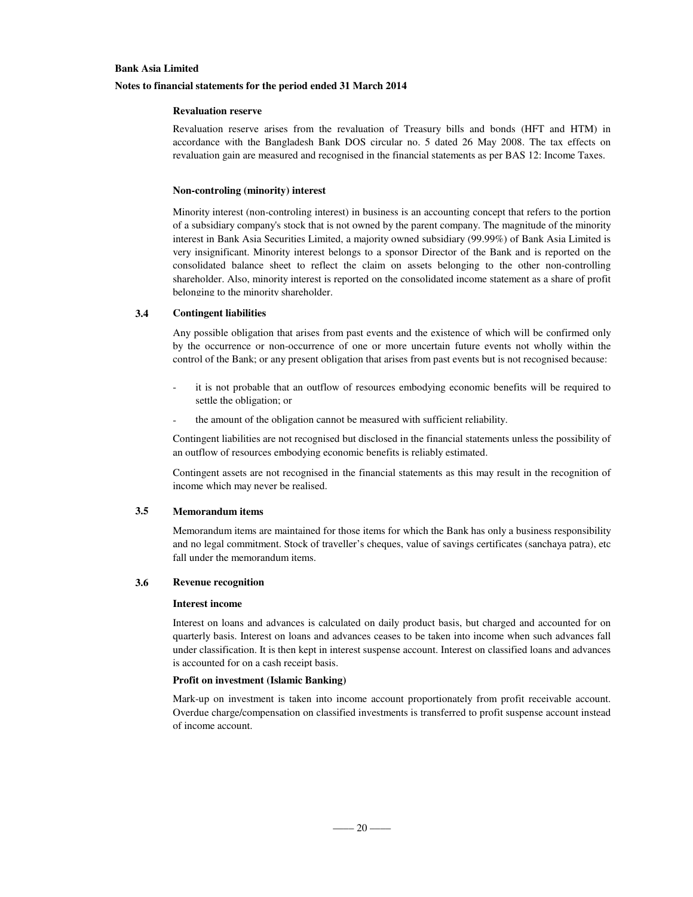**Revaluation reserve**

Revaluation reserve arises from the revaluation of Treasury bills and bonds (HFT and HTM) in accordance with the Bangladesh Bank DOS circular no. 5 dated 26 May 2008. The tax effects on revaluation gain are measured and recognised in the financial statements as per BAS 12: Income Taxes.

**Non-controling (minority) interest**

Minority interest (non-controling interest) in business is an accounting concept that refers to the portion of a subsidiary company's stock that is not owned by the parent company. The magnitude of the minority interest in Bank Asia Securities Limited, a majority owned subsidiary (99.99%) of Bank Asia Limited is very insignificant. Minority interest belongs to a sponsor Director of the Bank and is reported on the consolidated balance sheet to reflect the claim on assets belonging to the other non-controlling shareholder. Also, minority interest is reported on the consolidated income statement as a share of profit belonging to the minority shareholder.

## 3.4 Contingent liabilities

Any possible obligation that arises from past events and the existence of which will be confirmed only by the occurrence or non-occurrence of one or more uncertain future events not wholly within the control of the Bank; or any present obligation that arises from past events but is not recognised because:

- it is not probable that an outflow of resources embodying economic benefits will be required to settle the obligation; or
- the amount of the obligation cannot be measured with sufficient reliability.

Contingent liabilities are not recognised but disclosed in the financial statements unless the possibility of an outflow of resources embodying economic benefits is reliably estimated.

Contingent assets are not recognised in the financial statements as this may result in the recognition of income which may never be realised.

## 3.5 Memorandum items

Memorandum items are maintained for those items for which the Bank has only a business responsibility and no legal commitment. Stock of traveller's cheques, value of savings certificates (sanchaya patra), etc fall under the memorandum items.

## 3.6 Revenue recognition

**Interest income**

Interest on loans and advances is calculated on daily product basis, but charged and accounted for on quarterly basis. Interest on loans and advances ceases to be taken into income when such advances fall under classification. It is then kept in interest suspense account. Interest on classified loans and advances is accounted for on a cash receipt basis.

**Profit on investment (Islamic Banking)**

Mark-up on investment is taken into income account proportionately from profit receivable account. Overdue charge/compensation on classified investments is transferred to profit suspense account instead of income account.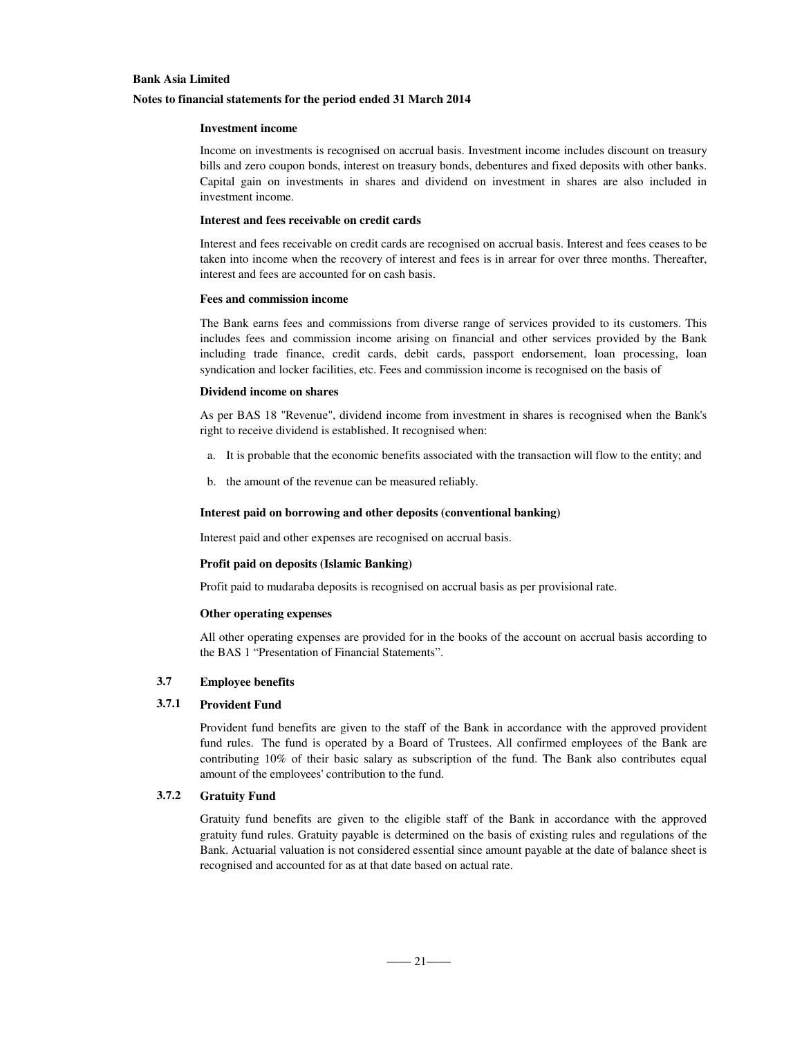**Bank Asia Limited**

**Notes to financial statements for the period ended 31 March 2014**

**Investment income**

Income on investments is recognised on accrual basis. Investment income includes discount on treasury bills and zero coupon bonds, interest on treasury bonds, debentures and fixed deposits with other banks. Capital gain on investments in shares and dividend on investment in shares are also included in investment income.

**Interest and fees receivable on credit cards**

Interest and fees receivable on credit cards are recognised on accrual basis. Interest and fees ceases to be taken into income when the recovery of interest and fees is in arrear for over three months. Thereafter, interest and fees are accounted for on cash basis.

**Fees and commission income**

The Bank earns fees and commissions from diverse range of services provided to its customers. This includes fees and commission income arising on financial and other services provided by the Bank including trade finance, credit cards, debit cards, passport endorsement, loan processing, loan syndication and locker facilities, etc. Fees and commission income is recognised on the basis of

**Dividend income on shares**

As per BAS 18 "Revenue", dividend income from investment in shares is recognised when the Bank's right to receive dividend is established. It recognised when:

a. It is probable that the economic benefits associated with the transaction will flow to the entity; and

b. the amount of the revenue can be measured reliably.

**Interest paid on borrowing and other deposits (conventional banking)**

Interest paid and other expenses are recognised on accrual basis.

**Profit paid on deposits (Islamic Banking)**

Profit paid to mudaraba deposits is recognised on accrual basis as per provisional rate.

**Other operating expenses**

All other operating expenses are provided for in the books of the account on accrual basis according to the BAS 1 "Presentation of Financial Statements".

### 3.7 Employee benefits

#### 3.7.1 Provident Fund

Provident fund benefits are given to the staff of the Bank in accordance with the approved provident fund rules. The fund is operated by a Board of Trustees. All confirmed employees of the Bank are contributing 10% of their basic salary as subscription of the fund. The Bank also contributes equal amount of the employees' contribution to the fund.

#### 3.7.2 Gratuity Fund

Gratuity fund benefits are given to the eligible staff of the Bank in accordance with the approved gratuity fund rules. Gratuity payable is determined on the basis of existing rules and regulations of the Bank. Actuarial valuation is not considered essential since amount payable at the date of balance sheet is recognised and accounted for as at that date based on actual rate.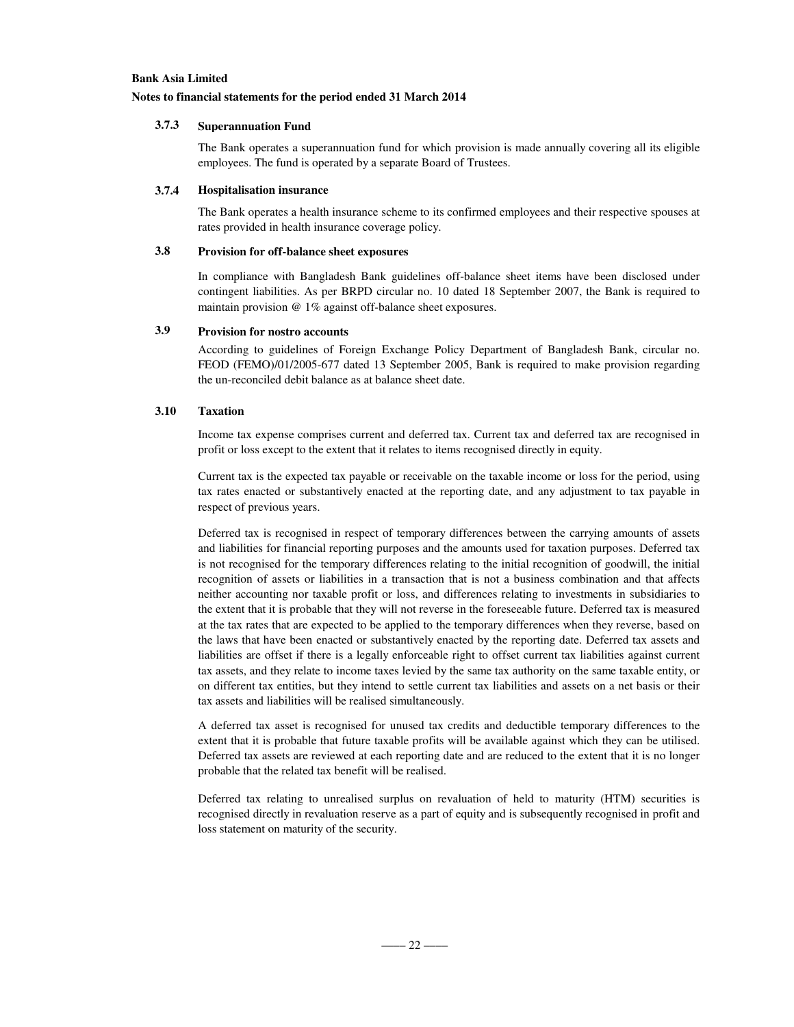### 3.7.3 Superannuation Fund

The Bank operates a superannuation fund for which provision is made annually covering all its eligible employees. The fund is operated by a separate Board of Trustees.

### 3.7.4 Hospitalisation insurance

The Bank operates a health insurance scheme to its confirmed employees and their respective spouses at rates provided in health insurance coverage policy.

## 3.8 Provision for off-balance sheet exposures

In compliance with Bangladesh Bank guidelines off-balance sheet items have been disclosed under contingent liabilities. As per BRPD circular no. 10 dated 18 September 2007, the Bank is required to maintain provision @ 1% against off-balance sheet exposures.

## 3.9 Provision for nostro accounts

According to guidelines of Foreign Exchange Policy Department of Bangladesh Bank, circular no. FEOD (FEMO)/01/2005-677 dated 13 September 2005, Bank is required to make provision regarding the un-reconciled debit balance as at balance sheet date.

## 3.10 Taxation

Income tax expense comprises current and deferred tax. Current tax and deferred tax are recognised in profit or loss except to the extent that it relates to items recognised directly in equity.

Current tax is the expected tax payable or receivable on the taxable income or loss for the period, using tax rates enacted or substantively enacted at the reporting date, and any adjustment to tax payable in respect of previous years.

Deferred tax is recognised in respect of temporary differences between the carrying amounts of assets and liabilities for financial reporting purposes and the amounts used for taxation purposes. Deferred tax is not recognised for the temporary differences relating to the initial recognition of goodwill, the initial recognition of assets or liabilities in a transaction that is not a business combination and that affects neither accounting nor taxable profit or loss, and differences relating to investments in subsidiaries to the extent that it is probable that they will not reverse in the foreseeable future. Deferred tax is measured at the tax rates that are expected to be applied to the temporary differences when they reverse, based on the laws that have been enacted or substantively enacted by the reporting date. Deferred tax assets and liabilities are offset if there is a legally enforceable right to offset current tax liabilities against current tax assets, and they relate to income taxes levied by the same tax authority on the same taxable entity, or on different tax entities, but they intend to settle current tax liabilities and assets on a net basis or their tax assets and liabilities will be realised simultaneously.

A deferred tax asset is recognised for unused tax credits and deductible temporary differences to the extent that it is probable that future taxable profits will be available against which they can be utilised. Deferred tax assets are reviewed at each reporting date and are reduced to the extent that it is no longer probable that the related tax benefit will be realised.

Deferred tax relating to unrealised surplus on revaluation of held to maturity (HTM) securities is recognised directly in revaluation reserve as a part of equity and is subsequently recognised in profit and loss statement on maturity of the security.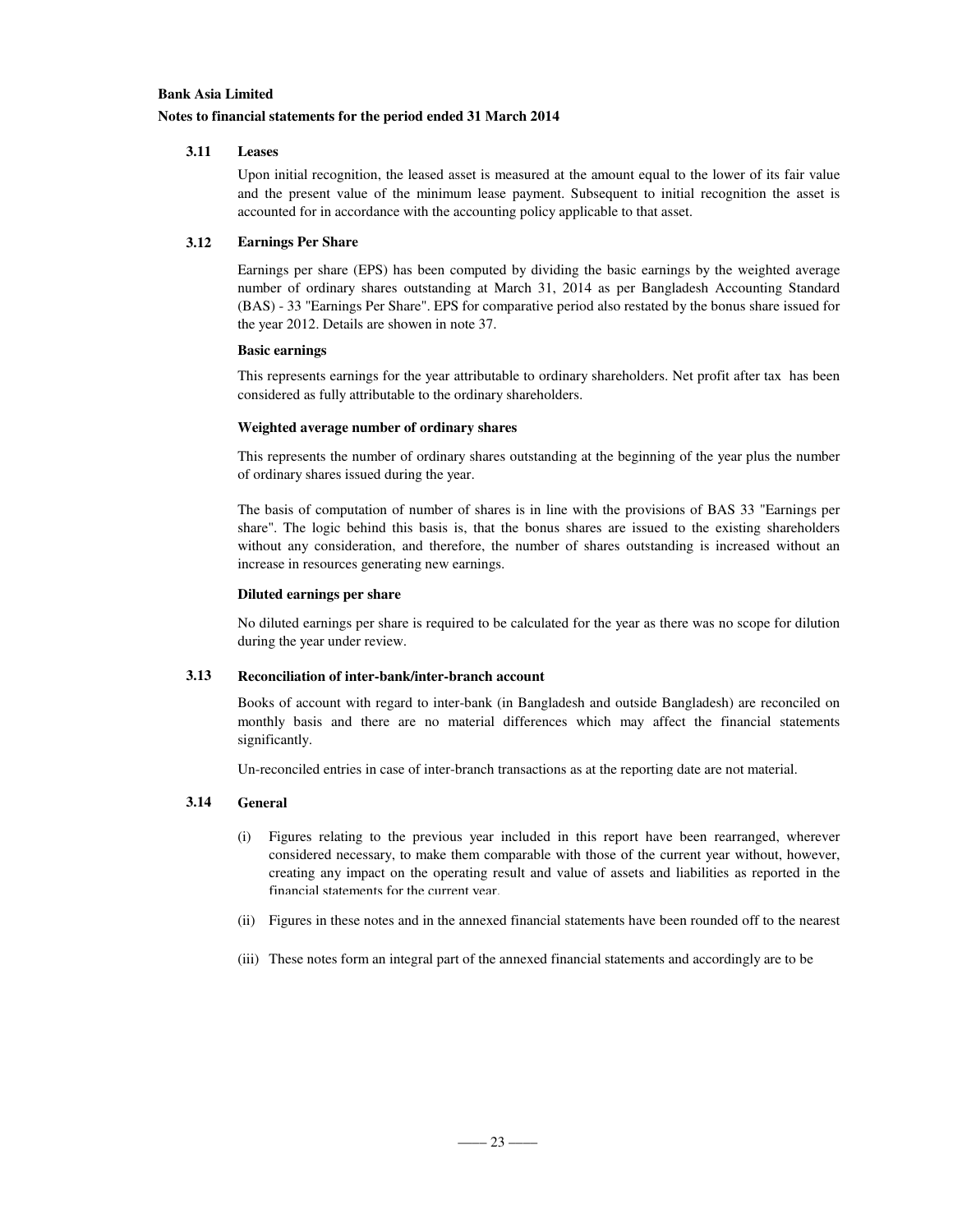**Bank Asia Limited**

**Notes to financial statements for the period ended 31 March 2014**

### 3.11 Leases

Upon initial recognition, the leased asset is measured at the amount equal to the lower of its fair value and the present value of the minimum lease payment. Subsequent to initial recognition the asset is accounted for in accordance with the accounting policy applicable to that asset.

### 3.12 Earnings Per Share

Earnings per share (EPS) has been computed by dividing the basic earnings by the weighted average number of ordinary shares outstanding at March 31, 2014 as per Bangladesh Accounting Standard (BAS) - 33 "Earnings Per Share". EPS for comparative period also restated by the bonus share issued for the year 2012. Details are showen in note 37.

**Basic earnings**

This represents earnings for the year attributable to ordinary shareholders. Net profit after tax has been considered as fully attributable to the ordinary shareholders.

**Weighted average number of ordinary shares**

This represents the number of ordinary shares outstanding at the beginning of the year plus the number of ordinary shares issued during the year.

The basis of computation of number of shares is in line with the provisions of BAS 33 "Earnings per share". The logic behind this basis is, that the bonus shares are issued to the existing shareholders without any consideration, and therefore, the number of shares outstanding is increased without an increase in resources generating new earnings.

**Diluted earnings per share**

No diluted earnings per share is required to be calculated for the year as there was no scope for dilution during the year under review.

### 3.13 Reconciliation of inter-bank/inter-branch account

Books of account with regard to inter-bank (in Bangladesh and outside Bangladesh) are reconciled on monthly basis and there are no material differences which may affect the financial statements significantly.

Un-reconciled entries in case of inter-branch transactions as at the reporting date are not material.

### 3.14 General

(i) Figures relating to the previous year included in this report have been rearranged, wherever considered necessary, to make them comparable with those of the current year without, however, creating any impact on the operating result and value of assets and liabilities as reported in the financial statements for the current year.

(ii) Figures in these notes and in the annexed financial statements have been rounded off to the nearest

(iii) These notes form an integral part of the annexed financial statements and accordingly are to be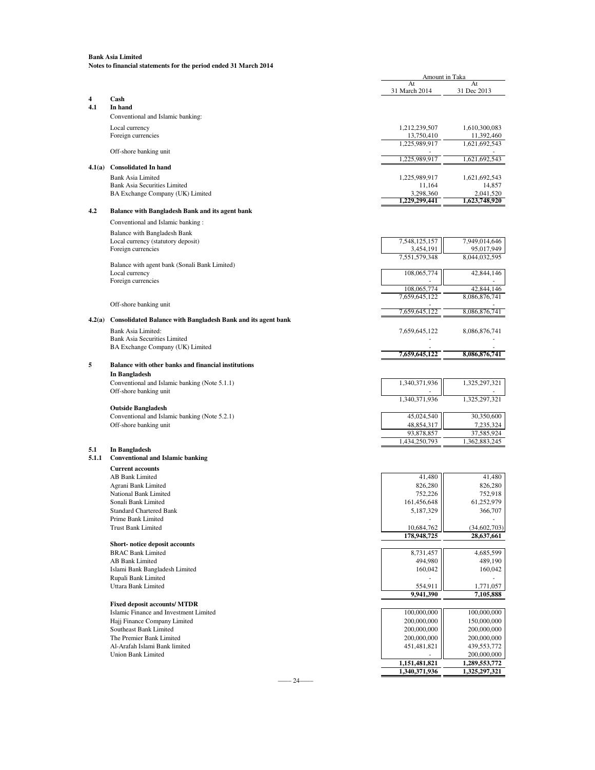**Bank Asia Limited**
**Notes to financial statements for the period ended 31 March 2014**

| | | Amount in Taka | |
|---|---|---|---|
| | | At 31 March 2014 | At 31 Dec 2013 |
| **4** | **Cash** | | |
| **4.1** | **In hand** | | |
| | Conventional and Islamic banking: | | |
| | Local currency | 1,212,239,507 | 1,610,300,083 |
| | Foreign currencies | 13,750,410 | 11,392,460 |
| | | 1,225,989,917 | 1,621,692,543 |
| | Off-shore banking unit | - | - |
| | | 1,225,989,917 | 1,621,692,543 |
| **4.1(a)** | **Consolidated In hand** | | |
| | Bank Asia Limited | 1,225,989,917 | 1,621,692,543 |
| | Bank Asia Securities Limited | 11,164 | 14,857 |
| | BA Exchange Company (UK) Limited | 3,298,360 | 2,041,520 |
| | | **1,229,299,441** | **1,623,748,920** |
| **4.2** | **Balance with Bangladesh Bank and its agent bank** | | |
| | Conventional and Islamic banking : | | |
| | Balance with Bangladesh Bank | | |
| | Local currency (statutory deposit) | 7,548,125,157 | 7,949,014,646 |
| | Foreign currencies | 3,454,191 | 95,017,949 |
| | | 7,551,579,348 | 8,044,032,595 |
| | Balance with agent bank (Sonali Bank Limited) | | |
| | Local currency | 108,065,774 | 42,844,146 |
| | Foreign currencies | - | - |
| | | 108,065,774 | 42,844,146 |
| | | 7,659,645,122 | 8,086,876,741 |
| | Off-shore banking unit | - | - |
| | | 7,659,645,122 | 8,086,876,741 |
| **4.2(a)** | **Consolidated Balance with Bangladesh Bank and its agent bank** | | |
| | Bank Asia Limited: | 7,659,645,122 | 8,086,876,741 |
| | Bank Asia Securities Limited | - | - |
| | BA Exchange Company (UK) Limited | - | - |
| | | **7,659,645,122** | **8,086,876,741** |
| **5** | **Balance with other banks and financial institutions** | | |
| | **In Bangladesh** | | |
| | Conventional and Islamic banking (Note 5.1.1) | 1,340,371,936 | 1,325,297,321 |
| | Off-shore banking unit | - | - |
| | | 1,340,371,936 | 1,325,297,321 |
| | **Outside Bangladesh** | | |
| | Conventional and Islamic banking (Note 5.2.1) | 45,024,540 | 30,350,600 |
| | Off-shore banking unit | 48,854,317 | 7,235,324 |
| | | 93,878,857 | 37,585,924 |
| | | 1,434,250,793 | 1,362,883,245 |
| **5.1** | **In Bangladesh** | | |
| **5.1.1** | **Conventional and Islamic banking** | | |
| | **Current accounts** | | |
| | AB Bank Limited | 41,480 | 41,480 |
| | Agrani Bank Limited | 826,280 | 826,280 |
| | National Bank Limited | 752,226 | 752,918 |
| | Sonali Bank Limited | 161,456,648 | 61,252,979 |
| | Standard Chartered Bank | 5,187,329 | 366,707 |
| | Prime Bank Limited | - | - |
| | Trust Bank Limited | 10,684,762 | (34,602,703) |
| | | **178,948,725** | **28,637,661** |
| | **Short- notice deposit accounts** | | |
| | BRAC Bank Limited | 8,731,457 | 4,685,599 |
| | AB Bank Limited | 494,980 | 489,190 |
| | Islami Bank Bangladesh Limited | 160,042 | 160,042 |
| | Rupali Bank Limited | - | - |
| | Uttara Bank Limited | 554,911 | 1,771,057 |
| | | **9,941,390** | **7,105,888** |
| | **Fixed deposit accounts/ MTDR** | | |
| | Islamic Finance and Investment Limited | 100,000,000 | 100,000,000 |
| | Hajj Finance Company Limited | 200,000,000 | 150,000,000 |
| | Southeast Bank Limited | 200,000,000 | 200,000,000 |
| | The Premier Bank Limited | 200,000,000 | 200,000,000 |
| | Al-Arafah Islami Bank limited | 451,481,821 | 439,553,772 |
| | Union Bank Limited | - | 200,000,000 |
| | | **1,151,481,821** | **1,289,553,772** |
| | | **1,340,371,936** | **1,325,297,321** |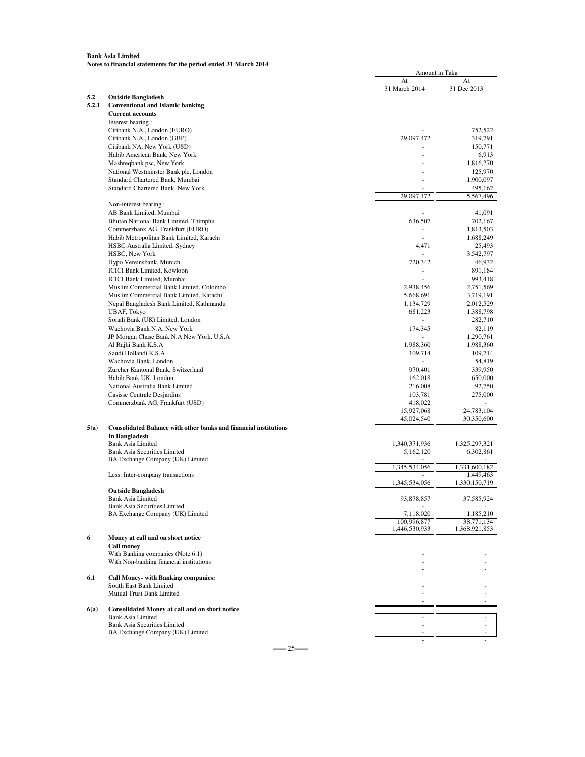**Bank Asia Limited**
**Notes to financial statements for the period ended 31 March 2014**

| | | Amount in Taka | |
|---|---|---|---|
| | | At 31 March 2014 | At 31 Dec 2013 |
| **5.2** | **Outside Bangladesh** | | |
| **5.2.1** | **Conventional and Islamic banking** | | |
| | **Current accounts** | | |
| | Interest bearing : | | |
| | Citibank N.A., London (EURO) | - | 752,522 |
| | Citibank N.A., London (GBP) | 29,097,472 | 319,791 |
| | Citibank NA, New York (USD) | - | 150,771 |
| | Habib American Bank, New York | - | 6,913 |
| | Mashreqbank psc, New York | - | 1,816,270 |
| | National Westminster Bank plc, London | - | 125,970 |
| | Standard Chartered Bank, Mumbai | - | 1,900,097 |
| | Standard Chartered Bank, New York | - | 495,162 |
| | | 29,097,472 | 5,567,496 |
| | Non-interest bearing : | | |
| | AB Bank Limited, Mumbai | - | 41,091 |
| | Bhutan National Bank Limited, Thimphu | 636,507 | 702,167 |
| | Commerzbank AG, Frankfurt (EURO) | - | 1,813,503 |
| | Habib Metropolitan Bank Limited, Karachi | - | 1,688,249 |
| | HSBC Australia Limited, Sydney | 4,471 | 25,493 |
| | HSBC, New York | - | 3,542,797 |
| | Hypo Vereinsbank, Munich | 720,342 | 46,932 |
| | ICICI Bank Limited, Kowloon | - | 891,184 |
| | ICICI Bank Limited, Mumbai | - | 993,418 |
| | Muslim Commercial Bank Limited, Colombo | 2,938,456 | 2,751,569 |
| | Muslim Commercial Bank Limited, Karachi | 5,668,691 | 3,719,191 |
| | Nepal Bangladesh Bank Limited, Kathmandu | 1,134,729 | 2,012,529 |
| | UBAF, Tokyo | 681,223 | 1,388,798 |
| | Sonali Bank (UK) Limited, London | - | 282,710 |
| | Wachovia Bank N.A, New York | 174,345 | 82,119 |
| | JP Morgan Chase Bank N.A New York, U.S.A | - | 1,290,761 |
| | Al Rajhi Bank K.S.A | 1,988,360 | 1,988,360 |
| | Saudi Hollandi K.S.A | 109,714 | 109,714 |
| | Wachovia Bank, London | - | 54,819 |
| | Zurcher Kantonal Bank, Switzerland | 970,401 | 339,950 |
| | Habib Bank UK, London | 162,018 | 650,000 |
| | National Australia Bank Limited | 216,008 | 92,750 |
| | Casisse Centrale Desjardins | 103,781 | 275,000 |
| | Commerzbank AG, Frankfurt (USD) | 418,022 | - |
| | | 15,927,068 | 24,783,104 |
| | | 45,024,540 | 30,350,600 |
| **5(a)** | **Consolidated Balance with other banks and financial institutions** | | |
| | **In Bangladesh** | | |
| | Bank Asia Limited | 1,340,371,936 | 1,325,297,321 |
| | Bank Asia Securities Limited | 5,162,120 | 6,302,861 |
| | BA Exchange Company (UK) Limited | - | - |
| | | 1,345,534,056 | 1,331,600,182 |
| | Less: Inter-company transactions | - | 1,449,463 |
| | | 1,345,534,056 | 1,330,150,719 |
| | **Outside Bangladesh** | | |
| | Bank Asia Limited | 93,878,857 | 37,585,924 |
| | Bank Asia Securities Limited | - | - |
| | BA Exchange Company (UK) Limited | 7,118,020 | 1,185,210 |
| | | 100,996,877 | 38,771,134 |
| | | 1,446,530,933 | 1,368,921,853 |
| **6** | **Money at call and on short notice** | | |
| | **Call money** | | |
| | With Banking companies (Note 6.1) | - | - |
| | With Non-banking financial institutions | - | - |
| | | - | - |
| **6.1** | **Call Money- with Banking companies:** | | |
| | South East Bank Limited | - | - |
| | Mutual Trust Bank Limited | - | - |
| | | - | - |
| **6(a)** | **Consolidated Money at call and on short notice** | | |
| | Bank Asia Limited | - | - |
| | Bank Asia Securities Limited | - | - |
| | BA Exchange Company (UK) Limited | - | - |
| | | - | - |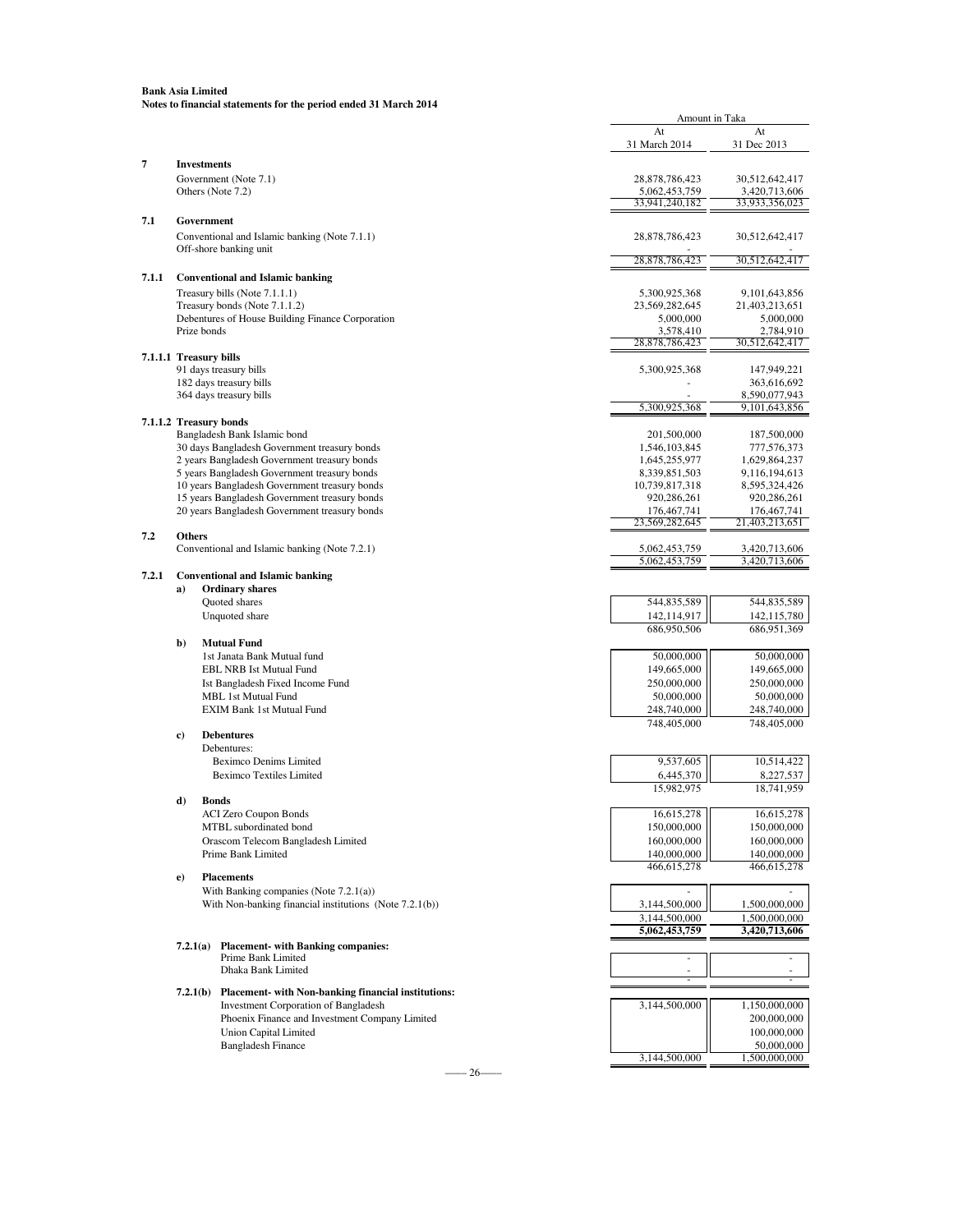**Bank Asia Limited**
**Notes to financial statements for the period ended 31 March 2014**

| | | Amount in Taka | |
|---|---|---|---|
| | | At 31 March 2014 | At 31 Dec 2013 |
| **7** | **Investments** | | |
| | Government (Note 7.1) | 28,878,786,423 | 30,512,642,417 |
| | Others (Note 7.2) | 5,062,453,759 | 3,420,713,606 |
| | | 33,941,240,182 | 33,933,356,023 |
| **7.1** | **Government** | | |
| | Conventional and Islamic banking (Note 7.1.1) | 28,878,786,423 | 30,512,642,417 |
| | Off-shore banking unit | - | - |
| | | 28,878,786,423 | 30,512,642,417 |
| **7.1.1** | **Conventional and Islamic banking** | | |
| | Treasury bills (Note 7.1.1.1) | 5,300,925,368 | 9,101,643,856 |
| | Treasury bonds (Note 7.1.1.2) | 23,569,282,645 | 21,403,213,651 |
| | Debentures of House Building Finance Corporation | 5,000,000 | 5,000,000 |
| | Prize bonds | 3,578,410 | 2,784,910 |
| | | 28,878,786,423 | 30,512,642,417 |
| **7.1.1.1** | **Treasury bills** | | |
| | 91 days treasury bills | 5,300,925,368 | 147,949,221 |
| | 182 days treasury bills | - | 363,616,692 |
| | 364 days treasury bills | - | 8,590,077,943 |
| | | 5,300,925,368 | 9,101,643,856 |
| **7.1.1.2** | **Treasury bonds** | | |
| | Bangladesh Bank Islamic bond | 201,500,000 | 187,500,000 |
| | 30 days Bangladesh Government treasury bonds | 1,546,103,845 | 777,576,373 |
| | 2 years Bangladesh Government treasury bonds | 1,645,255,977 | 1,629,864,237 |
| | 5 years Bangladesh Government treasury bonds | 8,339,851,503 | 9,116,194,613 |
| | 10 years Bangladesh Government treasury bonds | 10,739,817,318 | 8,595,324,426 |
| | 15 years Bangladesh Government treasury bonds | 920,286,261 | 920,286,261 |
| | 20 years Bangladesh Government treasury bonds | 176,467,741 | 176,467,741 |
| | | 23,569,282,645 | 21,403,213,651 |
| **7.2** | **Others** | | |
| | Conventional and Islamic banking (Note 7.2.1) | 5,062,453,759 | 3,420,713,606 |
| | | 5,062,453,759 | 3,420,713,606 |
| **7.2.1** | **Conventional and Islamic banking** | | |
| | **a) Ordinary shares** | | |
| | Quoted shares | 544,835,589 | 544,835,589 |
| | Unquoted share | 142,114,917 | 142,115,780 |
| | | 686,950,506 | 686,951,369 |
| | **b) Mutual Fund** | | |
| | 1st Janata Bank Mutual fund | 50,000,000 | 50,000,000 |
| | EBL NRB Ist Mutual Fund | 149,665,000 | 149,665,000 |
| | Ist Bangladesh Fixed Income Fund | 250,000,000 | 250,000,000 |
| | MBL 1st Mutual Fund | 50,000,000 | 50,000,000 |
| | EXIM Bank 1st Mutual Fund | 248,740,000 | 248,740,000 |
| | | 748,405,000 | 748,405,000 |
| | **c) Debentures** | | |
| | Debentures: | | |
| | Beximco Denims Limited | 9,537,605 | 10,514,422 |
| | Beximco Textiles Limited | 6,445,370 | 8,227,537 |
| | | 15,982,975 | 18,741,959 |
| | **d) Bonds** | | |
| | ACI Zero Coupon Bonds | 16,615,278 | 16,615,278 |
| | MTBL subordinated bond | 150,000,000 | 150,000,000 |
| | Orascom Telecom Bangladesh Limited | 160,000,000 | 160,000,000 |
| | Prime Bank Limited | 140,000,000 | 140,000,000 |
| | | 466,615,278 | 466,615,278 |
| | **e) Placements** | | |
| | With Banking companies (Note 7.2.1(a)) | - | - |
| | With Non-banking financial institutions (Note 7.2.1(b)) | 3,144,500,000 | 1,500,000,000 |
| | | 3,144,500,000 | 1,500,000,000 |
| | | **5,062,453,759** | **3,420,713,606** |
| **7.2.1(a)** | **Placement- with Banking companies:** | | |
| | Prime Bank Limited | - | - |
| | Dhaka Bank Limited | - | - |
| | | - | - |
| **7.2.1(b)** | **Placement- with Non-banking financial institutions:** | | |
| | Investment Corporation of Bangladesh | 3,144,500,000 | 1,150,000,000 |
| | Phoenix Finance and Investment Company Limited | | 200,000,000 |
| | Union Capital Limited | | 100,000,000 |
| | Bangladesh Finance | | 50,000,000 |
| | | 3,144,500,000 | 1,500,000,000 |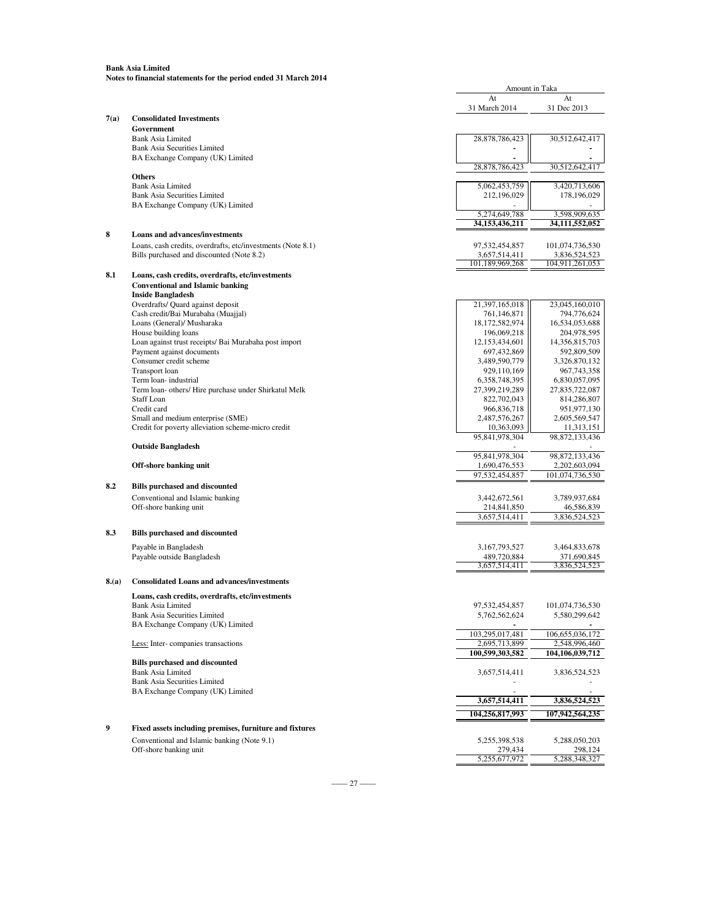**Bank Asia Limited**
**Notes to financial statements for the period ended 31 March 2014**

| | | Amount in Taka | |
|---|---|---|---|
| | | At 31 March 2014 | At 31 Dec 2013 |
| **7(a)** | **Consolidated Investments** | | |
| | **Government** | | |
| | Bank Asia Limited | 28,878,786,423 | 30,512,642,417 |
| | Bank Asia Securities Limited | - | - |
| | BA Exchange Company (UK) Limited | - | - |
| | | 28,878,786,423 | 30,512,642,417 |
| | **Others** | | |
| | Bank Asia Limited | 5,062,453,759 | 3,420,713,606 |
| | Bank Asia Securities Limited | 212,196,029 | 178,196,029 |
| | BA Exchange Company (UK) Limited | - | - |
| | | 5,274,649,788 | 3,598,909,635 |
| | | **34,153,436,211** | **34,111,552,052** |
| **8** | **Loans and advances/investments** | | |
| | Loans, cash credits, overdrafts, etc/investments (Note 8.1) | 97,532,454,857 | 101,074,736,530 |
| | Bills purchased and discounted (Note 8.2) | 3,657,514,411 | 3,836,524,523 |
| | | 101,189,969,268 | 104,911,261,053 |
| **8.1** | **Loans, cash credits, overdrafts, etc/investments** | | |
| | **Conventional and Islamic banking** | | |
| | **Inside Bangladesh** | | |
| | Overdrafts/ Quard against deposit | 21,397,165,018 | 23,045,160,010 |
| | Cash credit/Bai Murabaha (Muajjal) | 761,146,871 | 794,776,624 |
| | Loans (General)/ Musharaka | 18,172,582,974 | 16,534,053,688 |
| | House building loans | 196,069,218 | 204,978,595 |
| | Loan against trust receipts/ Bai Murabaha post import | 12,153,434,601 | 14,356,815,703 |
| | Payment against documents | 697,432,869 | 592,809,509 |
| | Consumer credit scheme | 3,489,590,779 | 3,326,870,132 |
| | Transport loan | 929,110,169 | 967,743,358 |
| | Term loan- industrial | 6,358,748,395 | 6,830,057,095 |
| | Term loan- others/ Hire purchase under Shirkatul Melk | 27,399,219,289 | 27,835,722,087 |
| | Staff Loan | 822,702,043 | 814,286,807 |
| | Credit card | 966,836,718 | 951,977,130 |
| | Small and medium enterprise (SME) | 2,487,576,267 | 2,605,569,547 |
| | Credit for poverty alleviation scheme-micro credit | 10,363,093 | 11,313,151 |
| | | 95,841,978,304 | 98,872,133,436 |
| | **Outside Bangladesh** | - | - |
| | | 95,841,978,304 | 98,872,133,436 |
| | **Off-shore banking unit** | 1,690,476,553 | 2,202,603,094 |
| | | 97,532,454,857 | 101,074,736,530 |
| **8.2** | **Bills purchased and discounted** | | |
| | Conventional and Islamic banking | 3,442,672,561 | 3,789,937,684 |
| | Off-shore banking unit | 214,841,850 | 46,586,839 |
| | | 3,657,514,411 | 3,836,524,523 |
| **8.3** | **Bills purchased and discounted** | | |
| | Payable in Bangladesh | 3,167,793,527 | 3,464,833,678 |
| | Payable outside Bangladesh | 489,720,884 | 371,690,845 |
| | | 3,657,514,411 | 3,836,524,523 |
| **8.(a)** | **Consolidated Loans and advances/investments** | | |
| | **Loans, cash credits, overdrafts, etc/investments** | | |
| | Bank Asia Limited | 97,532,454,857 | 101,074,736,530 |
| | Bank Asia Securities Limited | 5,762,562,624 | 5,580,299,642 |
| | BA Exchange Company (UK) Limited | - | - |
| | | 103,295,017,481 | 106,655,036,172 |
| | Less: Inter- companies transactions | 2,695,713,899 | 2,548,996,460 |
| | | **100,599,303,582** | **104,106,039,712** |
| | **Bills purchased and discounted** | | |
| | Bank Asia Limited | 3,657,514,411 | 3,836,524,523 |
| | Bank Asia Securities Limited | - | - |
| | BA Exchange Company (UK) Limited | - | - |
| | | **3,657,514,411** | **3,836,524,523** |
| | | **104,256,817,993** | **107,942,564,235** |
| **9** | **Fixed assets including premises, furniture and fixtures** | | |
| | Conventional and Islamic banking (Note 9.1) | 5,255,398,538 | 5,288,050,203 |
| | Off-shore banking unit | 279,434 | 298,124 |
| | | 5,255,677,972 | 5,288,348,327 |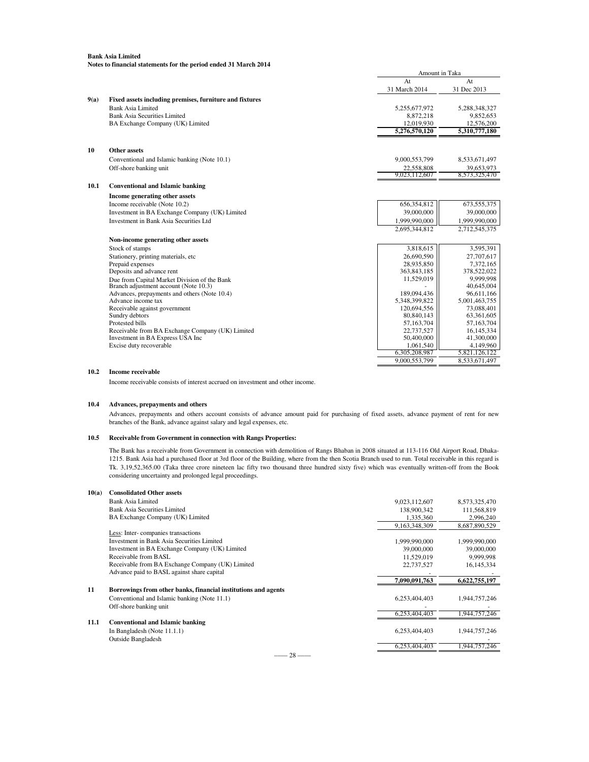**Bank Asia Limited**
**Notes to financial statements for the period ended 31 March 2014**

| | | Amount in Taka | |
|---|---|---|---|
| | | At 31 March 2014 | At 31 Dec 2013 |
| **9(a)** | **Fixed assets including premises, furniture and fixtures** | | |
| | Bank Asia Limited | 5,255,677,972 | 5,288,348,327 |
| | Bank Asia Securities Limited | 8,872,218 | 9,852,653 |
| | BA Exchange Company (UK) Limited | 12,019,930 | 12,576,200 |
| | | **5,276,570,120** | **5,310,777,180** |
| **10** | **Other assets** | | |
| | Conventional and Islamic banking (Note 10.1) | 9,000,553,799 | 8,533,671,497 |
| | Off-shore banking unit | 22,558,808 | 39,653,973 |
| | | 9,023,112,607 | 8,573,325,470 |
| **10.1** | **Conventional and Islamic banking** | | |
| | **Income generating other assets** | | |
| | Income receivable (Note 10.2) | 656,354,812 | 673,555,375 |
| | Investment in BA Exchange Company (UK) Limited | 39,000,000 | 39,000,000 |
| | Investment in Bank Asia Securities Ltd | 1,999,990,000 | 1,999,990,000 |
| | | 2,695,344,812 | 2,712,545,375 |
| | **Non-income generating other assets** | | |
| | Stock of stamps | 3,818,615 | 3,595,391 |
| | Stationery, printing materials, etc | 26,690,590 | 27,707,617 |
| | Prepaid expenses | 28,935,850 | 7,372,165 |
| | Deposits and advance rent | 363,843,185 | 378,522,022 |
| | Due from Capital Market Division of the Bank | 11,529,019 | 9,999,998 |
| | Branch adjustment account (Note 10.3) | - | 40,645,004 |
| | Advances, prepayments and others (Note 10.4) | 189,094,436 | 96,611,166 |
| | Advance income tax | 5,348,399,822 | 5,001,463,755 |
| | Receivable against government | 120,694,556 | 73,088,401 |
| | Sundry debtors | 80,840,143 | 63,361,605 |
| | Protested bills | 57,163,704 | 57,163,704 |
| | Receivable from BA Exchange Company (UK) Limited | 22,737,527 | 16,145,334 |
| | Investment in BA Express USA Inc | 50,400,000 | 41,300,000 |
| | Excise duty recoverable | 1,061,540 | 4,149,960 |
| | | 6,305,208,987 | 5,821,126,122 |
| | | 9,000,553,799 | 8,533,671,497 |

**10.2 Income receivable**

Income receivable consists of interest accrued on investment and other income.

**10.4 Advances, prepayments and others**

Advances, prepayments and others account consists of advance amount paid for purchasing of fixed assets, advance payment of rent for new branches of the Bank, advance against salary and legal expenses, etc.

**10.5 Receivable from Government in connection with Rangs Properties:**

The Bank has a receivable from Government in connection with demolition of Rangs Bhaban in 2008 situated at 113-116 Old Airport Road, Dhaka-1215. Bank Asia had a purchased floor at 3rd floor of the Building, where from the then Scotia Branch used to run. Total receivable in this regard is Tk. 3,19,52,365.00 (Taka three crore nineteen lac fifty two thousand three hundred sixty five) which was eventually written-off from the Book considering uncertainty and prolonged legal proceedings.

| | | At 31 March 2014 | At 31 Dec 2013 |
|---|---|---|---|
| **10(a)** | **Consolidated Other assets** | | |
| | Bank Asia Limited | 9,023,112,607 | 8,573,325,470 |
| | Bank Asia Securities Limited | 138,900,342 | 111,568,819 |
| | BA Exchange Company (UK) Limited | 1,335,360 | 2,996,240 |
| | | 9,163,348,309 | 8,687,890,529 |
| | Less: Inter- companies transactions | | |
| | Investment in Bank Asia Securities Limited | 1,999,990,000 | 1,999,990,000 |
| | Investment in BA Exchange Company (UK) Limited | 39,000,000 | 39,000,000 |
| | Receivable from BASL | 11,529,019 | 9,999,998 |
| | Receivable from BA Exchange Company (UK) Limited | 22,737,527 | 16,145,334 |
| | Advance paid to BASL against share capital | - | - |
| | | **7,090,091,763** | **6,622,755,197** |
| **11** | **Borrowings from other banks, financial institutions and agents** | | |
| | Conventional and Islamic banking (Note 11.1) | 6,253,404,403 | 1,944,757,246 |
| | Off-shore banking unit | - | - |
| | | 6,253,404,403 | 1,944,757,246 |
| **11.1** | **Conventional and Islamic banking** | | |
| | In Bangladesh (Note 11.1.1) | 6,253,404,403 | 1,944,757,246 |
| | Outside Bangladesh | - | - |
| | | 6,253,404,403 | 1,944,757,246 |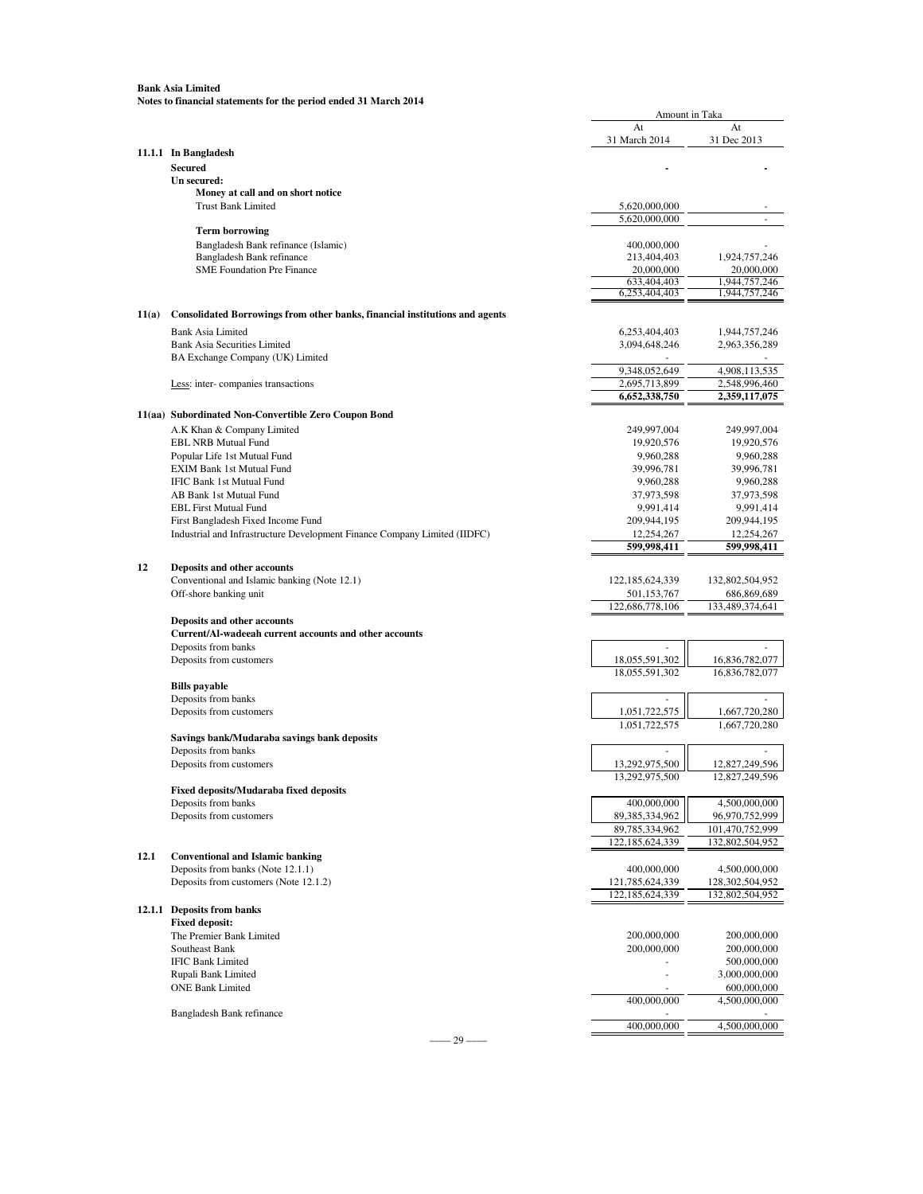**Bank Asia Limited**
**Notes to financial statements for the period ended 31 March 2014**

| | | Amount in Taka | |
|---|---|---|---|
| | | At 31 March 2014 | At 31 Dec 2013 |
| **11.1.1** | **In Bangladesh** | | |
| | **Secured** | - | - |
| | **Un secured:** | | |
| | **Money at call and on short notice** | | |
| | Trust Bank Limited | 5,620,000,000 | - |
| | | 5,620,000,000 | - |
| | **Term borrowing** | | |
| | Bangladesh Bank refinance (Islamic) | 400,000,000 | - |
| | Bangladesh Bank refinance | 213,404,403 | 1,924,757,246 |
| | SME Foundation Pre Finance | 20,000,000 | 20,000,000 |
| | | 633,404,403 | 1,944,757,246 |
| | | 6,253,404,403 | 1,944,757,246 |
| **11(a)** | **Consolidated Borrowings from other banks, financial institutions and agents** | | |
| | Bank Asia Limited | 6,253,404,403 | 1,944,757,246 |
| | Bank Asia Securities Limited | 3,094,648,246 | 2,963,356,289 |
| | BA Exchange Company (UK) Limited | - | - |
| | | 9,348,052,649 | 4,908,113,535 |
| | Less: inter- companies transactions | 2,695,713,899 | 2,548,996,460 |
| | | **6,652,338,750** | **2,359,117,075** |
| **11(aa)** | **Subordinated Non-Convertible Zero Coupon Bond** | | |
| | A.K Khan & Company Limited | 249,997,004 | 249,997,004 |
| | EBL NRB Mutual Fund | 19,920,576 | 19,920,576 |
| | Popular Life 1st Mutual Fund | 9,960,288 | 9,960,288 |
| | EXIM Bank 1st Mutual Fund | 39,996,781 | 39,996,781 |
| | IFIC Bank 1st Mutual Fund | 9,960,288 | 9,960,288 |
| | AB Bank 1st Mutual Fund | 37,973,598 | 37,973,598 |
| | EBL First Mutual Fund | 9,991,414 | 9,991,414 |
| | First Bangladesh Fixed Income Fund | 209,944,195 | 209,944,195 |
| | Industrial and Infrastructure Development Finance Company Limited (IIDFC) | 12,254,267 | 12,254,267 |
| | | **599,998,411** | **599,998,411** |
| **12** | **Deposits and other accounts** | | |
| | Conventional and Islamic banking (Note 12.1) | 122,185,624,339 | 132,802,504,952 |
| | Off-shore banking unit | 501,153,767 | 686,869,689 |
| | | 122,686,778,106 | 133,489,374,641 |
| | **Deposits and other accounts** | | |
| | **Current/Al-wadeeah current accounts and other accounts** | | |
| | Deposits from banks | - | - |
| | Deposits from customers | 18,055,591,302 | 16,836,782,077 |
| | | 18,055,591,302 | 16,836,782,077 |
| | **Bills payable** | | |
| | Deposits from banks | - | - |
| | Deposits from customers | 1,051,722,575 | 1,667,720,280 |
| | | 1,051,722,575 | 1,667,720,280 |
| | **Savings bank/Mudaraba savings bank deposits** | | |
| | Deposits from banks | - | - |
| | Deposits from customers | 13,292,975,500 | 12,827,249,596 |
| | | 13,292,975,500 | 12,827,249,596 |
| | **Fixed deposits/Mudaraba fixed deposits** | | |
| | Deposits from banks | 400,000,000 | 4,500,000,000 |
| | Deposits from customers | 89,385,334,962 | 96,970,752,999 |
| | | 89,785,334,962 | 101,470,752,999 |
| | | 122,185,624,339 | 132,802,504,952 |
| **12.1** | **Conventional and Islamic banking** | | |
| | Deposits from banks (Note 12.1.1) | 400,000,000 | 4,500,000,000 |
| | Deposits from customers (Note 12.1.2) | 121,785,624,339 | 128,302,504,952 |
| | | 122,185,624,339 | 132,802,504,952 |
| **12.1.1** | **Deposits from banks** | | |
| | **Fixed deposit:** | | |
| | The Premier Bank Limited | 200,000,000 | 200,000,000 |
| | Southeast Bank | 200,000,000 | 200,000,000 |
| | IFIC Bank Limited | - | 500,000,000 |
| | Rupali Bank Limited | - | 3,000,000,000 |
| | ONE Bank Limited | - | 600,000,000 |
| | | 400,000,000 | 4,500,000,000 |
| | Bangladesh Bank refinance | - | - |
| | | 400,000,000 | 4,500,000,000 |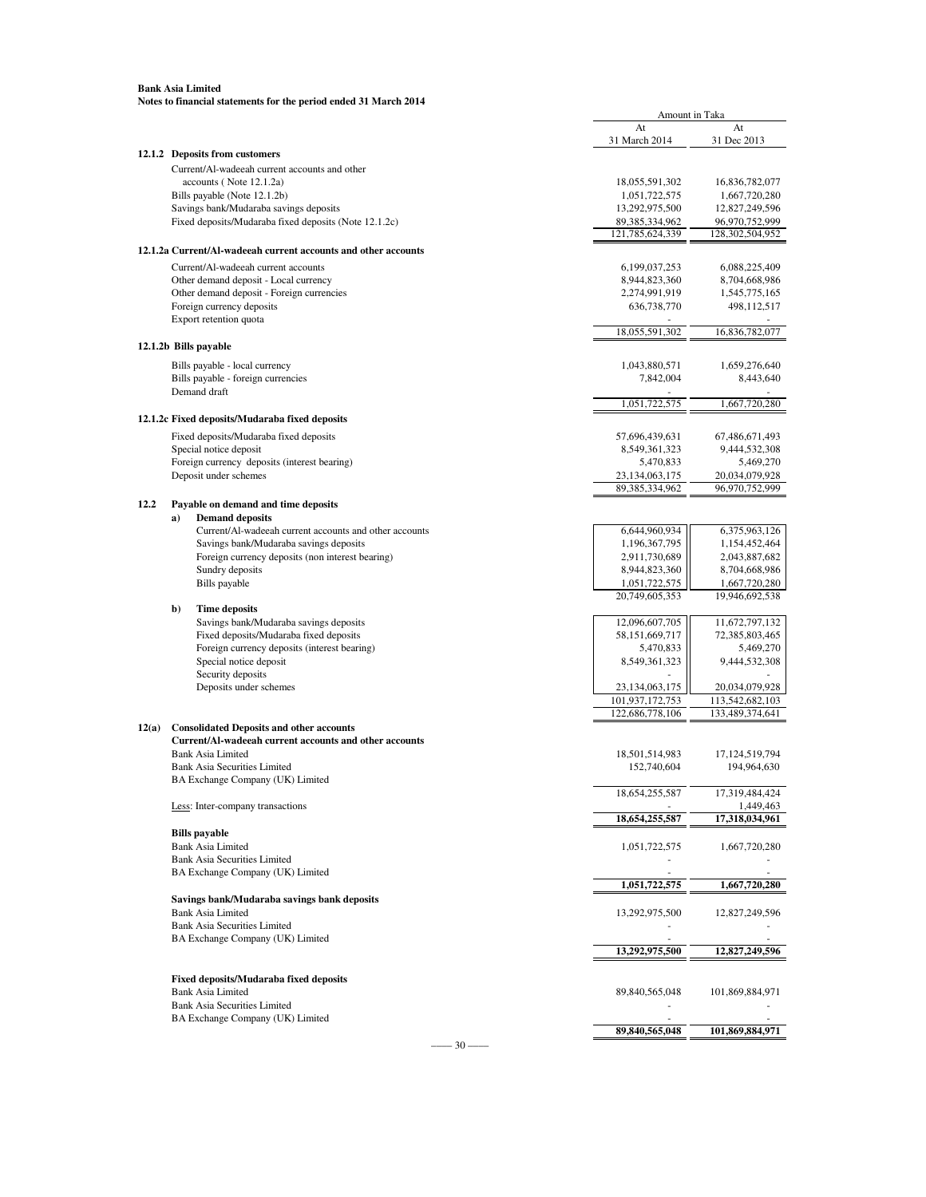**Bank Asia Limited**
**Notes to financial statements for the period ended 31 March 2014**

| | | Amount in Taka | |
|---|---|---|---|
| | | At 31 March 2014 | At 31 Dec 2013 |
| **12.1.2** | **Deposits from customers** | | |
| | Current/Al-wadeeah current accounts and other accounts ( Note 12.1.2a) | 18,055,591,302 | 16,836,782,077 |
| | Bills payable (Note 12.1.2b) | 1,051,722,575 | 1,667,720,280 |
| | Savings bank/Mudaraba savings deposits | 13,292,975,500 | 12,827,249,596 |
| | Fixed deposits/Mudaraba fixed deposits (Note 12.1.2c) | 89,385,334,962 | 96,970,752,999 |
| | | 121,785,624,339 | 128,302,504,952 |
| **12.1.2a** | **Current/Al-wadeeah current accounts and other accounts** | | |
| | Current/Al-wadeeah current accounts | 6,199,037,253 | 6,088,225,409 |
| | Other demand deposit - Local currency | 8,944,823,360 | 8,704,668,986 |
| | Other demand deposit - Foreign currencies | 2,274,991,919 | 1,545,775,165 |
| | Foreign currency deposits | 636,738,770 | 498,112,517 |
| | Export retention quota | - | - |
| | | 18,055,591,302 | 16,836,782,077 |
| **12.1.2b** | **Bills payable** | | |
| | Bills payable - local currency | 1,043,880,571 | 1,659,276,640 |
| | Bills payable - foreign currencies | 7,842,004 | 8,443,640 |
| | Demand draft | - | - |
| | | 1,051,722,575 | 1,667,720,280 |
| **12.1.2c** | **Fixed deposits/Mudaraba fixed deposits** | | |
| | Fixed deposits/Mudaraba fixed deposits | 57,696,439,631 | 67,486,671,493 |
| | Special notice deposit | 8,549,361,323 | 9,444,532,308 |
| | Foreign currency deposits (interest bearing) | 5,470,833 | 5,469,270 |
| | Deposit under schemes | 23,134,063,175 | 20,034,079,928 |
| | | 89,385,334,962 | 96,970,752,999 |
| **12.2** | **Payable on demand and time deposits** | | |
| | **a) Demand deposits** | | |
| | Current/Al-wadeeah current accounts and other accounts | 6,644,960,934 | 6,375,963,126 |
| | Savings bank/Mudaraba savings deposits | 1,196,367,795 | 1,154,452,464 |
| | Foreign currency deposits (non interest bearing) | 2,911,730,689 | 2,043,887,682 |
| | Sundry deposits | 8,944,823,360 | 8,704,668,986 |
| | Bills payable | 1,051,722,575 | 1,667,720,280 |
| | | 20,749,605,353 | 19,946,692,538 |
| | **b) Time deposits** | | |
| | Savings bank/Mudaraba savings deposits | 12,096,607,705 | 11,672,797,132 |
| | Fixed deposits/Mudaraba fixed deposits | 58,151,669,717 | 72,385,803,465 |
| | Foreign currency deposits (interest bearing) | 5,470,833 | 5,469,270 |
| | Special notice deposit | 8,549,361,323 | 9,444,532,308 |
| | Security deposits | - | - |
| | Deposits under schemes | 23,134,063,175 | 20,034,079,928 |
| | | 101,937,172,753 | 113,542,682,103 |
| | | 122,686,778,106 | 133,489,374,641 |
| **12(a)** | **Consolidated Deposits and other accounts** | | |
| | **Current/Al-wadeeah current accounts and other accounts** | | |
| | Bank Asia Limited | 18,501,514,983 | 17,124,519,794 |
| | Bank Asia Securities Limited | 152,740,604 | 194,964,630 |
| | BA Exchange Company (UK) Limited | | |
| | | 18,654,255,587 | 17,319,484,424 |
| | Less: Inter-company transactions | - | 1,449,463 |
| | | **18,654,255,587** | **17,318,034,961** |
| | **Bills payable** | | |
| | Bank Asia Limited | 1,051,722,575 | 1,667,720,280 |
| | Bank Asia Securities Limited | - | - |
| | BA Exchange Company (UK) Limited | - | - |
| | | **1,051,722,575** | **1,667,720,280** |
| | **Savings bank/Mudaraba savings bank deposits** | | |
| | Bank Asia Limited | 13,292,975,500 | 12,827,249,596 |
| | Bank Asia Securities Limited | - | - |
| | BA Exchange Company (UK) Limited | - | - |
| | | **13,292,975,500** | **12,827,249,596** |
| | **Fixed deposits/Mudaraba fixed deposits** | | |
| | Bank Asia Limited | 89,840,565,048 | 101,869,884,971 |
| | Bank Asia Securities Limited | - | - |
| | BA Exchange Company (UK) Limited | - | - |
| | | **89,840,565,048** | **101,869,884,971** |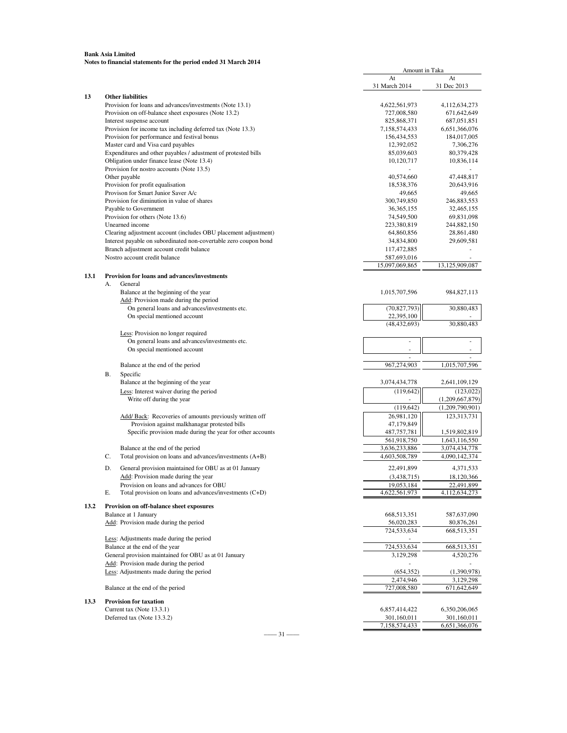**Bank Asia Limited**
**Notes to financial statements for the period ended 31 March 2014**

| | | Amount in Taka | |
|---|---|---|---|
| | | At 31 March 2014 | At 31 Dec 2013 |
| **13** | **Other liabilities** | | |
| | Provision for loans and advances/investments (Note 13.1) | 4,622,561,973 | 4,112,634,273 |
| | Provision on off-balance sheet exposures (Note 13.2) | 727,008,580 | 671,642,649 |
| | Interest suspense account | 825,868,371 | 687,051,851 |
| | Provision for income tax including deferred tax (Note 13.3) | 7,158,574,433 | 6,651,366,076 |
| | Provision for performance and festival bonus | 156,434,553 | 184,017,005 |
| | Master card and Visa card payables | 12,392,052 | 7,306,276 |
| | Expenditures and other payables / adustment of protested bills | 85,039,603 | 80,379,428 |
| | Obligation under finance lease (Note 13.4) | 10,120,717 | 10,836,114 |
| | Provision for nostro accounts (Note 13.5) | - | - |
| | Other payable | 40,574,660 | 47,448,817 |
| | Provision for profit equalisation | 18,538,376 | 20,643,916 |
| | Provison for Smart Junior Saver A/c | 49,665 | 49,665 |
| | Provision for diminution in value of shares | 300,749,850 | 246,883,553 |
| | Payable to Government | 36,365,155 | 32,465,155 |
| | Provision for others (Note 13.6) | 74,549,500 | 69,831,098 |
| | Unearned income | 223,380,819 | 244,882,150 |
| | Clearing adjustment account (includes OBU placement adjustment) | 64,860,856 | 28,861,480 |
| | Interest payable on subordinated non-covertable zero coupon bond | 34,834,800 | 29,609,581 |
| | Branch adjustment account credit balance | 117,472,885 | - |
| | Nostro account credit balance | 587,693,016 | - |
| | | 15,097,069,865 | 13,125,909,087 |
| **13.1** | **Provision for loans and advances/investments** | | |
| | A. General | | |
| | Balance at the beginning of the year | 1,015,707,596 | 984,827,113 |
| | Add: Provision made during the period | | |
| | On general loans and advances/investments etc. | (70,827,793) | 30,880,483 |
| | On special mentioned account | 22,395,100 | - |
| | | (48,432,693) | 30,880,483 |
| | Less: Provision no longer required | | |
| | On general loans and advances/investments etc. | - | - |
| | On special mentioned account | - | - |
| | | - | - |
| | Balance at the end of the period | 967,274,903 | 1,015,707,596 |
| | B. Specific | | |
| | Balance at the beginning of the year | 3,074,434,778 | 2,641,109,129 |
| | Less: Interest waiver during the period | (119,642) | (123,022) |
| | Write off during the year | - | (1,209,667,879) |
| | | (119,642) | (1,209,790,901) |
| | Add/ Back: Recoveries of amounts previously written off | 26,981,120 | 123,313,731 |
| | Provision against malkhanagar protested bills | 47,179,849 | |
| | Specific provision made during the year for other accounts | 487,757,781 | 1,519,802,819 |
| | | 561,918,750 | 1,643,116,550 |
| | Balance at the end of the period | 3,636,233,886 | 3,074,434,778 |
| | C. Total provision on loans and advances/investments (A+B) | 4,603,508,789 | 4,090,142,374 |
| | D. General provision maintained for OBU as at 01 January | 22,491,899 | 4,371,533 |
| | Add: Provision made during the year | (3,438,715) | 18,120,366 |
| | Provision on loans and advances for OBU | 19,053,184 | 22,491,899 |
| | E. Total provision on loans and advances/investments (C+D) | 4,622,561,973 | 4,112,634,273 |
| **13.2** | **Provision on off-balance sheet exposures** | | |
| | Balance at 1 January | 668,513,351 | 587,637,090 |
| | Add: Provision made during the period | 56,020,283 | 80,876,261 |
| | | 724,533,634 | 668,513,351 |
| | Less: Adjustments made during the period | - | - |
| | Balance at the end of the year | 724,533,634 | 668,513,351 |
| | General provision maintained for OBU as at 01 January | 3,129,298 | 4,520,276 |
| | Add: Provision made during the period | - | - |
| | Less: Adjustments made during the period | (654,352) | (1,390,978) |
| | | 2,474,946 | 3,129,298 |
| | Balance at the end of the period | 727,008,580 | 671,642,649 |
| **13.3** | **Provision for taxation** | | |
| | Current tax (Note 13.3.1) | 6,857,414,422 | 6,350,206,065 |
| | Deferred tax (Note 13.3.2) | 301,160,011 | 301,160,011 |
| | | 7,158,574,433 | 6,651,366,076 |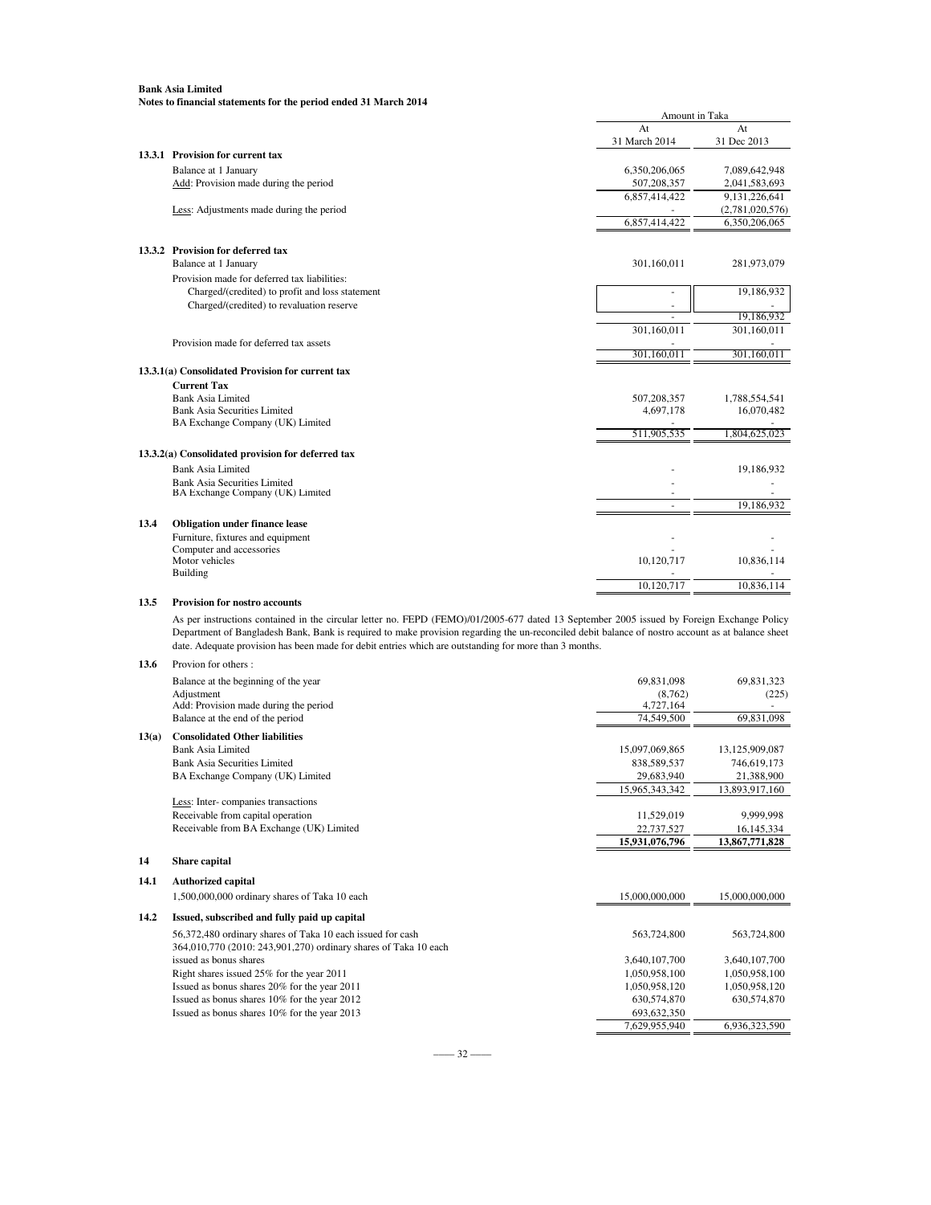**Bank Asia Limited**
**Notes to financial statements for the period ended 31 March 2014**

| | | Amount in Taka | |
|---|---|---|---|
| | | At 31 March 2014 | At 31 Dec 2013 |
| **13.3.1** | **Provision for current tax** | | |
| | Balance at 1 January | 6,350,206,065 | 7,089,642,948 |
| | Add: Provision made during the period | 507,208,357 | 2,041,583,693 |
| | | 6,857,414,422 | 9,131,226,641 |
| | Less: Adjustments made during the period | - | (2,781,020,576) |
| | | 6,857,414,422 | 6,350,206,065 |
| **13.3.2** | **Provision for deferred tax** | | |
| | Balance at 1 January | 301,160,011 | 281,973,079 |
| | Provision made for deferred tax liabilities: | | |
| | Charged/(credited) to profit and loss statement | - | 19,186,932 |
| | Charged/(credited) to revaluation reserve | - | - |
| | | - | 19,186,932 |
| | | 301,160,011 | 301,160,011 |
| | Provision made for deferred tax assets | - | - |
| | | 301,160,011 | 301,160,011 |
| **13.3.1(a)** | **Consolidated Provision for current tax** | | |
| | **Current Tax** | | |
| | Bank Asia Limited | 507,208,357 | 1,788,554,541 |
| | Bank Asia Securities Limited | 4,697,178 | 16,070,482 |
| | BA Exchange Company (UK) Limited | - | - |
| | | 511,905,535 | 1,804,625,023 |
| **13.3.2(a)** | **Consolidated provision for deferred tax** | | |
| | Bank Asia Limited | - | 19,186,932 |
| | Bank Asia Securities Limited | - | - |
| | BA Exchange Company (UK) Limited | - | - |
| | | - | 19,186,932 |
| **13.4** | **Obligation under finance lease** | | |
| | Furniture, fixtures and equipment | - | - |
| | Computer and accessories | - | - |
| | Motor vehicles | 10,120,717 | 10,836,114 |
| | Building | - | - |
| | | 10,120,717 | 10,836,114 |

**13.5 Provision for nostro accounts**

As per instructions contained in the circular letter no. FEPD (FEMO)/01/2005-677 dated 13 September 2005 issued by Foreign Exchange Policy Department of Bangladesh Bank, Bank is required to make provision regarding the un-reconciled debit balance of nostro account as at balance sheet date. Adequate provision has been made for debit entries which are outstanding for more than 3 months.

| | | At 31 March 2014 | At 31 Dec 2013 |
|---|---|---|---|
| **13.6** | Provion for others : | | |
| | Balance at the beginning of the year | 69,831,098 | 69,831,323 |
| | Adjustment | (8,762) | (225) |
| | Add: Provision made during the period | 4,727,164 | - |
| | Balance at the end of the period | 74,549,500 | 69,831,098 |
| **13(a)** | **Consolidated Other liabilities** | | |
| | Bank Asia Limited | 15,097,069,865 | 13,125,909,087 |
| | Bank Asia Securities Limited | 838,589,537 | 746,619,173 |
| | BA Exchange Company (UK) Limited | 29,683,940 | 21,388,900 |
| | | 15,965,343,342 | 13,893,917,160 |
| | Less: Inter- companies transactions | | |
| | Receivable from capital operation | 11,529,019 | 9,999,998 |
| | Receivable from BA Exchange (UK) Limited | 22,737,527 | 16,145,334 |
| | | **15,931,076,796** | **13,867,771,828** |
| **14** | **Share capital** | | |
| **14.1** | **Authorized capital** | | |
| | 1,500,000,000 ordinary shares of Taka 10 each | 15,000,000,000 | 15,000,000,000 |
| **14.2** | **Issued, subscribed and fully paid up capital** | | |
| | 56,372,480 ordinary shares of Taka 10 each issued for cash | 563,724,800 | 563,724,800 |
| | 364,010,770 (2010: 243,901,270) ordinary shares of Taka 10 each issued as bonus shares | 3,640,107,700 | 3,640,107,700 |
| | Right shares issued 25% for the year 2011 | 1,050,958,100 | 1,050,958,100 |
| | Issued as bonus shares 20% for the year 2011 | 1,050,958,120 | 1,050,958,120 |
| | Issued as bonus shares 10% for the year 2012 | 630,574,870 | 630,574,870 |
| | Issued as bonus shares 10% for the year 2013 | 693,632,350 | |
| | | 7,629,955,940 | 6,936,323,590 |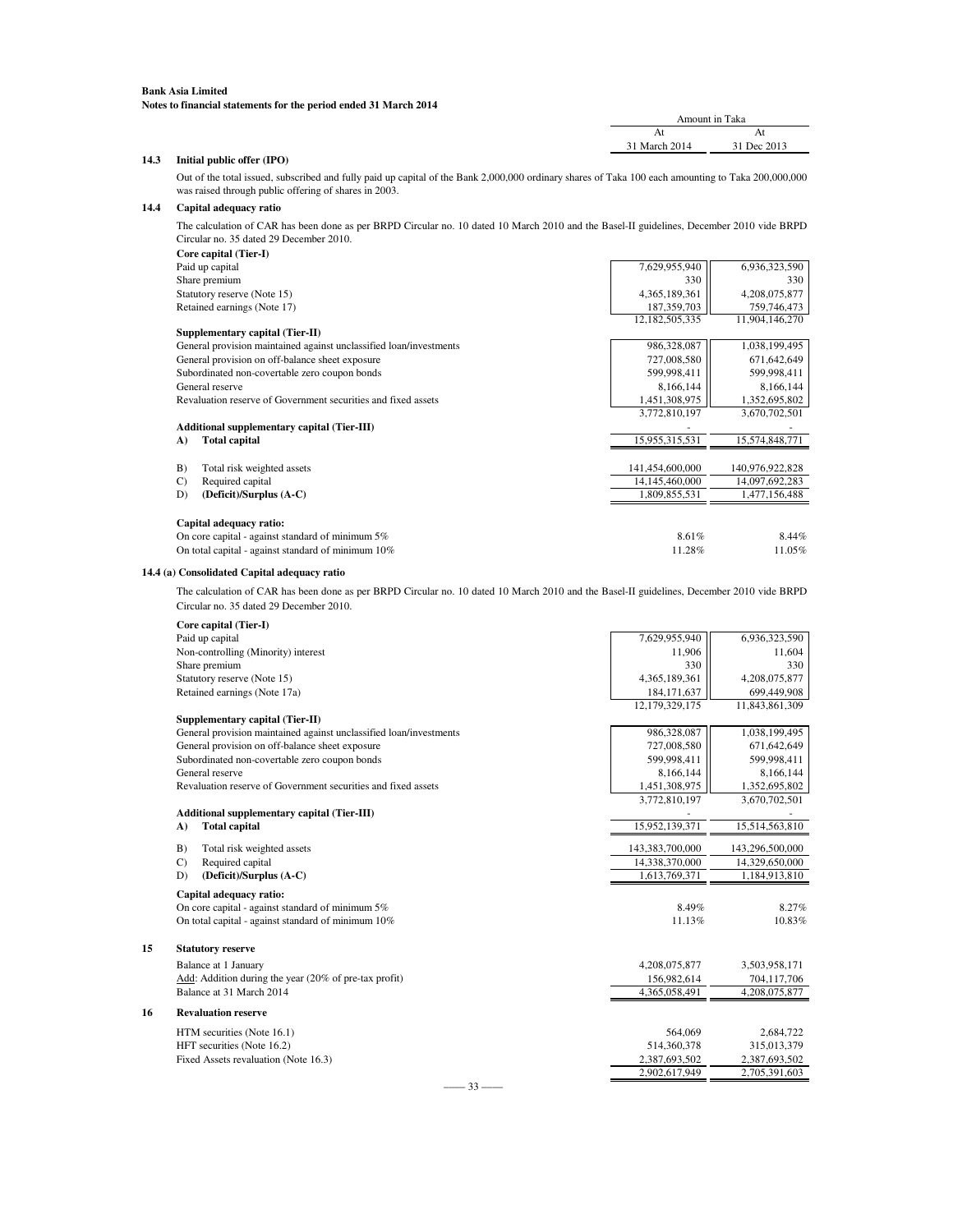**Bank Asia Limited**
**Notes to financial statements for the period ended 31 March 2014**

| | Amount in Taka | |
|---|---|---|
| | At 31 March 2014 | At 31 Dec 2013 |

### 14.3 Initial public offer (IPO)

Out of the total issued, subscribed and fully paid up capital of the Bank 2,000,000 ordinary shares of Taka 100 each amounting to Taka 200,000,000 was raised through public offering of shares in 2003.

### 14.4 Capital adequacy ratio

The calculation of CAR has been done as per BRPD Circular no. 10 dated 10 March 2010 and the Basel-II guidelines, December 2010 vide BRPD Circular no. 35 dated 29 December 2010.

| | At 31 March 2014 | At 31 Dec 2013 |
|---|---|---|
| **Core capital (Tier-I)** | | |
| Paid up capital | 7,629,955,940 | 6,936,323,590 |
| Share premium | 330 | 330 |
| Statutory reserve (Note 15) | 4,365,189,361 | 4,208,075,877 |
| Retained earnings (Note 17) | 187,359,703 | 759,746,473 |
| | 12,182,505,335 | 11,904,146,270 |
| **Supplementary capital (Tier-II)** | | |
| General provision maintained against unclassified loan/investments | 986,328,087 | 1,038,199,495 |
| General provision on off-balance sheet exposure | 727,008,580 | 671,642,649 |
| Subordinated non-covertable zero coupon bonds | 599,998,411 | 599,998,411 |
| General reserve | 8,166,144 | 8,166,144 |
| Revaluation reserve of Government securities and fixed assets | 1,451,308,975 | 1,352,695,802 |
| | 3,772,810,197 | 3,670,702,501 |
| **Additional supplementary capital (Tier-III)** | - | - |
| **A) Total capital** | 15,955,315,531 | 15,574,848,771 |
| B) Total risk weighted assets | 141,454,600,000 | 140,976,922,828 |
| C) Required capital | 14,145,460,000 | 14,097,692,283 |
| D) **(Deficit)/Surplus (A-C)** | 1,809,855,531 | 1,477,156,488 |
| **Capital adequacy ratio:** | | |
| On core capital - against standard of minimum 5% | 8.61% | 8.44% |
| On total capital - against standard of minimum 10% | 11.28% | 11.05% |

### 14.4 (a) Consolidated Capital adequacy ratio

The calculation of CAR has been done as per BRPD Circular no. 10 dated 10 March 2010 and the Basel-II guidelines, December 2010 vide BRPD Circular no. 35 dated 29 December 2010.

| | At 31 March 2014 | At 31 Dec 2013 |
|---|---|---|
| **Core capital (Tier-I)** | | |
| Paid up capital | 7,629,955,940 | 6,936,323,590 |
| Non-controlling (Minority) interest | 11,906 | 11,604 |
| Share premium | 330 | 330 |
| Statutory reserve (Note 15) | 4,365,189,361 | 4,208,075,877 |
| Retained earnings (Note 17a) | 184,171,637 | 699,449,908 |
| | 12,179,329,175 | 11,843,861,309 |
| **Supplementary capital (Tier-II)** | | |
| General provision maintained against unclassified loan/investments | 986,328,087 | 1,038,199,495 |
| General provision on off-balance sheet exposure | 727,008,580 | 671,642,649 |
| Subordinated non-covertable zero coupon bonds | 599,998,411 | 599,998,411 |
| General reserve | 8,166,144 | 8,166,144 |
| Revaluation reserve of Government securities and fixed assets | 1,451,308,975 | 1,352,695,802 |
| | 3,772,810,197 | 3,670,702,501 |
| **Additional supplementary capital (Tier-III)** | - | - |
| **A) Total capital** | 15,952,139,371 | 15,514,563,810 |
| B) Total risk weighted assets | 143,383,700,000 | 143,296,500,000 |
| C) Required capital | 14,338,370,000 | 14,329,650,000 |
| D) **(Deficit)/Surplus (A-C)** | 1,613,769,371 | 1,184,913,810 |
| **Capital adequacy ratio:** | | |
| On core capital - against standard of minimum 5% | 8.49% | 8.27% |
| On total capital - against standard of minimum 10% | 11.13% | 10.83% |

## 15 Statutory reserve

| | At 31 March 2014 | At 31 Dec 2013 |
|---|---|---|
| Balance at 1 January | 4,208,075,877 | 3,503,958,171 |
| Add: Addition during the year (20% of pre-tax profit) | 156,982,614 | 704,117,706 |
| Balance at 31 March 2014 | 4,365,058,491 | 4,208,075,877 |

## 16 Revaluation reserve

| | At 31 March 2014 | At 31 Dec 2013 |
|---|---|---|
| HTM securities (Note 16.1) | 564,069 | 2,684,722 |
| HFT securities (Note 16.2) | 514,360,378 | 315,013,379 |
| Fixed Assets revaluation (Note 16.3) | 2,387,693,502 | 2,387,693,502 |
| | 2,902,617,949 | 2,705,391,603 |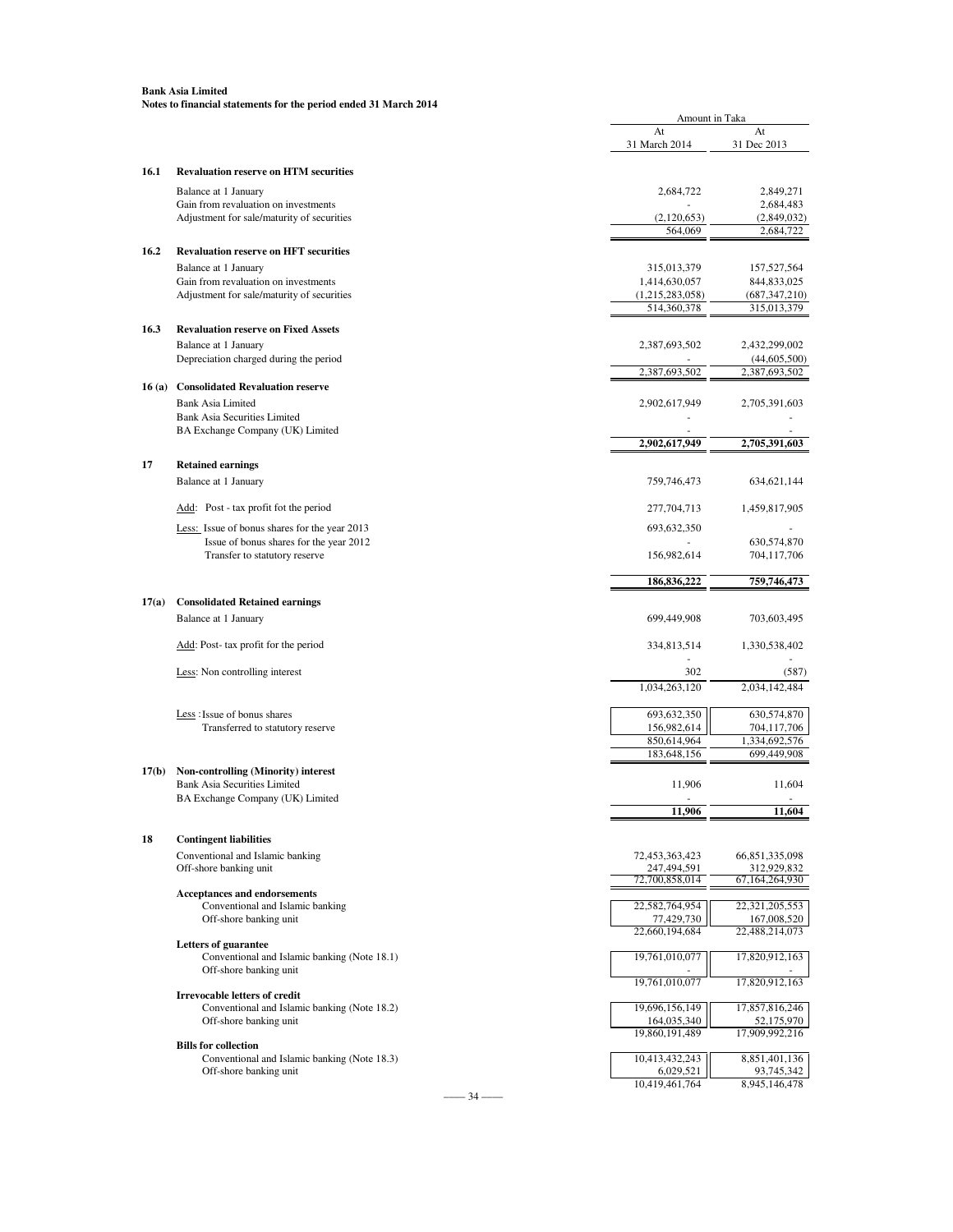**Bank Asia Limited**
**Notes to financial statements for the period ended 31 March 2014**

| | | Amount in Taka | |
|---|---|---|---|
| | | At 31 March 2014 | At 31 Dec 2013 |
| **16.1** | **Revaluation reserve on HTM securities** | | |
| | Balance at 1 January | 2,684,722 | 2,849,271 |
| | Gain from revaluation on investments | - | 2,684,483 |
| | Adjustment for sale/maturity of securities | (2,120,653) | (2,849,032) |
| | | 564,069 | 2,684,722 |
| **16.2** | **Revaluation reserve on HFT securities** | | |
| | Balance at 1 January | 315,013,379 | 157,527,564 |
| | Gain from revaluation on investments | 1,414,630,057 | 844,833,025 |
| | Adjustment for sale/maturity of securities | (1,215,283,058) | (687,347,210) |
| | | 514,360,378 | 315,013,379 |
| **16.3** | **Revaluation reserve on Fixed Assets** | | |
| | Balance at 1 January | 2,387,693,502 | 2,432,299,002 |
| | Depreciation charged during the period | - | (44,605,500) |
| | | 2,387,693,502 | 2,387,693,502 |
| **16 (a)** | **Consolidated Revaluation reserve** | | |
| | Bank Asia Limited | 2,902,617,949 | 2,705,391,603 |
| | Bank Asia Securities Limited | - | - |
| | BA Exchange Company (UK) Limited | - | - |
| | | **2,902,617,949** | **2,705,391,603** |
| **17** | **Retained earnings** | | |
| | Balance at 1 January | 759,746,473 | 634,621,144 |
| | Add: Post - tax profit fot the period | 277,704,713 | 1,459,817,905 |
| | Less: Issue of bonus shares for the year 2013 | 693,632,350 | - |
| | Issue of bonus shares for the year 2012 | - | 630,574,870 |
| | Transfer to statutory reserve | 156,982,614 | 704,117,706 |
| | | **186,836,222** | **759,746,473** |
| **17(a)** | **Consolidated Retained earnings** | | |
| | Balance at 1 January | 699,449,908 | 703,603,495 |
| | Add: Post- tax profit for the period | 334,813,514 | 1,330,538,402 |
| | | - | - |
| | Less: Non controlling interest | 302 | (587) |
| | | 1,034,263,120 | 2,034,142,484 |
| | Less : Issue of bonus shares | 693,632,350 | 630,574,870 |
| | Transferred to statutory reserve | 156,982,614 | 704,117,706 |
| | | 850,614,964 | 1,334,692,576 |
| | | 183,648,156 | 699,449,908 |
| **17(b)** | **Non-controlling (Minority) interest** | | |
| | Bank Asia Securities Limited | 11,906 | 11,604 |
| | BA Exchange Company (UK) Limited | - | - |
| | | **11,906** | **11,604** |
| **18** | **Contingent liabilities** | | |
| | Conventional and Islamic banking | 72,453,363,423 | 66,851,335,098 |
| | Off-shore banking unit | 247,494,591 | 312,929,832 |
| | | 72,700,858,014 | 67,164,264,930 |
| | **Acceptances and endorsements** | | |
| | Conventional and Islamic banking | 22,582,764,954 | 22,321,205,553 |
| | Off-shore banking unit | 77,429,730 | 167,008,520 |
| | | 22,660,194,684 | 22,488,214,073 |
| | **Letters of guarantee** | | |
| | Conventional and Islamic banking (Note 18.1) | 19,761,010,077 | 17,820,912,163 |
| | Off-shore banking unit | - | - |
| | | 19,761,010,077 | 17,820,912,163 |
| | **Irrevocable letters of credit** | | |
| | Conventional and Islamic banking (Note 18.2) | 19,696,156,149 | 17,857,816,246 |
| | Off-shore banking unit | 164,035,340 | 52,175,970 |
| | | 19,860,191,489 | 17,909,992,216 |
| | **Bills for collection** | | |
| | Conventional and Islamic banking (Note 18.3) | 10,413,432,243 | 8,851,401,136 |
| | Off-shore banking unit | 6,029,521 | 93,745,342 |
| | | 10,419,461,764 | 8,945,146,478 |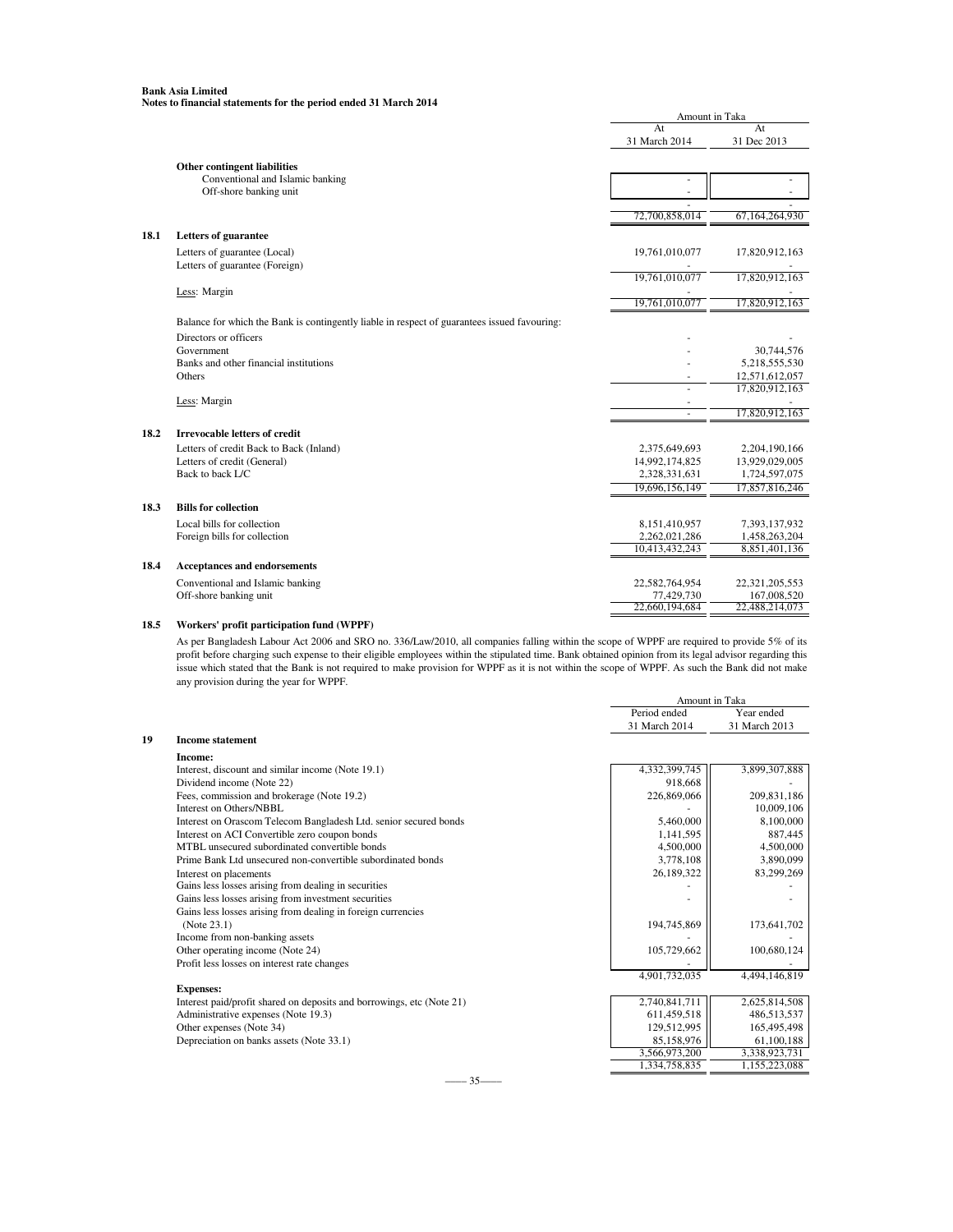**Bank Asia Limited**
**Notes to financial statements for the period ended 31 March 2014**

| | | Amount in Taka | |
|---|---|---|---|
| | | At 31 March 2014 | At 31 Dec 2013 |
| | **Other contingent liabilities** | | |
| | Conventional and Islamic banking | - | - |
| | Off-shore banking unit | - | - |
| | | - | - |
| | | 72,700,858,014 | 67,164,264,930 |
| **18.1** | **Letters of guarantee** | | |
| | Letters of guarantee (Local) | 19,761,010,077 | 17,820,912,163 |
| | Letters of guarantee (Foreign) | - | - |
| | | 19,761,010,077 | 17,820,912,163 |
| | Less: Margin | - | - |
| | | 19,761,010,077 | 17,820,912,163 |
| | Balance for which the Bank is contingently liable in respect of guarantees issued favouring: | | |
| | Directors or officers | - | - |
| | Government | - | 30,744,576 |
| | Banks and other financial institutions | - | 5,218,555,530 |
| | Others | - | 12,571,612,057 |
| | | - | 17,820,912,163 |
| | Less: Margin | - | - |
| | | - | 17,820,912,163 |
| **18.2** | **Irrevocable letters of credit** | | |
| | Letters of credit Back to Back (Inland) | 2,375,649,693 | 2,204,190,166 |
| | Letters of credit (General) | 14,992,174,825 | 13,929,029,005 |
| | Back to back L/C | 2,328,331,631 | 1,724,597,075 |
| | | 19,696,156,149 | 17,857,816,246 |
| **18.3** | **Bills for collection** | | |
| | Local bills for collection | 8,151,410,957 | 7,393,137,932 |
| | Foreign bills for collection | 2,262,021,286 | 1,458,263,204 |
| | | 10,413,432,243 | 8,851,401,136 |
| **18.4** | **Acceptances and endorsements** | | |
| | Conventional and Islamic banking | 22,582,764,954 | 22,321,205,553 |
| | Off-shore banking unit | 77,429,730 | 167,008,520 |
| | | 22,660,194,684 | 22,488,214,073 |

**18.5 Workers' profit participation fund (WPPF)**

As per Bangladesh Labour Act 2006 and SRO no. 336/Law/2010, all companies falling within the scope of WPPF are required to provide 5% of its profit before charging such expense to their eligible employees within the stipulated time. Bank obtained opinion from its legal advisor regarding this issue which stated that the Bank is not required to make provision for WPPF as it is not within the scope of WPPF. As such the Bank did not make any provision during the year for WPPF.

| | | Amount in Taka | |
|---|---|---|---|
| | | Period ended 31 March 2014 | Year ended 31 March 2013 |
| **19** | **Income statement** | | |
| | **Income:** | | |
| | Interest, discount and similar income (Note 19.1) | 4,332,399,745 | 3,899,307,888 |
| | Dividend income (Note 22) | 918,668 | - |
| | Fees, commission and brokerage (Note 19.2) | 226,869,066 | 209,831,186 |
| | Interest on Others/NBBL | - | 10,009,106 |
| | Interest on Orascom Telecom Bangladesh Ltd. senior secured bonds | 5,460,000 | 8,100,000 |
| | Interest on ACI Convertible zero coupon bonds | 1,141,595 | 887,445 |
| | MTBL unsecured subordinated convertible bonds | 4,500,000 | 4,500,000 |
| | Prime Bank Ltd unsecured non-convertible subordinated bonds | 3,778,108 | 3,890,099 |
| | Interest on placements | 26,189,322 | 83,299,269 |
| | Gains less losses arising from dealing in securities | - | - |
| | Gains less losses arising from investment securities | - | - |
| | Gains less losses arising from dealing in foreign currencies (Note 23.1) | 194,745,869 | 173,641,702 |
| | Income from non-banking assets | - | - |
| | Other operating income (Note 24) | 105,729,662 | 100,680,124 |
| | Profit less losses on interest rate changes | - | - |
| | | 4,901,732,035 | 4,494,146,819 |
| | **Expenses:** | | |
| | Interest paid/profit shared on deposits and borrowings, etc (Note 21) | 2,740,841,711 | 2,625,814,508 |
| | Administrative expenses (Note 19.3) | 611,459,518 | 486,513,537 |
| | Other expenses (Note 34) | 129,512,995 | 165,495,498 |
| | Depreciation on banks assets (Note 33.1) | 85,158,976 | 61,100,188 |
| | | 3,566,973,200 | 3,338,923,731 |
| | | 1,334,758,835 | 1,155,223,088 |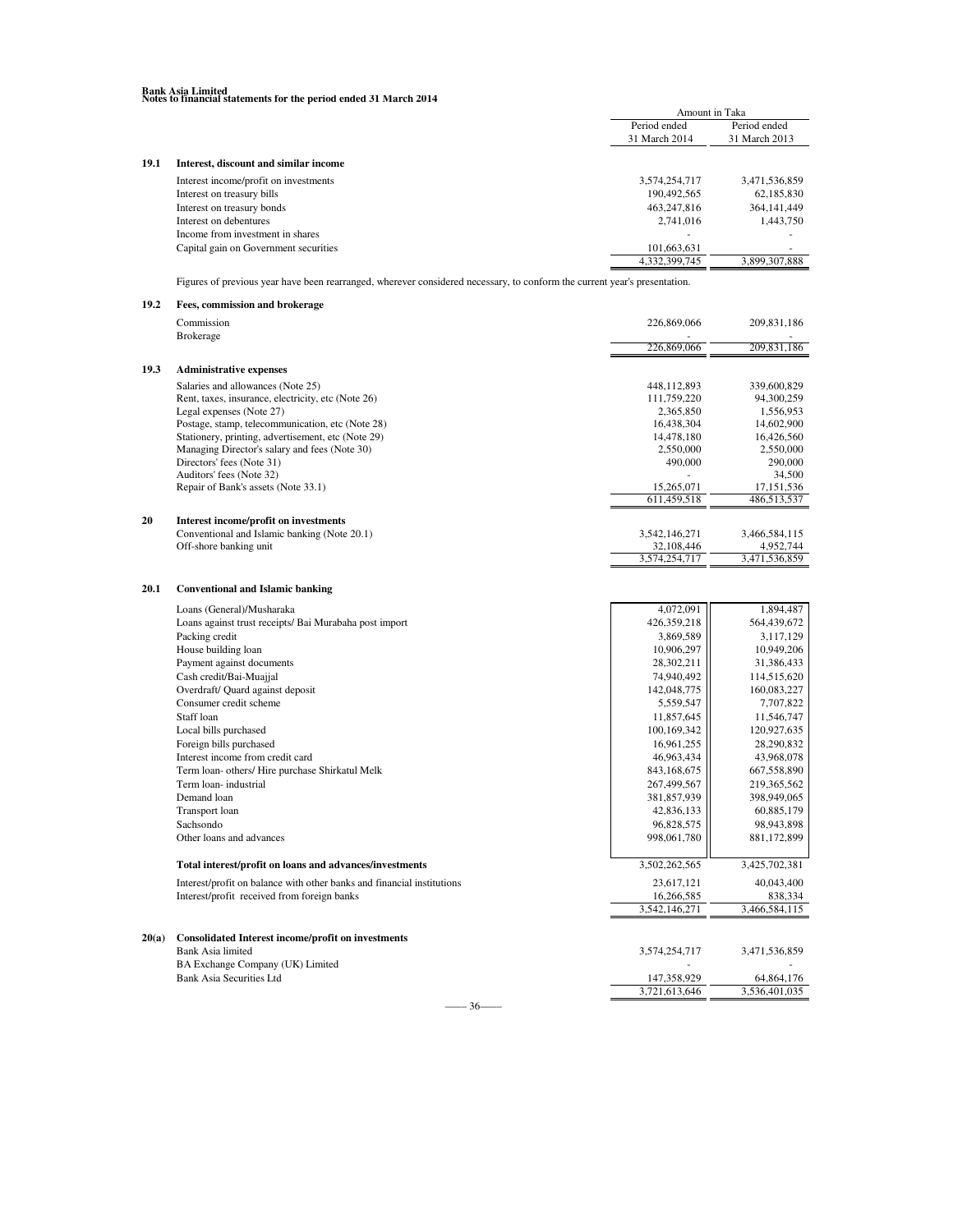**Bank Asia Limited**
**Notes to financial statements for the period ended 31 March 2014**

| | | Amount in Taka | |
|---|---|---|---|
| | | Period ended 31 March 2014 | Period ended 31 March 2013 |
| **19.1** | **Interest, discount and similar income** | | |
| | Interest income/profit on investments | 3,574,254,717 | 3,471,536,859 |
| | Interest on treasury bills | 190,492,565 | 62,185,830 |
| | Interest on treasury bonds | 463,247,816 | 364,141,449 |
| | Interest on debentures | 2,741,016 | 1,443,750 |
| | Income from investment in shares | - | - |
| | Capital gain on Government securities | 101,663,631 | - |
| | | 4,332,399,745 | 3,899,307,888 |

Figures of previous year have been rearranged, wherever considered necessary, to conform the current year's presentation.

| | | Period ended 31 March 2014 | Period ended 31 March 2013 |
|---|---|---|---|
| **19.2** | **Fees, commission and brokerage** | | |
| | Commission | 226,869,066 | 209,831,186 |
| | Brokerage | - | - |
| | | 226,869,066 | 209,831,186 |
| **19.3** | **Administrative expenses** | | |
| | Salaries and allowances (Note 25) | 448,112,893 | 339,600,829 |
| | Rent, taxes, insurance, electricity, etc (Note 26) | 111,759,220 | 94,300,259 |
| | Legal expenses (Note 27) | 2,365,850 | 1,556,953 |
| | Postage, stamp, telecommunication, etc (Note 28) | 16,438,304 | 14,602,900 |
| | Stationery, printing, advertisement, etc (Note 29) | 14,478,180 | 16,426,560 |
| | Managing Director's salary and fees (Note 30) | 2,550,000 | 2,550,000 |
| | Directors' fees (Note 31) | 490,000 | 290,000 |
| | Auditors' fees (Note 32) | - | 34,500 |
| | Repair of Bank's assets (Note 33.1) | 15,265,071 | 17,151,536 |
| | | 611,459,518 | 486,513,537 |
| **20** | **Interest income/profit on investments** | | |
| | Conventional and Islamic banking (Note 20.1) | 3,542,146,271 | 3,466,584,115 |
| | Off-shore banking unit | 32,108,446 | 4,952,744 |
| | | 3,574,254,717 | 3,471,536,859 |
| **20.1** | **Conventional and Islamic banking** | | |
| | Loans (General)/Musharaka | 4,072,091 | 1,894,487 |
| | Loans against trust receipts/ Bai Murabaha post import | 426,359,218 | 564,439,672 |
| | Packing credit | 3,869,589 | 3,117,129 |
| | House building loan | 10,906,297 | 10,949,206 |
| | Payment against documents | 28,302,211 | 31,386,433 |
| | Cash credit/Bai-Muajjal | 74,940,492 | 114,515,620 |
| | Overdraft/ Quard against deposit | 142,048,775 | 160,083,227 |
| | Consumer credit scheme | 5,559,547 | 7,707,822 |
| | Staff loan | 11,857,645 | 11,546,747 |
| | Local bills purchased | 100,169,342 | 120,927,635 |
| | Foreign bills purchased | 16,961,255 | 28,290,832 |
| | Interest income from credit card | 46,963,434 | 43,968,078 |
| | Term loan- others/ Hire purchase Shirkatul Melk | 843,168,675 | 667,558,890 |
| | Term loan- industrial | 267,499,567 | 219,365,562 |
| | Demand loan | 381,857,939 | 398,949,065 |
| | Transport loan | 42,836,133 | 60,885,179 |
| | Sachsondo | 96,828,575 | 98,943,898 |
| | Other loans and advances | 998,061,780 | 881,172,899 |
| | **Total interest/profit on loans and advances/investments** | 3,502,262,565 | 3,425,702,381 |
| | Interest/profit on balance with other banks and financial institutions | 23,617,121 | 40,043,400 |
| | Interest/profit received from foreign banks | 16,266,585 | 838,334 |
| | | 3,542,146,271 | 3,466,584,115 |
| **20(a)** | **Consolidated Interest income/profit on investments** | | |
| | Bank Asia limited | 3,574,254,717 | 3,471,536,859 |
| | BA Exchange Company (UK) Limited | - | - |
| | Bank Asia Securities Ltd | 147,358,929 | 64,864,176 |
| | | 3,721,613,646 | 3,536,401,035 |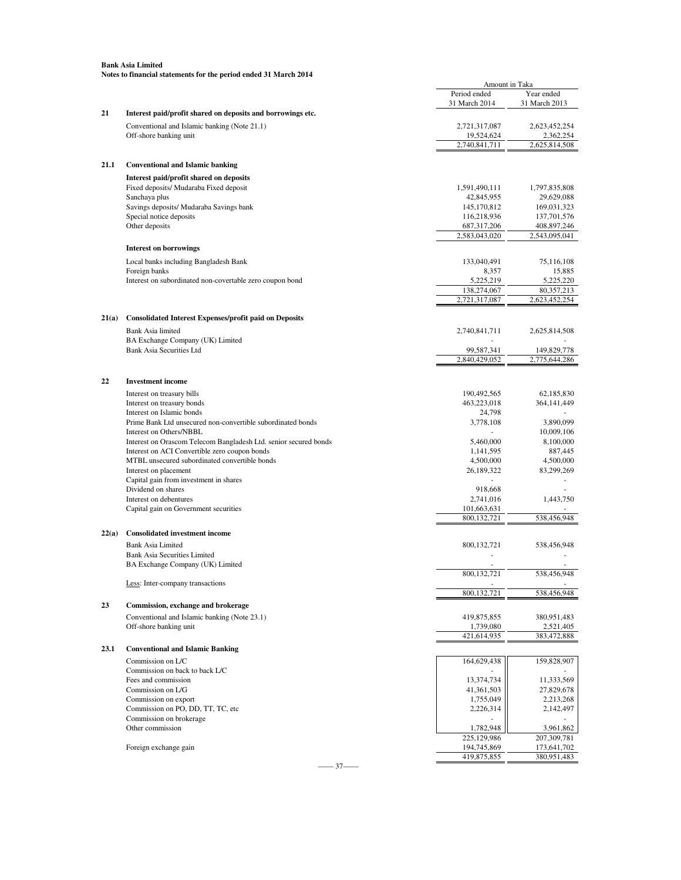**Bank Asia Limited**
**Notes to financial statements for the period ended 31 March 2014**

| | | Amount in Taka | |
|---|---|---|---|
| | | Period ended 31 March 2014 | Year ended 31 March 2013 |
| **21** | **Interest paid/profit shared on deposits and borrowings etc.** | | |
| | Conventional and Islamic banking (Note 21.1) | 2,721,317,087 | 2,623,452,254 |
| | Off-shore banking unit | 19,524,624 | 2,362,254 |
| | | 2,740,841,711 | 2,625,814,508 |
| **21.1** | **Conventional and Islamic banking** | | |
| | **Interest paid/profit shared on deposits** | | |
| | Fixed deposits/ Mudaraba Fixed deposit | 1,591,490,111 | 1,797,835,808 |
| | Sanchaya plus | 42,845,955 | 29,629,088 |
| | Savings deposits/ Mudaraba Savings bank | 145,170,812 | 169,031,323 |
| | Special notice deposits | 116,218,936 | 137,701,576 |
| | Other deposits | 687,317,206 | 408,897,246 |
| | | 2,583,043,020 | 2,543,095,041 |
| | **Interest on borrowings** | | |
| | Local banks including Bangladesh Bank | 133,040,491 | 75,116,108 |
| | Foreign banks | 8,357 | 15,885 |
| | Interest on subordinated non-covertable zero coupon bond | 5,225,219 | 5,225,220 |
| | | 138,274,067 | 80,357,213 |
| | | 2,721,317,087 | 2,623,452,254 |
| **21(a)** | **Consolidated Interest Expenses/profit paid on Deposits** | | |
| | Bank Asia limited | 2,740,841,711 | 2,625,814,508 |
| | BA Exchange Company (UK) Limited | - | - |
| | Bank Asia Securities Ltd | 99,587,341 | 149,829,778 |
| | | 2,840,429,052 | 2,775,644,286 |
| **22** | **Investment income** | | |
| | Interest on treasury bills | 190,492,565 | 62,185,830 |
| | Interest on treasury bonds | 463,223,018 | 364,141,449 |
| | Interest on Islamic bonds | 24,798 | - |
| | Prime Bank Ltd unsecured non-convertible subordinated bonds | 3,778,108 | 3,890,099 |
| | Interest on Others/NBBL | - | 10,009,106 |
| | Interest on Orascom Telecom Bangladesh Ltd. senior secured bonds | 5,460,000 | 8,100,000 |
| | Interest on ACI Convertible zero coupon bonds | 1,141,595 | 887,445 |
| | MTBL unsecured subordinated convertible bonds | 4,500,000 | 4,500,000 |
| | Interest on placement | 26,189,322 | 83,299,269 |
| | Capital gain from investment in shares | - | - |
| | Dividend on shares | 918,668 | - |
| | Interest on debentures | 2,741,016 | 1,443,750 |
| | Capital gain on Government securities | 101,663,631 | - |
| | | 800,132,721 | 538,456,948 |
| **22(a)** | **Consolidated investment income** | | |
| | Bank Asia Limited | 800,132,721 | 538,456,948 |
| | Bank Asia Securities Limited | - | - |
| | BA Exchange Company (UK) Limited | - | - |
| | | 800,132,721 | 538,456,948 |
| | Less: Inter-company transactions | - | - |
| | | 800,132,721 | 538,456,948 |
| **23** | **Commission, exchange and brokerage** | | |
| | Conventional and Islamic banking (Note 23.1) | 419,875,855 | 380,951,483 |
| | Off-shore banking unit | 1,739,080 | 2,521,405 |
| | | 421,614,935 | 383,472,888 |
| **23.1** | **Conventional and Islamic Banking** | | |
| | Commission on L/C | 164,629,438 | 159,828,907 |
| | Commission on back to back L/C | - | - |
| | Fees and commission | 13,374,734 | 11,333,569 |
| | Commission on L/G | 41,361,503 | 27,829,678 |
| | Commission on export | 1,755,049 | 2,213,268 |
| | Commission on PO, DD, TT, TC, etc | 2,226,314 | 2,142,497 |
| | Commission on brokerage | - | - |
| | Other commission | 1,782,948 | 3,961,862 |
| | | 225,129,986 | 207,309,781 |
| | Foreign exchange gain | 194,745,869 | 173,641,702 |
| | | 419,875,855 | 380,951,483 |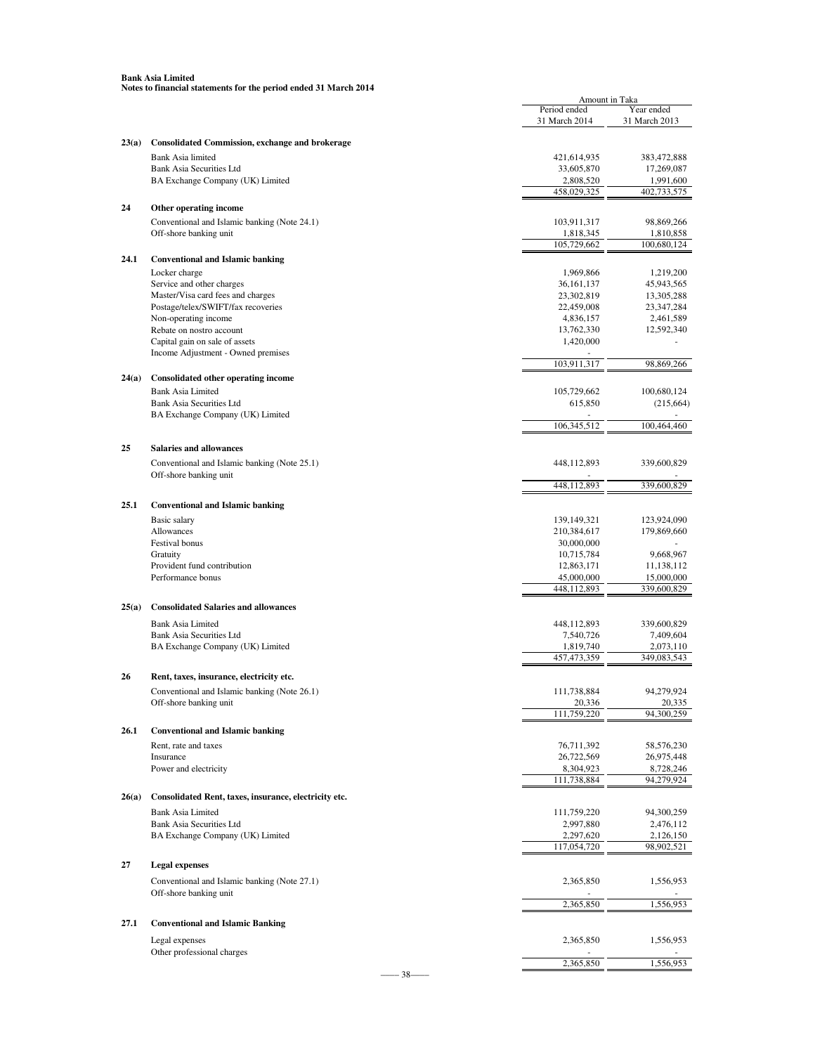**Bank Asia Limited**
**Notes to financial statements for the period ended 31 March 2014**

| | | Amount in Taka | |
|---|---|---|---|
| | | Period ended 31 March 2014 | Year ended 31 March 2013 |
| **23(a)** | **Consolidated Commission, exchange and brokerage** | | |
| | Bank Asia limited | 421,614,935 | 383,472,888 |
| | Bank Asia Securities Ltd | 33,605,870 | 17,269,087 |
| | BA Exchange Company (UK) Limited | 2,808,520 | 1,991,600 |
| | | 458,029,325 | 402,733,575 |
| **24** | **Other operating income** | | |
| | Conventional and Islamic banking (Note 24.1) | 103,911,317 | 98,869,266 |
| | Off-shore banking unit | 1,818,345 | 1,810,858 |
| | | 105,729,662 | 100,680,124 |
| **24.1** | **Conventional and Islamic banking** | | |
| | Locker charge | 1,969,866 | 1,219,200 |
| | Service and other charges | 36,161,137 | 45,943,565 |
| | Master/Visa card fees and charges | 23,302,819 | 13,305,288 |
| | Postage/telex/SWIFT/fax recoveries | 22,459,008 | 23,347,284 |
| | Non-operating income | 4,836,157 | 2,461,589 |
| | Rebate on nostro account | 13,762,330 | 12,592,340 |
| | Capital gain on sale of assets | 1,420,000 | - |
| | Income Adjustment - Owned premises | - | |
| | | 103,911,317 | 98,869,266 |
| **24(a)** | **Consolidated other operating income** | | |
| | Bank Asia Limited | 105,729,662 | 100,680,124 |
| | Bank Asia Securities Ltd | 615,850 | (215,664) |
| | BA Exchange Company (UK) Limited | - | - |
| | | 106,345,512 | 100,464,460 |
| **25** | **Salaries and allowances** | | |
| | Conventional and Islamic banking (Note 25.1) | 448,112,893 | 339,600,829 |
| | Off-shore banking unit | - | - |
| | | 448,112,893 | 339,600,829 |
| **25.1** | **Conventional and Islamic banking** | | |
| | Basic salary | 139,149,321 | 123,924,090 |
| | Allowances | 210,384,617 | 179,869,660 |
| | Festival bonus | 30,000,000 | - |
| | Gratuity | 10,715,784 | 9,668,967 |
| | Provident fund contribution | 12,863,171 | 11,138,112 |
| | Performance bonus | 45,000,000 | 15,000,000 |
| | | 448,112,893 | 339,600,829 |
| **25(a)** | **Consolidated Salaries and allowances** | | |
| | Bank Asia Limited | 448,112,893 | 339,600,829 |
| | Bank Asia Securities Ltd | 7,540,726 | 7,409,604 |
| | BA Exchange Company (UK) Limited | 1,819,740 | 2,073,110 |
| | | 457,473,359 | 349,083,543 |
| **26** | **Rent, taxes, insurance, electricity etc.** | | |
| | Conventional and Islamic banking (Note 26.1) | 111,738,884 | 94,279,924 |
| | Off-shore banking unit | 20,336 | 20,335 |
| | | 111,759,220 | 94,300,259 |
| **26.1** | **Conventional and Islamic banking** | | |
| | Rent, rate and taxes | 76,711,392 | 58,576,230 |
| | Insurance | 26,722,569 | 26,975,448 |
| | Power and electricity | 8,304,923 | 8,728,246 |
| | | 111,738,884 | 94,279,924 |
| **26(a)** | **Consolidated Rent, taxes, insurance, electricity etc.** | | |
| | Bank Asia Limited | 111,759,220 | 94,300,259 |
| | Bank Asia Securities Ltd | 2,997,880 | 2,476,112 |
| | BA Exchange Company (UK) Limited | 2,297,620 | 2,126,150 |
| | | 117,054,720 | 98,902,521 |
| **27** | **Legal expenses** | | |
| | Conventional and Islamic banking (Note 27.1) | 2,365,850 | 1,556,953 |
| | Off-shore banking unit | - | - |
| | | 2,365,850 | 1,556,953 |
| **27.1** | **Conventional and Islamic Banking** | | |
| | Legal expenses | 2,365,850 | 1,556,953 |
| | Other professional charges | - | - |
| | | 2,365,850 | 1,556,953 |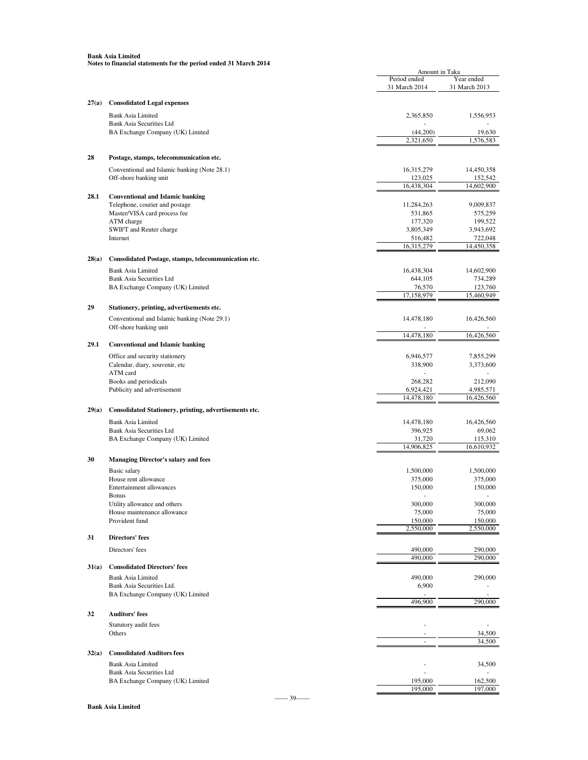**Bank Asia Limited**
**Notes to financial statements for the period ended 31 March 2014**

| | | Amount in Taka | |
|---|---|---|---|
| | | Period ended 31 March 2014 | Year ended 31 March 2013 |
| **27(a)** | **Consolidated Legal expenses** | | |
| | Bank Asia Limited | 2,365,850 | 1,556,953 |
| | Bank Asia Securities Ltd | - | - |
| | BA Exchange Company (UK) Limited | (44,200) | 19,630 |
| | | 2,321,650 | 1,576,583 |
| **28** | **Postage, stamps, telecommunication etc.** | | |
| | Conventional and Islamic banking (Note 28.1) | 16,315,279 | 14,450,358 |
| | Off-shore banking unit | 123,025 | 152,542 |
| | | 16,438,304 | 14,602,900 |
| **28.1** | **Conventional and Islamic banking** | | |
| | Telephone, courier and postage | 11,284,263 | 9,009,837 |
| | Master/VISA card process fee | 531,865 | 575,259 |
| | ATM charge | 177,320 | 199,522 |
| | SWIFT and Reuter charge | 3,805,349 | 3,943,692 |
| | Internet | 516,482 | 722,048 |
| | | 16,315,279 | 14,450,358 |
| **28(a)** | **Consolidated Postage, stamps, telecommunication etc.** | | |
| | Bank Asia Limited | 16,438,304 | 14,602,900 |
| | Bank Asia Securities Ltd | 644,105 | 734,289 |
| | BA Exchange Company (UK) Limited | 76,570 | 123,760 |
| | | 17,158,979 | 15,460,949 |
| **29** | **Stationery, printing, advertisements etc.** | | |
| | Conventional and Islamic banking (Note 29.1) | 14,478,180 | 16,426,560 |
| | Off-shore banking unit | - | - |
| | | 14,478,180 | 16,426,560 |
| **29.1** | **Conventional and Islamic banking** | | |
| | Office and security stationery | 6,946,577 | 7,855,299 |
| | Calendar, diary, souvenir, etc | 338,900 | 3,373,600 |
| | ATM card | - | - |
| | Books and periodicals | 268,282 | 212,090 |
| | Publicity and advertisement | 6,924,421 | 4,985,571 |
| | | 14,478,180 | 16,426,560 |
| **29(a)** | **Consolidated Stationery, printing, advertisements etc.** | | |
| | Bank Asia Limited | 14,478,180 | 16,426,560 |
| | Bank Asia Securities Ltd | 396,925 | 69,062 |
| | BA Exchange Company (UK) Limited | 31,720 | 115,310 |
| | | 14,906,825 | 16,610,932 |
| **30** | **Managing Director's salary and fees** | | |
| | Basic salary | 1,500,000 | 1,500,000 |
| | House rent allowance | 375,000 | 375,000 |
| | Entertainment allowances | 150,000 | 150,000 |
| | Bonus | - | - |
| | Utility allowance and others | 300,000 | 300,000 |
| | House maintenance allowance | 75,000 | 75,000 |
| | Provident fund | 150,000 | 150,000 |
| | | 2,550,000 | 2,550,000 |
| **31** | **Directors' fees** | | |
| | Directors' fees | 490,000 | 290,000 |
| | | 490,000 | 290,000 |
| **31(a)** | **Consolidated Directors' fees** | | |
| | Bank Asia Limited | 490,000 | 290,000 |
| | Bank Asia Securities Ltd. | 6,900 | - |
| | BA Exchange Company (UK) Limited | - | - |
| | | 496,900 | 290,000 |
| **32** | **Auditors' fees** | | |
| | Statutory audit fees | - | - |
| | Others | - | 34,500 |
| | | - | 34,500 |
| **32(a)** | **Consolidated Auditors fees** | | |
| | Bank Asia Limited | - | 34,500 |
| | Bank Asia Securities Ltd | - | - |
| | BA Exchange Company (UK) Limited | 195,000 | 162,500 |
| | | 195,000 | 197,000 |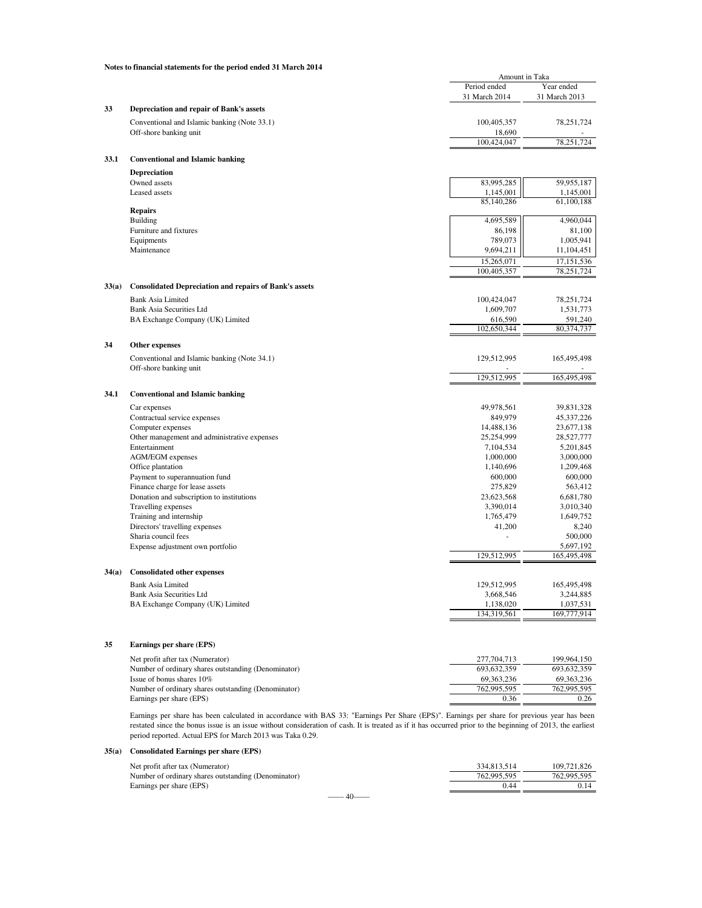**Notes to financial statements for the period ended 31 March 2014**

| | | Amount in Taka | |
|---|---|---|---|
| | | Period ended 31 March 2014 | Year ended 31 March 2013 |
| **33** | **Depreciation and repair of Bank's assets** | | |
| | Conventional and Islamic banking (Note 33.1) | 100,405,357 | 78,251,724 |
| | Off-shore banking unit | 18,690 | - |
| | | 100,424,047 | 78,251,724 |
| **33.1** | **Conventional and Islamic banking** | | |
| | **Depreciation** | | |
| | Owned assets | 83,995,285 | 59,955,187 |
| | Leased assets | 1,145,001 | 1,145,001 |
| | | 85,140,286 | 61,100,188 |
| | **Repairs** | | |
| | Building | 4,695,589 | 4,960,044 |
| | Furniture and fixtures | 86,198 | 81,100 |
| | Equipments | 789,073 | 1,005,941 |
| | Maintenance | 9,694,211 | 11,104,451 |
| | | 15,265,071 | 17,151,536 |
| | | 100,405,357 | 78,251,724 |
| **33(a)** | **Consolidated Depreciation and repairs of Bank's assets** | | |
| | Bank Asia Limited | 100,424,047 | 78,251,724 |
| | Bank Asia Securities Ltd | 1,609,707 | 1,531,773 |
| | BA Exchange Company (UK) Limited | 616,590 | 591,240 |
| | | 102,650,344 | 80,374,737 |
| **34** | **Other expenses** | | |
| | Conventional and Islamic banking (Note 34.1) | 129,512,995 | 165,495,498 |
| | Off-shore banking unit | - | - |
| | | 129,512,995 | 165,495,498 |
| **34.1** | **Conventional and Islamic banking** | | |
| | Car expenses | 49,978,561 | 39,831,328 |
| | Contractual service expenses | 849,979 | 45,337,226 |
| | Computer expenses | 14,488,136 | 23,677,138 |
| | Other management and administrative expenses | 25,254,999 | 28,527,777 |
| | Entertainment | 7,104,534 | 5,201,845 |
| | AGM/EGM expenses | 1,000,000 | 3,000,000 |
| | Office plantation | 1,140,696 | 1,209,468 |
| | Payment to superannuation fund | 600,000 | 600,000 |
| | Finance charge for lease assets | 275,829 | 563,412 |
| | Donation and subscription to institutions | 23,623,568 | 6,681,780 |
| | Travelling expenses | 3,390,014 | 3,010,340 |
| | Training and internship | 1,765,479 | 1,649,752 |
| | Directors' travelling expenses | 41,200 | 8,240 |
| | Sharia council fees | - | 500,000 |
| | Expense adjustment own portfolio | | 5,697,192 |
| | | 129,512,995 | 165,495,498 |
| **34(a)** | **Consolidated other expenses** | | |
| | Bank Asia Limited | 129,512,995 | 165,495,498 |
| | Bank Asia Securities Ltd | 3,668,546 | 3,244,885 |
| | BA Exchange Company (UK) Limited | 1,138,020 | 1,037,531 |
| | | 134,319,561 | 169,777,914 |
| **35** | **Earnings per share (EPS)** | | |
| | Net profit after tax (Numerator) | 277,704,713 | 199,964,150 |
| | Number of ordinary shares outstanding (Denominator) | 693,632,359 | 693,632,359 |
| | Issue of bonus shares 10% | 69,363,236 | 69,363,236 |
| | Number of ordinary shares outstanding (Denominator) | 762,995,595 | 762,995,595 |
| | Earnings per share (EPS) | 0.36 | 0.26 |

Earnings per share has been calculated in accordance with BAS 33: "Earnings Per Share (EPS)". Earnings per share for previous year has been restated since the bonus issue is an issue without consideration of cash. It is treated as if it has occurred prior to the beginning of 2013, the earliest period reported. Actual EPS for March 2013 was Taka 0.29.

| | | | |
|---|---|---|---|
| **35(a)** | **Consolidated Earnings per share (EPS)** | | |
| | Net profit after tax (Numerator) | 334,813,514 | 109,721,826 |
| | Number of ordinary shares outstanding (Denominator) | 762,995,595 | 762,995,595 |
| | Earnings per share (EPS) | 0.44 | 0.14 |